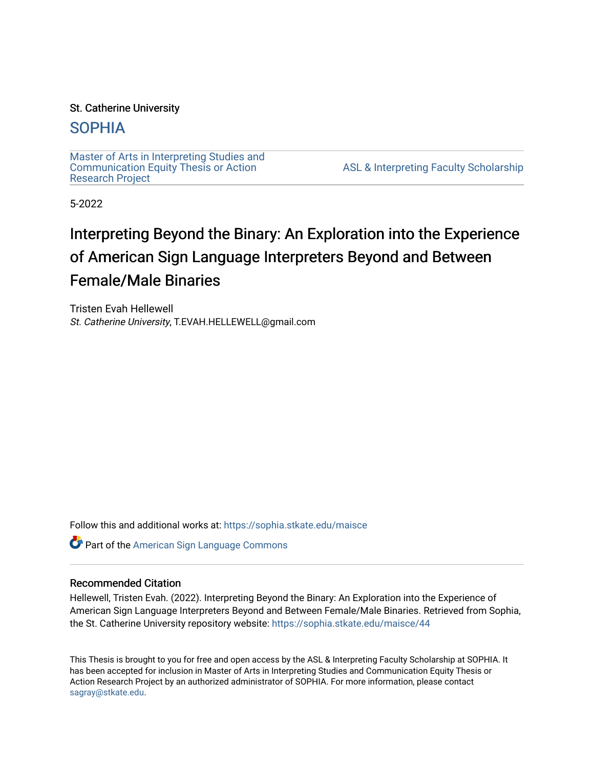St. Catherine University

## SOPHIA

Master of Arts in Interpreting Studies and Communication Equity Thesis or Action Research Project

ASL & Interpreting Faculty Scholarship

5-2022

# Interpreting Beyond the Binary: An Exploration into the Experience of American Sign Language Interpreters Beyond and Between Female/Male Binaries

Tristen Evah Hellewell
*St. Catherine University*, T.EVAH.HELLEWELL@gmail.com

Follow this and additional works at: https://sophia.stkate.edu/maisce

Part of the American Sign Language Commons

### Recommended Citation

Hellewell, Tristen Evah. (2022). Interpreting Beyond the Binary: An Exploration into the Experience of American Sign Language Interpreters Beyond and Between Female/Male Binaries. Retrieved from Sophia, the St. Catherine University repository website: https://sophia.stkate.edu/maisce/44

This Thesis is brought to you for free and open access by the ASL & Interpreting Faculty Scholarship at SOPHIA. It has been accepted for inclusion in Master of Arts in Interpreting Studies and Communication Equity Thesis or Action Research Project by an authorized administrator of SOPHIA. For more information, please contact sagray@stkate.edu.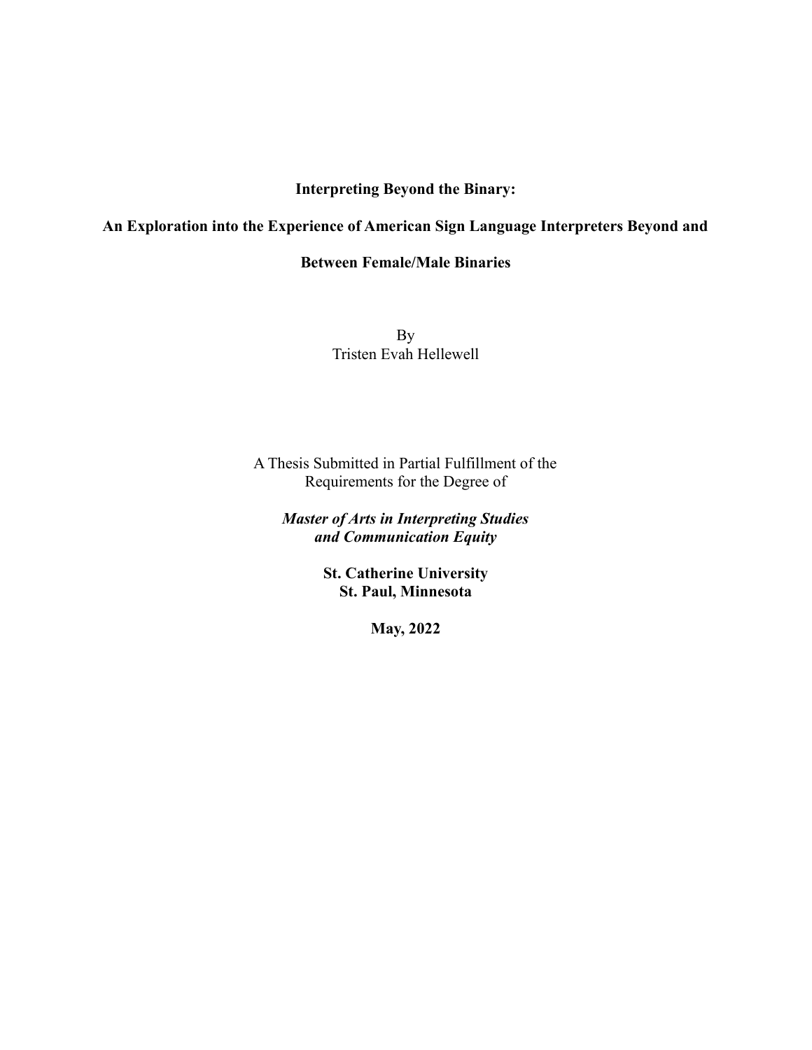**Interpreting Beyond the Binary:**

**An Exploration into the Experience of American Sign Language Interpreters Beyond and Between Female/Male Binaries**

By
Tristen Evah Hellewell

A Thesis Submitted in Partial Fulfillment of the
Requirements for the Degree of

***Master of Arts in Interpreting Studies and Communication Equity***

**St. Catherine University**
**St. Paul, Minnesota**

**May, 2022**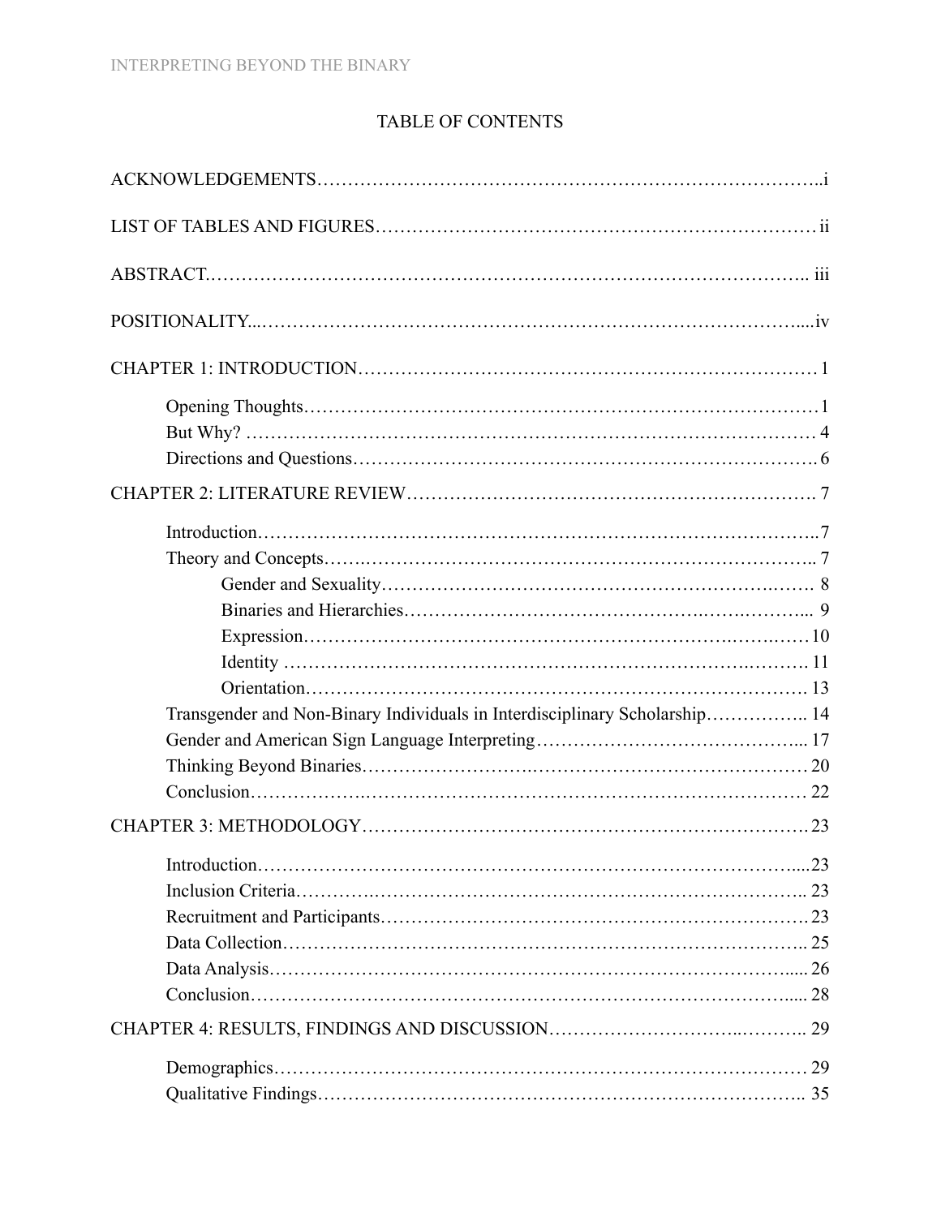# TABLE OF CONTENTS

ACKNOWLEDGEMENTS……………………………………………………………………..i

LIST OF TABLES AND FIGURES…………………………………………………………ii

ABSTRACT.………………………………………………………………………………….. iii

POSITIONALITY...……………………………………………………………………….....iv

CHAPTER 1: INTRODUCTION………………………………………………………………1

- Opening Thoughts…………………………………………………………………………1
- But Why? …………………………………………………………………………………4
- Directions and Questions………………………………………………………………….6

CHAPTER 2: LITERATURE REVIEW…………………………………………………………7

- Introduction………………………………………………………………………………..7
- Theory and Concepts……..……………………………………………………………….. 7
  - Gender and Sexuality…………………………………………………………………. 8
  - Binaries and Hierarchies…………………………………………………………... 9
  - Expression……………………………………………………………………………10
  - Identity ……………………………………………………………………………… 11
  - Orientation…………………………………………………………………………. 13
- Transgender and Non-Binary Individuals in Interdisciplinary Scholarship…………….. 14
- Gender and American Sign Language Interpreting…………………………………... 17
- Thinking Beyond Binaries………………………………………………………………… 20
- Conclusion………………..…………………………………………………………………… 22

CHAPTER 3: METHODOLOGY……………………………………………………………. 23

- Introduction……………………………………………………………………………....23
- Inclusion Criteria………….………………………………………………………….. 23
- Recruitment and Participants……………………………………………………………. 23
- Data Collection……………………………………………………………………….. 25
- Data Analysis……………………………………………………………………….…..... 26
- Conclusion…………………………………………………………………………..…..... 28

CHAPTER 4: RESULTS, FINDINGS AND DISCUSSION………………………..……….. 29

- Demographics……………………………………………………………………………… 29
- Qualitative Findings…………………………………………………………………….. 35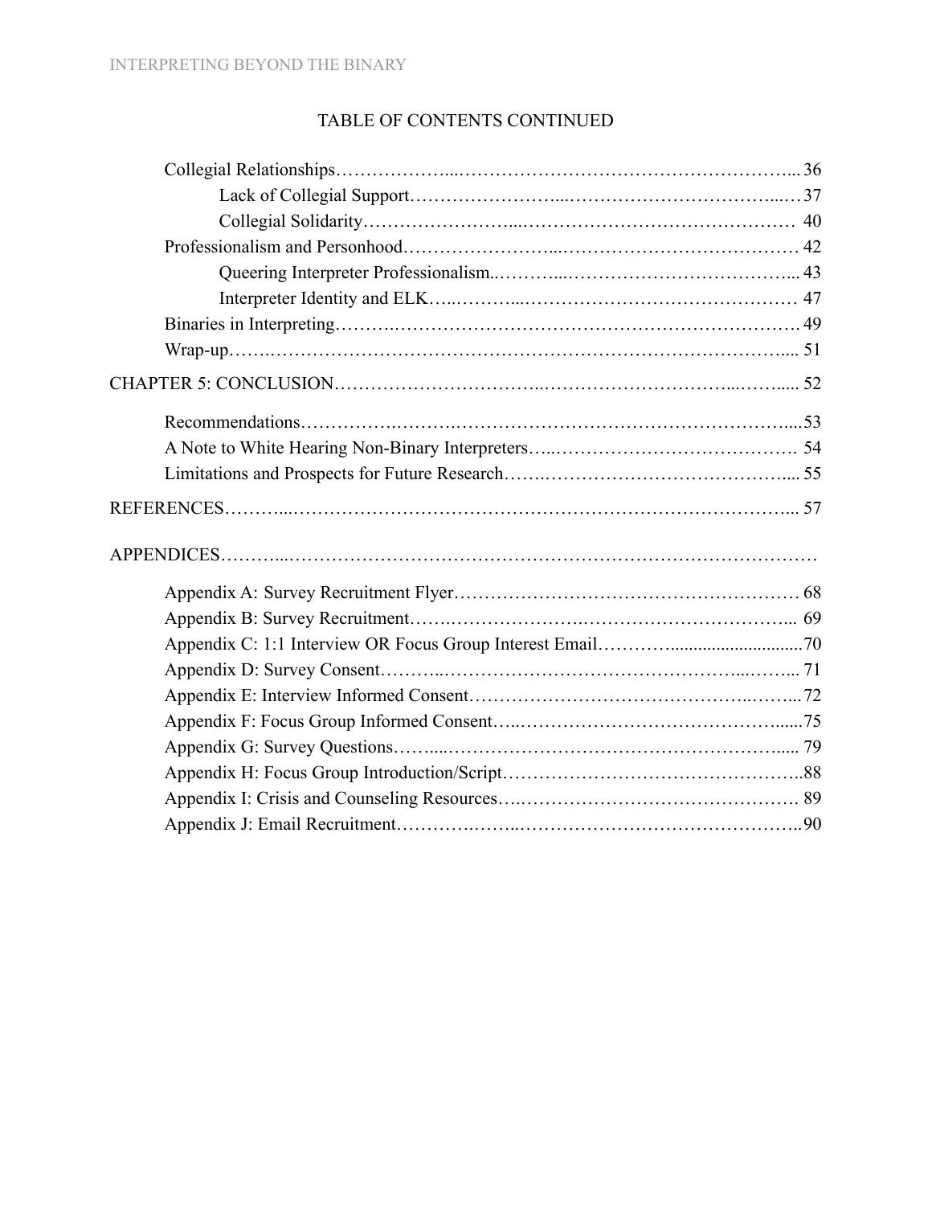TABLE OF CONTENTS CONTINUED

Collegial Relationships ... 36
  Lack of Collegial Support ... 37
  Collegial Solidarity ... 40
Professionalism and Personhood ... 42
  Queering Interpreter Professionalism ... 43
  Interpreter Identity and ELK ... 47
Binaries in Interpreting ... 49
Wrap-up ... 51

CHAPTER 5: CONCLUSION ... 52

Recommendations ... 53
A Note to White Hearing Non-Binary Interpreters ... 54
Limitations and Prospects for Future Research ... 55

REFERENCES ... 57

APPENDICES ...

Appendix A: Survey Recruitment Flyer ... 68
Appendix B: Survey Recruitment ... 69
Appendix C: 1:1 Interview OR Focus Group Interest Email ... 70
Appendix D: Survey Consent ... 71
Appendix E: Interview Informed Consent ... 72
Appendix F: Focus Group Informed Consent ... 75
Appendix G: Survey Questions ... 79
Appendix H: Focus Group Introduction/Script ... 88
Appendix I: Crisis and Counseling Resources ... 89
Appendix J: Email Recruitment ... 90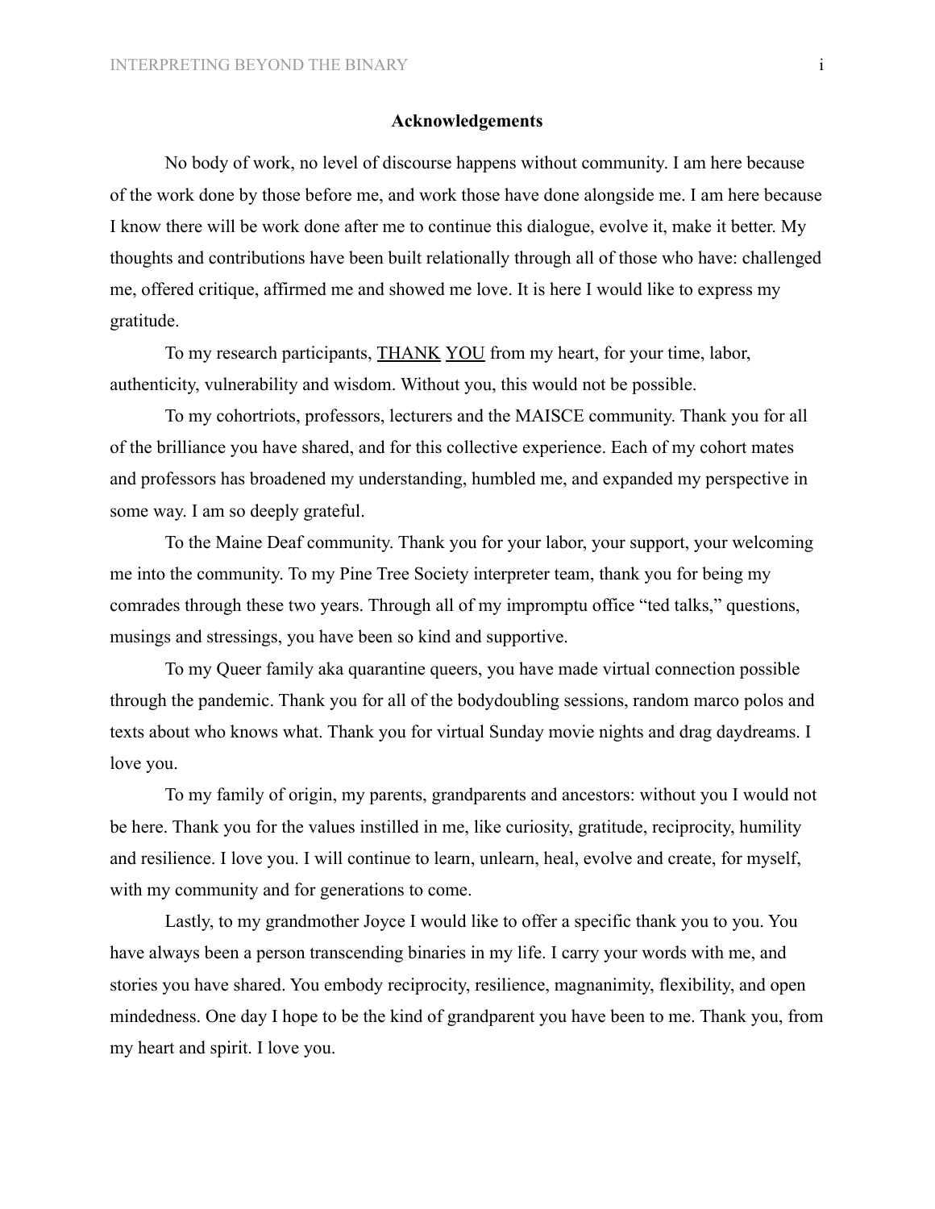## Acknowledgements

No body of work, no level of discourse happens without community. I am here because of the work done by those before me, and work those have done alongside me. I am here because I know there will be work done after me to continue this dialogue, evolve it, make it better. My thoughts and contributions have been built relationally through all of those who have: challenged me, offered critique, affirmed me and showed me love. It is here I would like to express my gratitude.

To my research participants, <u>THANK</u> <u>YOU</u> from my heart, for your time, labor, authenticity, vulnerability and wisdom. Without you, this would not be possible.

To my cohortriots, professors, lecturers and the MAISCE community. Thank you for all of the brilliance you have shared, and for this collective experience. Each of my cohort mates and professors has broadened my understanding, humbled me, and expanded my perspective in some way. I am so deeply grateful.

To the Maine Deaf community. Thank you for your labor, your support, your welcoming me into the community. To my Pine Tree Society interpreter team, thank you for being my comrades through these two years. Through all of my impromptu office "ted talks," questions, musings and stressings, you have been so kind and supportive.

To my Queer family aka quarantine queers, you have made virtual connection possible through the pandemic. Thank you for all of the bodydoubling sessions, random marco polos and texts about who knows what. Thank you for virtual Sunday movie nights and drag daydreams. I love you.

To my family of origin, my parents, grandparents and ancestors: without you I would not be here. Thank you for the values instilled in me, like curiosity, gratitude, reciprocity, humility and resilience. I love you. I will continue to learn, unlearn, heal, evolve and create, for myself, with my community and for generations to come.

Lastly, to my grandmother Joyce I would like to offer a specific thank you to you. You have always been a person transcending binaries in my life. I carry your words with me, and stories you have shared. You embody reciprocity, resilience, magnanimity, flexibility, and open mindedness. One day I hope to be the kind of grandparent you have been to me. Thank you, from my heart and spirit. I love you.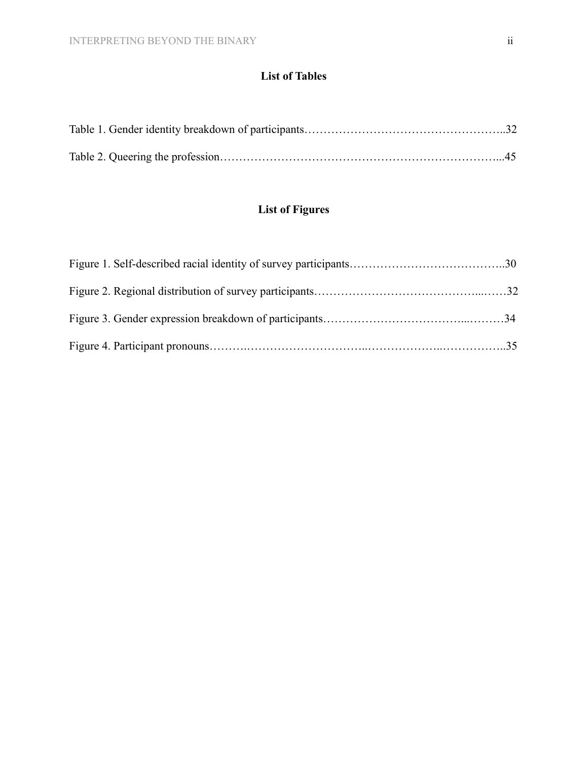## List of Tables

Table 1. Gender identity breakdown of participants……………….…………………………..32

Table 2. Queering the profession…………………………………………………………...45

## List of Figures

Figure 1. Self-described racial identity of survey participants…………………………………..30

Figure 2. Regional distribution of survey participants…………………………………...……32

Figure 3. Gender expression breakdown of participants……………………………...………34

Figure 4. Participant pronouns……….…………………………..………………..……………..35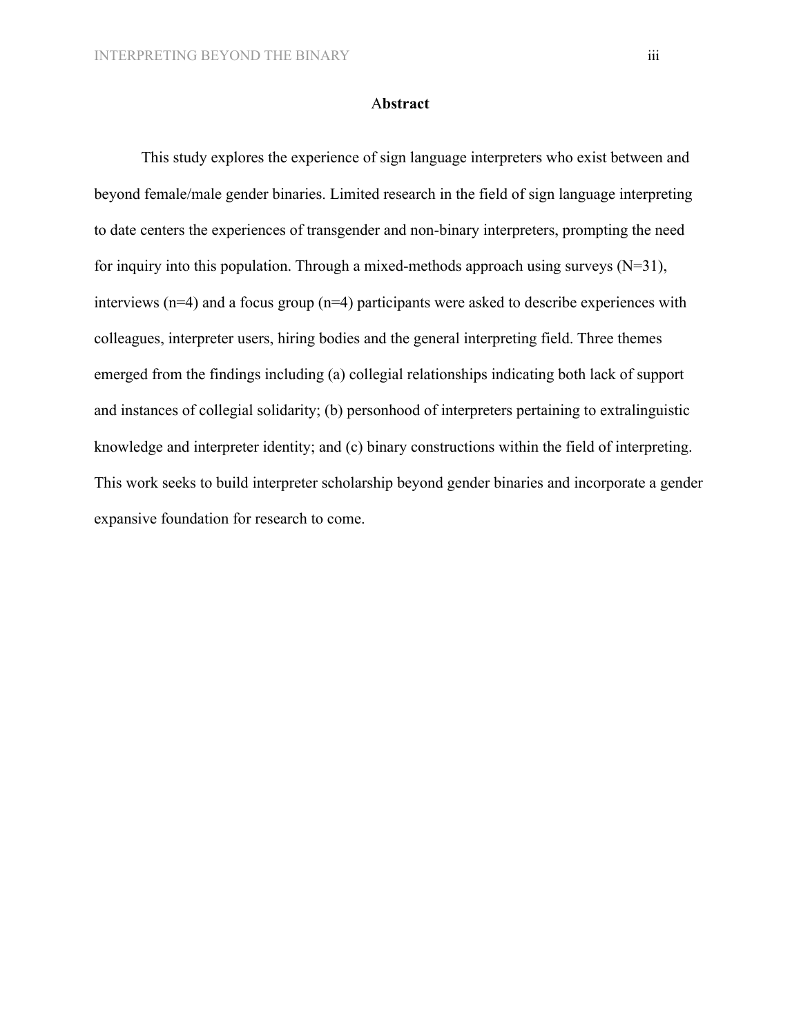## Abstract

This study explores the experience of sign language interpreters who exist between and beyond female/male gender binaries. Limited research in the field of sign language interpreting to date centers the experiences of transgender and non-binary interpreters, prompting the need for inquiry into this population. Through a mixed-methods approach using surveys (N=31), interviews (n=4) and a focus group (n=4) participants were asked to describe experiences with colleagues, interpreter users, hiring bodies and the general interpreting field. Three themes emerged from the findings including (a) collegial relationships indicating both lack of support and instances of collegial solidarity; (b) personhood of interpreters pertaining to extralinguistic knowledge and interpreter identity; and (c) binary constructions within the field of interpreting. This work seeks to build interpreter scholarship beyond gender binaries and incorporate a gender expansive foundation for research to come.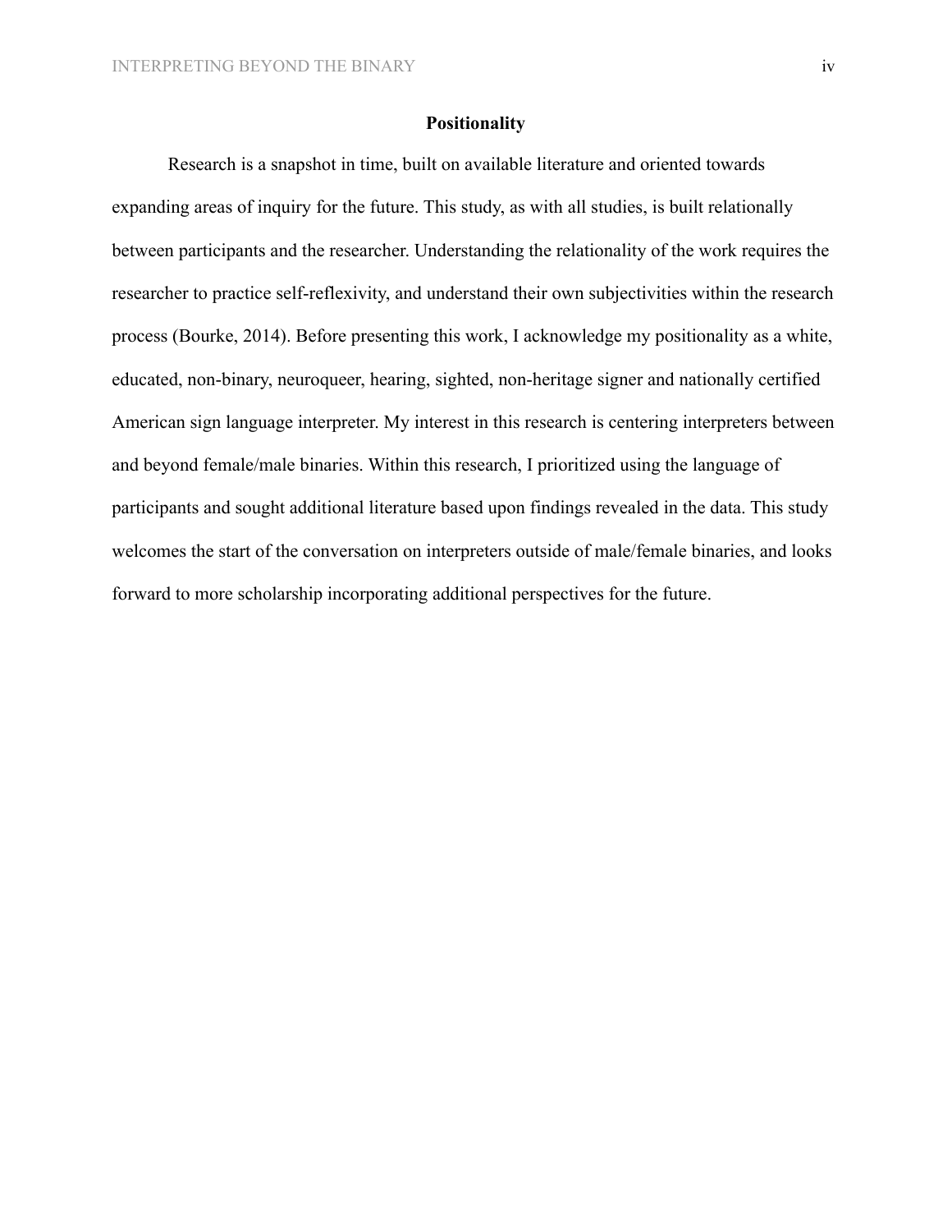# Positionality

Research is a snapshot in time, built on available literature and oriented towards expanding areas of inquiry for the future. This study, as with all studies, is built relationally between participants and the researcher. Understanding the relationality of the work requires the researcher to practice self-reflexivity, and understand their own subjectivities within the research process (Bourke, 2014). Before presenting this work, I acknowledge my positionality as a white, educated, non-binary, neuroqueer, hearing, sighted, non-heritage signer and nationally certified American sign language interpreter. My interest in this research is centering interpreters between and beyond female/male binaries. Within this research, I prioritized using the language of participants and sought additional literature based upon findings revealed in the data. This study welcomes the start of the conversation on interpreters outside of male/female binaries, and looks forward to more scholarship incorporating additional perspectives for the future.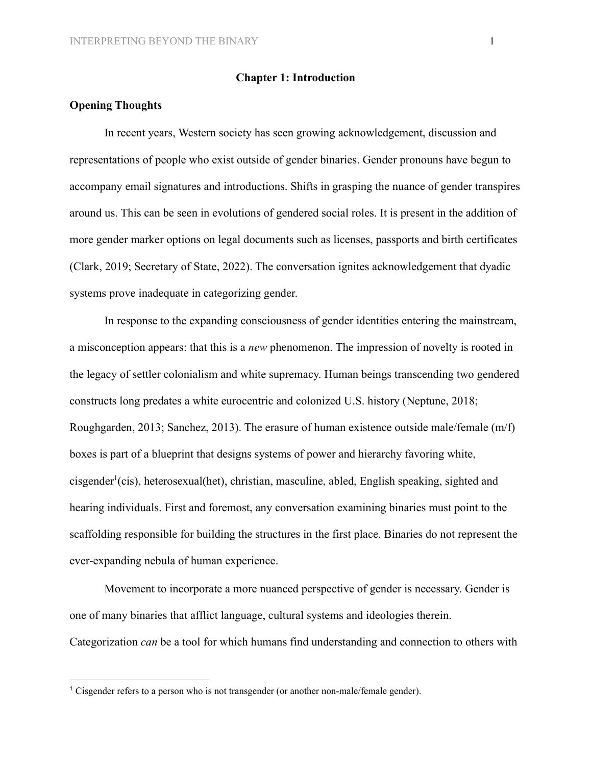# Chapter 1: Introduction

## Opening Thoughts

In recent years, Western society has seen growing acknowledgement, discussion and representations of people who exist outside of gender binaries. Gender pronouns have begun to accompany email signatures and introductions. Shifts in grasping the nuance of gender transpires around us. This can be seen in evolutions of gendered social roles. It is present in the addition of more gender marker options on legal documents such as licenses, passports and birth certificates (Clark, 2019; Secretary of State, 2022). The conversation ignites acknowledgement that dyadic systems prove inadequate in categorizing gender.

In response to the expanding consciousness of gender identities entering the mainstream, a misconception appears: that this is a *new* phenomenon. The impression of novelty is rooted in the legacy of settler colonialism and white supremacy. Human beings transcending two gendered constructs long predates a white eurocentric and colonized U.S. history (Neptune, 2018; Roughgarden, 2013; Sanchez, 2013). The erasure of human existence outside male/female (m/f) boxes is part of a blueprint that designs systems of power and hierarchy favoring white, cisgender[1](cis), heterosexual(het), christian, masculine, abled, English speaking, sighted and hearing individuals. First and foremost, any conversation examining binaries must point to the scaffolding responsible for building the structures in the first place. Binaries do not represent the ever-expanding nebula of human experience.

Movement to incorporate a more nuanced perspective of gender is necessary. Gender is one of many binaries that afflict language, cultural systems and ideologies therein. Categorization *can* be a tool for which humans find understanding and connection to others with

---

[1] Cisgender refers to a person who is not transgender (or another non-male/female gender).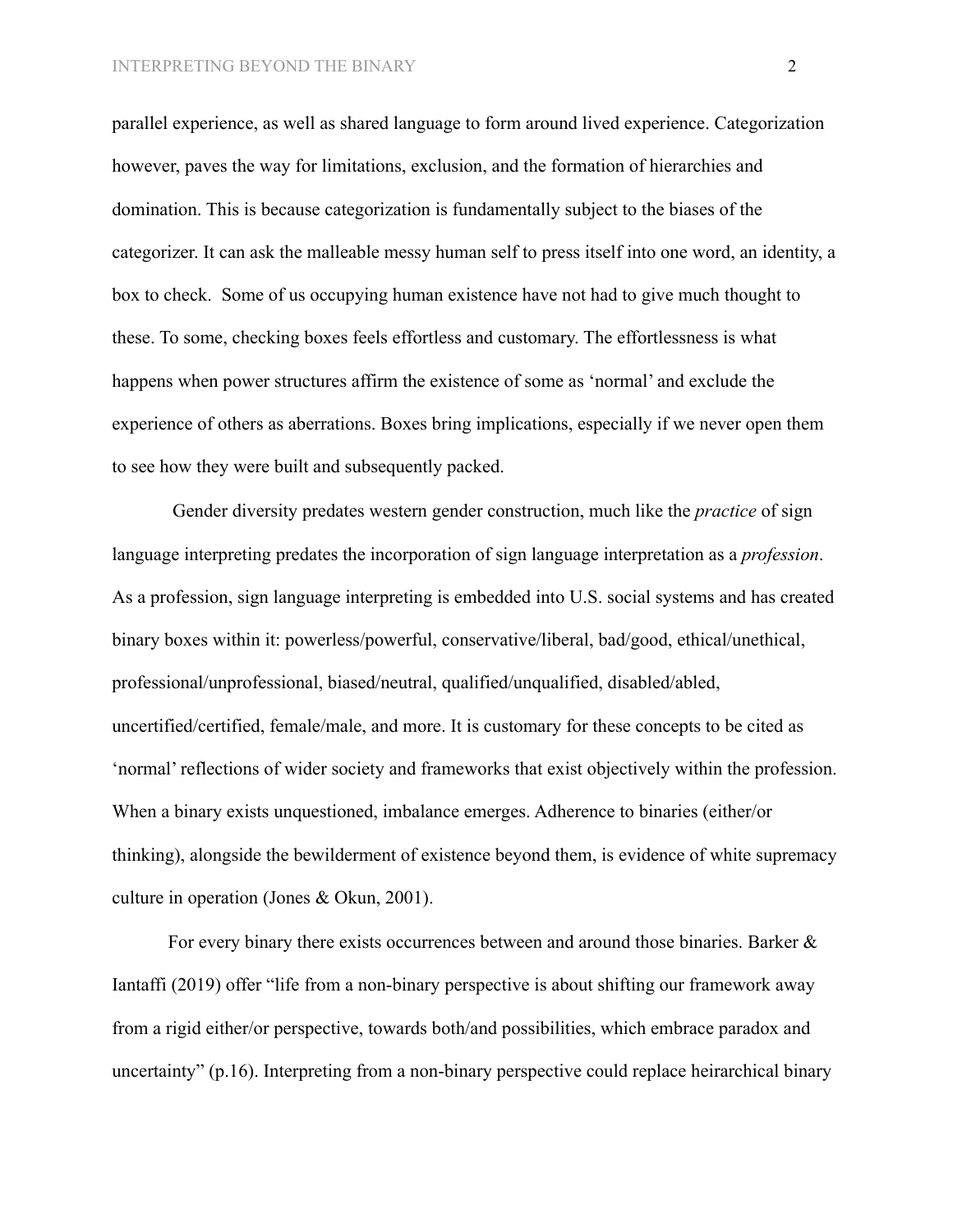parallel experience, as well as shared language to form around lived experience. Categorization however, paves the way for limitations, exclusion, and the formation of hierarchies and domination. This is because categorization is fundamentally subject to the biases of the categorizer. It can ask the malleable messy human self to press itself into one word, an identity, a box to check. Some of us occupying human existence have not had to give much thought to these. To some, checking boxes feels effortless and customary. The effortlessness is what happens when power structures affirm the existence of some as 'normal' and exclude the experience of others as aberrations. Boxes bring implications, especially if we never open them to see how they were built and subsequently packed.

Gender diversity predates western gender construction, much like the *practice* of sign language interpreting predates the incorporation of sign language interpretation as a *profession*. As a profession, sign language interpreting is embedded into U.S. social systems and has created binary boxes within it: powerless/powerful, conservative/liberal, bad/good, ethical/unethical, professional/unprofessional, biased/neutral, qualified/unqualified, disabled/abled, uncertified/certified, female/male, and more. It is customary for these concepts to be cited as 'normal' reflections of wider society and frameworks that exist objectively within the profession. When a binary exists unquestioned, imbalance emerges. Adherence to binaries (either/or thinking), alongside the bewilderment of existence beyond them, is evidence of white supremacy culture in operation (Jones & Okun, 2001).

For every binary there exists occurrences between and around those binaries. Barker & Iantaffi (2019) offer "life from a non-binary perspective is about shifting our framework away from a rigid either/or perspective, towards both/and possibilities, which embrace paradox and uncertainty" (p.16). Interpreting from a non-binary perspective could replace heirarchical binary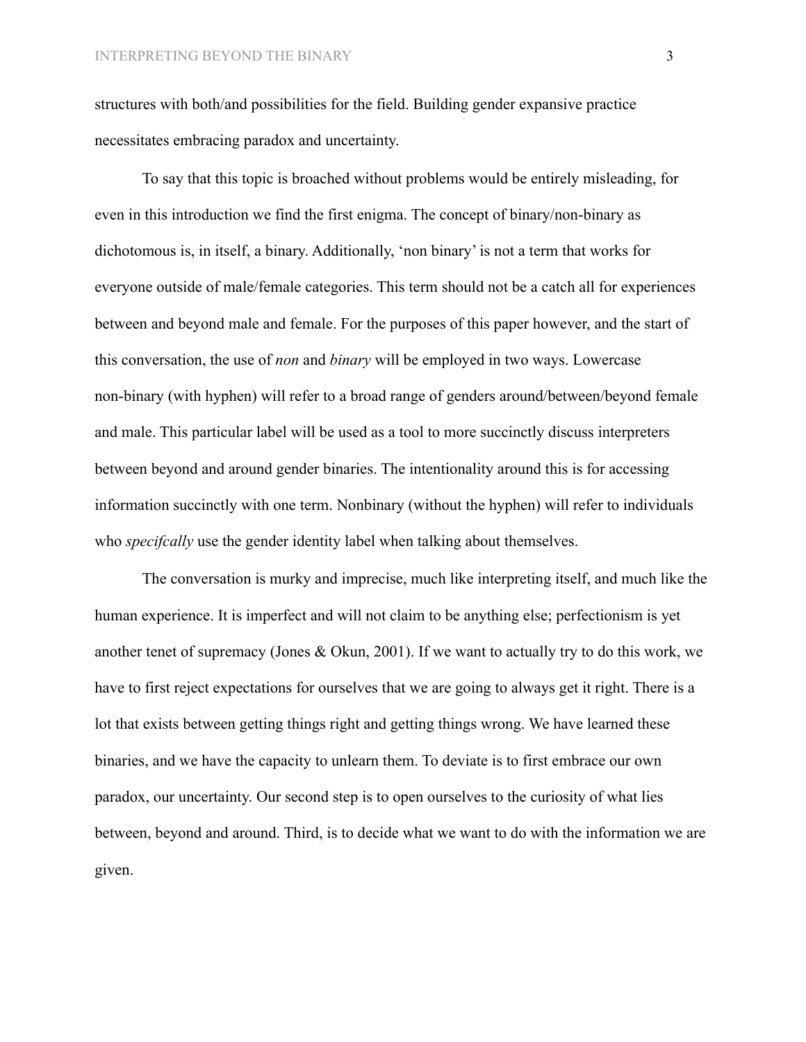structures with both/and possibilities for the field. Building gender expansive practice necessitates embracing paradox and uncertainty.

To say that this topic is broached without problems would be entirely misleading, for even in this introduction we find the first enigma. The concept of binary/non-binary as dichotomous is, in itself, a binary. Additionally, 'non binary' is not a term that works for everyone outside of male/female categories. This term should not be a catch all for experiences between and beyond male and female. For the purposes of this paper however, and the start of this conversation, the use of *non* and *binary* will be employed in two ways. Lowercase non-binary (with hyphen) will refer to a broad range of genders around/between/beyond female and male. This particular label will be used as a tool to more succinctly discuss interpreters between beyond and around gender binaries. The intentionality around this is for accessing information succinctly with one term. Nonbinary (without the hyphen) will refer to individuals who *specifcally* use the gender identity label when talking about themselves.

The conversation is murky and imprecise, much like interpreting itself, and much like the human experience. It is imperfect and will not claim to be anything else; perfectionism is yet another tenet of supremacy (Jones & Okun, 2001). If we want to actually try to do this work, we have to first reject expectations for ourselves that we are going to always get it right. There is a lot that exists between getting things right and getting things wrong. We have learned these binaries, and we have the capacity to unlearn them. To deviate is to first embrace our own paradox, our uncertainty. Our second step is to open ourselves to the curiosity of what lies between, beyond and around. Third, is to decide what we want to do with the information we are given.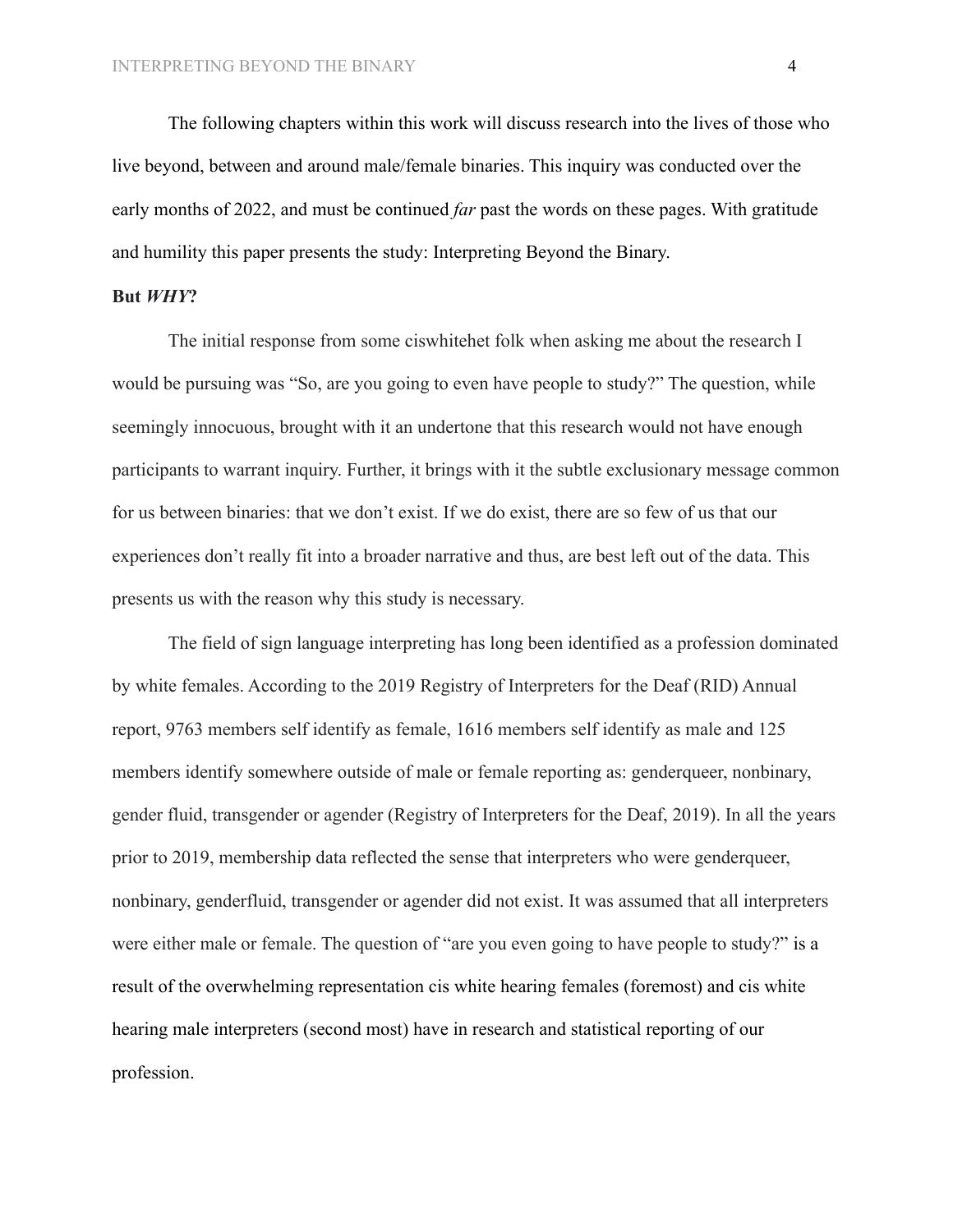The following chapters within this work will discuss research into the lives of those who live beyond, between and around male/female binaries. This inquiry was conducted over the early months of 2022, and must be continued *far* past the words on these pages. With gratitude and humility this paper presents the study: Interpreting Beyond the Binary.

**But *WHY*?**

The initial response from some ciswhitehet folk when asking me about the research I would be pursuing was "So, are you going to even have people to study?" The question, while seemingly innocuous, brought with it an undertone that this research would not have enough participants to warrant inquiry. Further, it brings with it the subtle exclusionary message common for us between binaries: that we don't exist. If we do exist, there are so few of us that our experiences don't really fit into a broader narrative and thus, are best left out of the data. This presents us with the reason why this study is necessary.

The field of sign language interpreting has long been identified as a profession dominated by white females. According to the 2019 Registry of Interpreters for the Deaf (RID) Annual report, 9763 members self identify as female, 1616 members self identify as male and 125 members identify somewhere outside of male or female reporting as: genderqueer, nonbinary, gender fluid, transgender or agender (Registry of Interpreters for the Deaf, 2019). In all the years prior to 2019, membership data reflected the sense that interpreters who were genderqueer, nonbinary, genderfluid, transgender or agender did not exist. It was assumed that all interpreters were either male or female. The question of "are you even going to have people to study?" is a result of the overwhelming representation cis white hearing females (foremost) and cis white hearing male interpreters (second most) have in research and statistical reporting of our profession.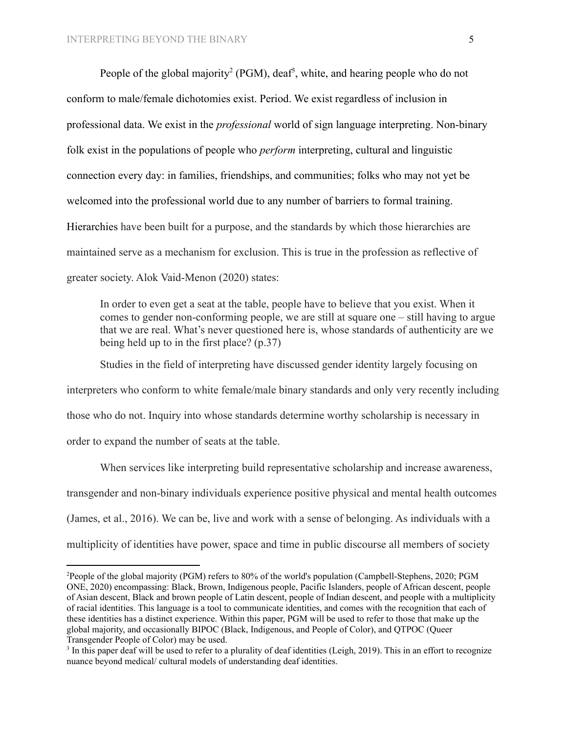People of the global majority[2] (PGM), deaf[3], white, and hearing people who do not conform to male/female dichotomies exist. Period. We exist regardless of inclusion in professional data. We exist in the *professional* world of sign language interpreting. Non-binary folk exist in the populations of people who *perform* interpreting, cultural and linguistic connection every day: in families, friendships, and communities; folks who may not yet be welcomed into the professional world due to any number of barriers to formal training. Hierarchies have been built for a purpose, and the standards by which those hierarchies are maintained serve as a mechanism for exclusion. This is true in the profession as reflective of greater society. Alok Vaid-Menon (2020) states:

> In order to even get a seat at the table, people have to believe that you exist. When it comes to gender non-conforming people, we are still at square one – still having to argue that we are real. What's never questioned here is, whose standards of authenticity are we being held up to in the first place? (p.37)

Studies in the field of interpreting have discussed gender identity largely focusing on interpreters who conform to white female/male binary standards and only very recently including those who do not. Inquiry into whose standards determine worthy scholarship is necessary in order to expand the number of seats at the table.

When services like interpreting build representative scholarship and increase awareness, transgender and non-binary individuals experience positive physical and mental health outcomes (James, et al., 2016). We can be, live and work with a sense of belonging. As individuals with a multiplicity of identities have power, space and time in public discourse all members of society

---

[2]People of the global majority (PGM) refers to 80% of the world's population (Campbell-Stephens, 2020; PGM ONE, 2020) encompassing: Black, Brown, Indigenous people, Pacific Islanders, people of African descent, people of Asian descent, Black and brown people of Latin descent, people of Indian descent, and people with a multiplicity of racial identities. This language is a tool to communicate identities, and comes with the recognition that each of these identities has a distinct experience. Within this paper, PGM will be used to refer to those that make up the global majority, and occasionally BIPOC (Black, Indigenous, and People of Color), and QTPOC (Queer Transgender People of Color) may be used.

[3] In this paper deaf will be used to refer to a plurality of deaf identities (Leigh, 2019). This in an effort to recognize nuance beyond medical/ cultural models of understanding deaf identities.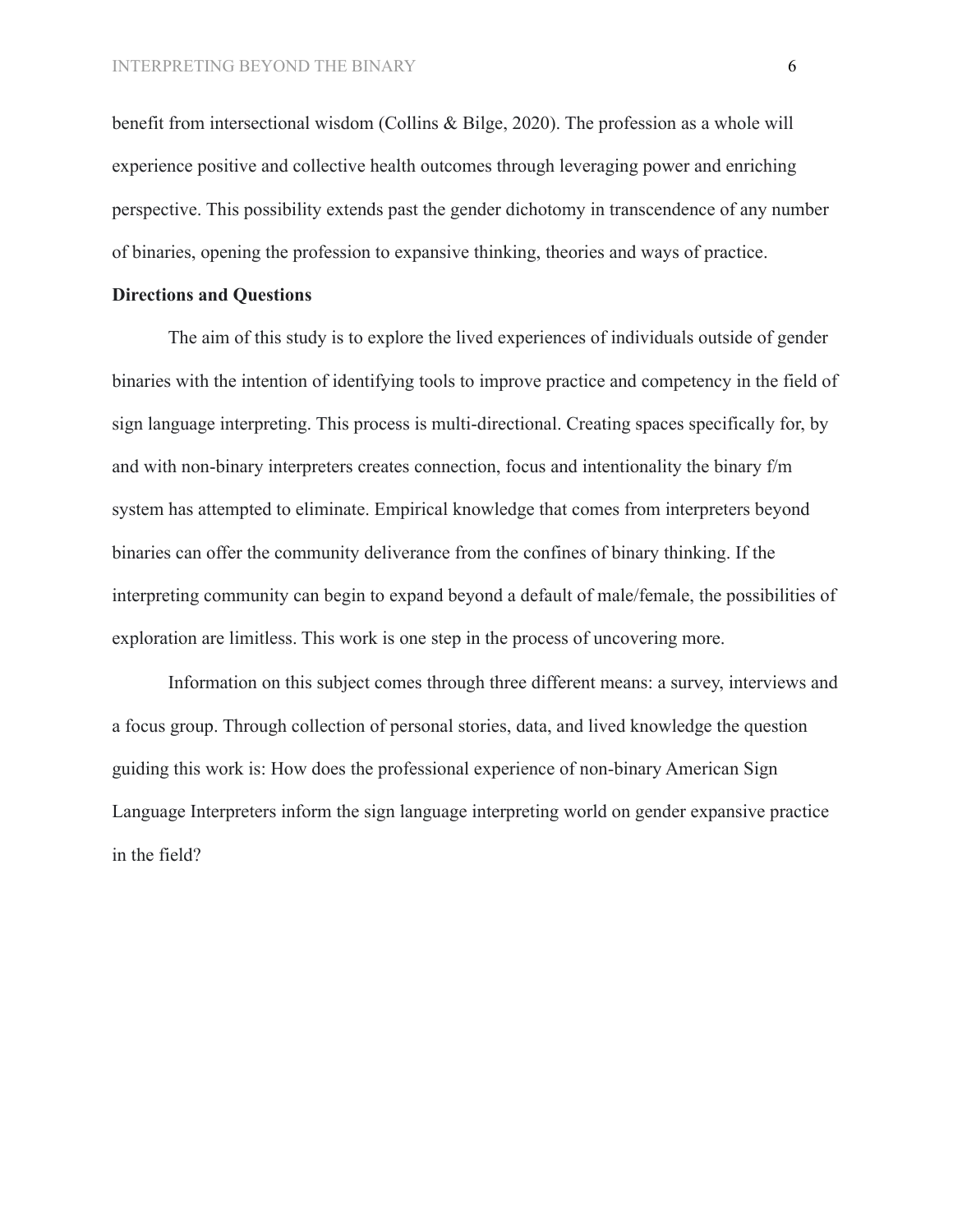benefit from intersectional wisdom (Collins & Bilge, 2020). The profession as a whole will experience positive and collective health outcomes through leveraging power and enriching perspective. This possibility extends past the gender dichotomy in transcendence of any number of binaries, opening the profession to expansive thinking, theories and ways of practice.

**Directions and Questions**

The aim of this study is to explore the lived experiences of individuals outside of gender binaries with the intention of identifying tools to improve practice and competency in the field of sign language interpreting. This process is multi-directional. Creating spaces specifically for, by and with non-binary interpreters creates connection, focus and intentionality the binary f/m system has attempted to eliminate. Empirical knowledge that comes from interpreters beyond binaries can offer the community deliverance from the confines of binary thinking. If the interpreting community can begin to expand beyond a default of male/female, the possibilities of exploration are limitless. This work is one step in the process of uncovering more.

Information on this subject comes through three different means: a survey, interviews and a focus group. Through collection of personal stories, data, and lived knowledge the question guiding this work is: How does the professional experience of non-binary American Sign Language Interpreters inform the sign language interpreting world on gender expansive practice in the field?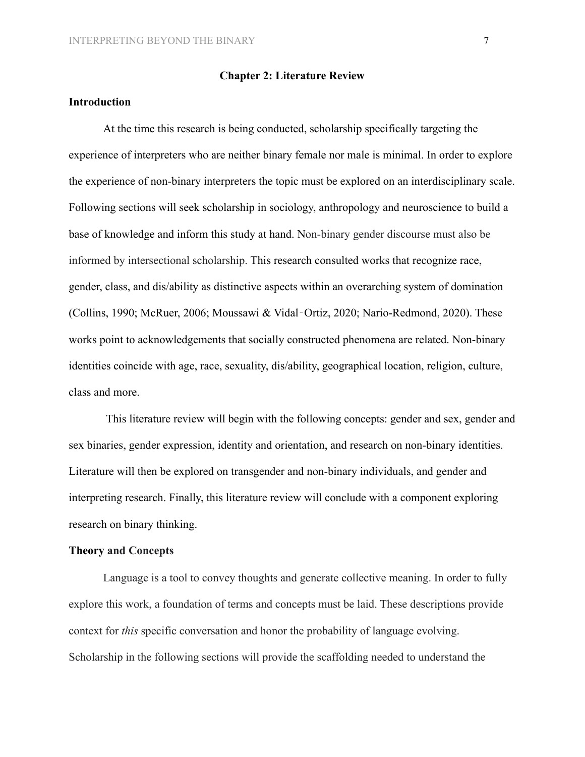## Chapter 2: Literature Review

### Introduction

At the time this research is being conducted, scholarship specifically targeting the experience of interpreters who are neither binary female nor male is minimal. In order to explore the experience of non-binary interpreters the topic must be explored on an interdisciplinary scale. Following sections will seek scholarship in sociology, anthropology and neuroscience to build a base of knowledge and inform this study at hand. Non-binary gender discourse must also be informed by intersectional scholarship. This research consulted works that recognize race, gender, class, and dis/ability as distinctive aspects within an overarching system of domination (Collins, 1990; McRuer, 2006; Moussawi & Vidal‑Ortiz, 2020; Nario-Redmond, 2020). These works point to acknowledgements that socially constructed phenomena are related. Non-binary identities coincide with age, race, sexuality, dis/ability, geographical location, religion, culture, class and more.

This literature review will begin with the following concepts: gender and sex, gender and sex binaries, gender expression, identity and orientation, and research on non-binary identities. Literature will then be explored on transgender and non-binary individuals, and gender and interpreting research. Finally, this literature review will conclude with a component exploring research on binary thinking.

### Theory and Concepts

Language is a tool to convey thoughts and generate collective meaning. In order to fully explore this work, a foundation of terms and concepts must be laid. These descriptions provide context for *this* specific conversation and honor the probability of language evolving. Scholarship in the following sections will provide the scaffolding needed to understand the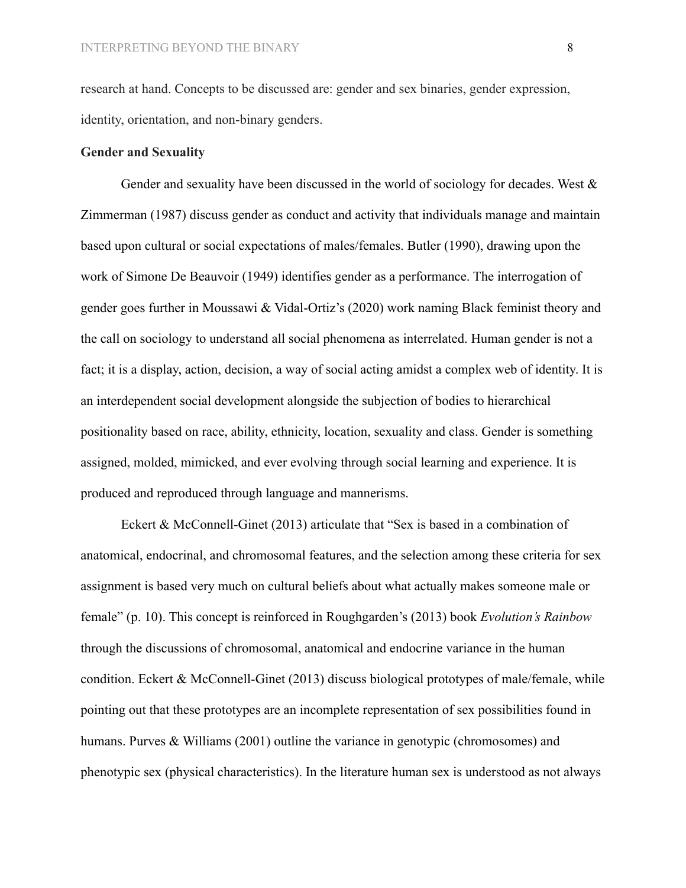research at hand. Concepts to be discussed are: gender and sex binaries, gender expression, identity, orientation, and non-binary genders.

**Gender and Sexuality**

Gender and sexuality have been discussed in the world of sociology for decades. West & Zimmerman (1987) discuss gender as conduct and activity that individuals manage and maintain based upon cultural or social expectations of males/females. Butler (1990), drawing upon the work of Simone De Beauvoir (1949) identifies gender as a performance. The interrogation of gender goes further in Moussawi & Vidal-Ortiz's (2020) work naming Black feminist theory and the call on sociology to understand all social phenomena as interrelated. Human gender is not a fact; it is a display, action, decision, a way of social acting amidst a complex web of identity. It is an interdependent social development alongside the subjection of bodies to hierarchical positionality based on race, ability, ethnicity, location, sexuality and class. Gender is something assigned, molded, mimicked, and ever evolving through social learning and experience. It is produced and reproduced through language and mannerisms.

Eckert & McConnell-Ginet (2013) articulate that "Sex is based in a combination of anatomical, endocrinal, and chromosomal features, and the selection among these criteria for sex assignment is based very much on cultural beliefs about what actually makes someone male or female" (p. 10). This concept is reinforced in Roughgarden's (2013) book *Evolution's Rainbow* through the discussions of chromosomal, anatomical and endocrine variance in the human condition. Eckert & McConnell-Ginet (2013) discuss biological prototypes of male/female, while pointing out that these prototypes are an incomplete representation of sex possibilities found in humans. Purves & Williams (2001) outline the variance in genotypic (chromosomes) and phenotypic sex (physical characteristics). In the literature human sex is understood as not always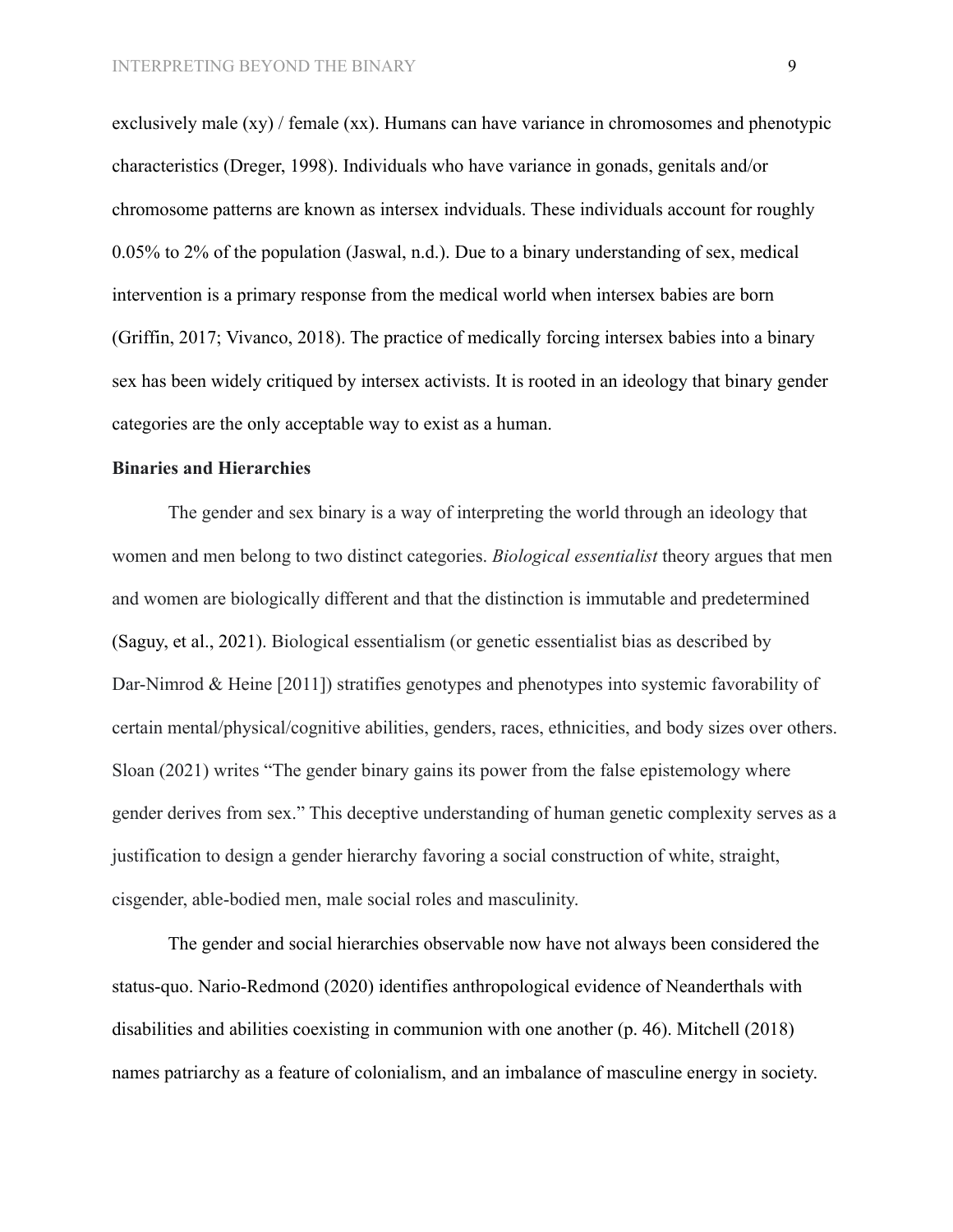exclusively male (xy) / female (xx). Humans can have variance in chromosomes and phenotypic characteristics (Dreger, 1998). Individuals who have variance in gonads, genitals and/or chromosome patterns are known as intersex indviduals. These individuals account for roughly 0.05% to 2% of the population (Jaswal, n.d.). Due to a binary understanding of sex, medical intervention is a primary response from the medical world when intersex babies are born (Griffin, 2017; Vivanco, 2018). The practice of medically forcing intersex babies into a binary sex has been widely critiqued by intersex activists. It is rooted in an ideology that binary gender categories are the only acceptable way to exist as a human.

**Binaries and Hierarchies**

The gender and sex binary is a way of interpreting the world through an ideology that women and men belong to two distinct categories. *Biological essentialist* theory argues that men and women are biologically different and that the distinction is immutable and predetermined (Saguy, et al., 2021). Biological essentialism (or genetic essentialist bias as described by Dar-Nimrod & Heine [2011]) stratifies genotypes and phenotypes into systemic favorability of certain mental/physical/cognitive abilities, genders, races, ethnicities, and body sizes over others. Sloan (2021) writes "The gender binary gains its power from the false epistemology where gender derives from sex." This deceptive understanding of human genetic complexity serves as a justification to design a gender hierarchy favoring a social construction of white, straight, cisgender, able-bodied men, male social roles and masculinity.

The gender and social hierarchies observable now have not always been considered the status-quo. Nario-Redmond (2020) identifies anthropological evidence of Neanderthals with disabilities and abilities coexisting in communion with one another (p. 46). Mitchell (2018) names patriarchy as a feature of colonialism, and an imbalance of masculine energy in society.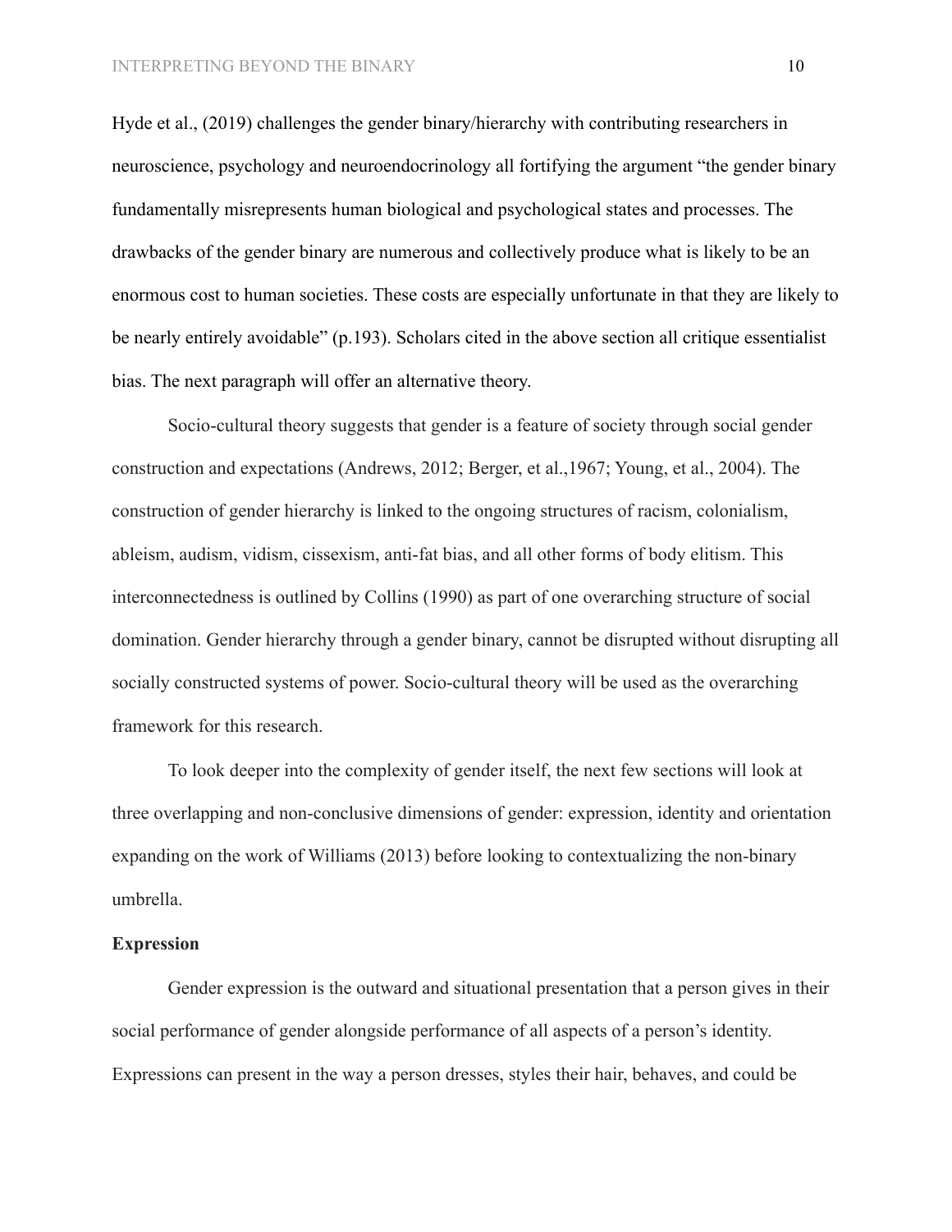Hyde et al., (2019) challenges the gender binary/hierarchy with contributing researchers in neuroscience, psychology and neuroendocrinology all fortifying the argument "the gender binary fundamentally misrepresents human biological and psychological states and processes. The drawbacks of the gender binary are numerous and collectively produce what is likely to be an enormous cost to human societies. These costs are especially unfortunate in that they are likely to be nearly entirely avoidable" (p.193). Scholars cited in the above section all critique essentialist bias. The next paragraph will offer an alternative theory.

Socio-cultural theory suggests that gender is a feature of society through social gender construction and expectations (Andrews, 2012; Berger, et al.,1967; Young, et al., 2004). The construction of gender hierarchy is linked to the ongoing structures of racism, colonialism, ableism, audism, vidism, cissexism, anti-fat bias, and all other forms of body elitism. This interconnectedness is outlined by Collins (1990) as part of one overarching structure of social domination. Gender hierarchy through a gender binary, cannot be disrupted without disrupting all socially constructed systems of power. Socio-cultural theory will be used as the overarching framework for this research.

To look deeper into the complexity of gender itself, the next few sections will look at three overlapping and non-conclusive dimensions of gender: expression, identity and orientation expanding on the work of Williams (2013) before looking to contextualizing the non-binary umbrella.

**Expression**

Gender expression is the outward and situational presentation that a person gives in their social performance of gender alongside performance of all aspects of a person's identity. Expressions can present in the way a person dresses, styles their hair, behaves, and could be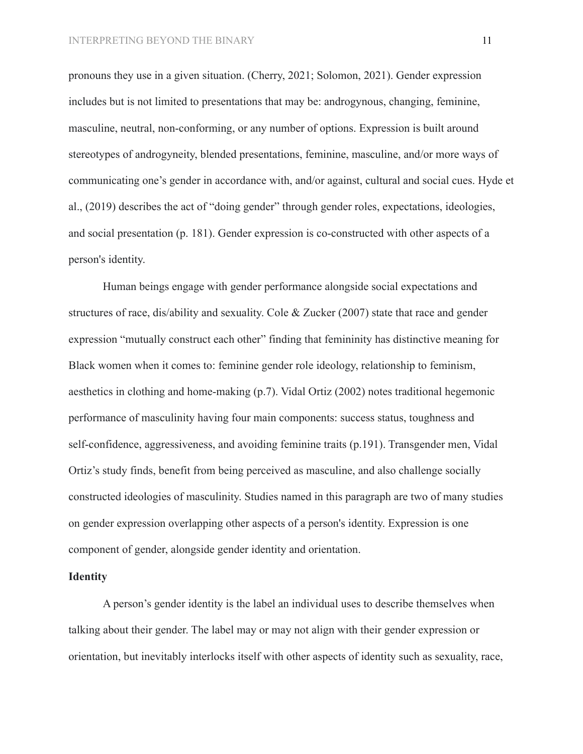pronouns they use in a given situation. (Cherry, 2021; Solomon, 2021). Gender expression includes but is not limited to presentations that may be: androgynous, changing, feminine, masculine, neutral, non-conforming, or any number of options. Expression is built around stereotypes of androgyneity, blended presentations, feminine, masculine, and/or more ways of communicating one's gender in accordance with, and/or against, cultural and social cues. Hyde et al., (2019) describes the act of "doing gender" through gender roles, expectations, ideologies, and social presentation (p. 181). Gender expression is co-constructed with other aspects of a person's identity.

Human beings engage with gender performance alongside social expectations and structures of race, dis/ability and sexuality. Cole & Zucker (2007) state that race and gender expression "mutually construct each other" finding that femininity has distinctive meaning for Black women when it comes to: feminine gender role ideology, relationship to feminism, aesthetics in clothing and home-making (p.7). Vidal Ortiz (2002) notes traditional hegemonic performance of masculinity having four main components: success status, toughness and self-confidence, aggressiveness, and avoiding feminine traits (p.191). Transgender men, Vidal Ortiz's study finds, benefit from being perceived as masculine, and also challenge socially constructed ideologies of masculinity. Studies named in this paragraph are two of many studies on gender expression overlapping other aspects of a person's identity. Expression is one component of gender, alongside gender identity and orientation.

**Identity**

A person's gender identity is the label an individual uses to describe themselves when talking about their gender. The label may or may not align with their gender expression or orientation, but inevitably interlocks itself with other aspects of identity such as sexuality, race,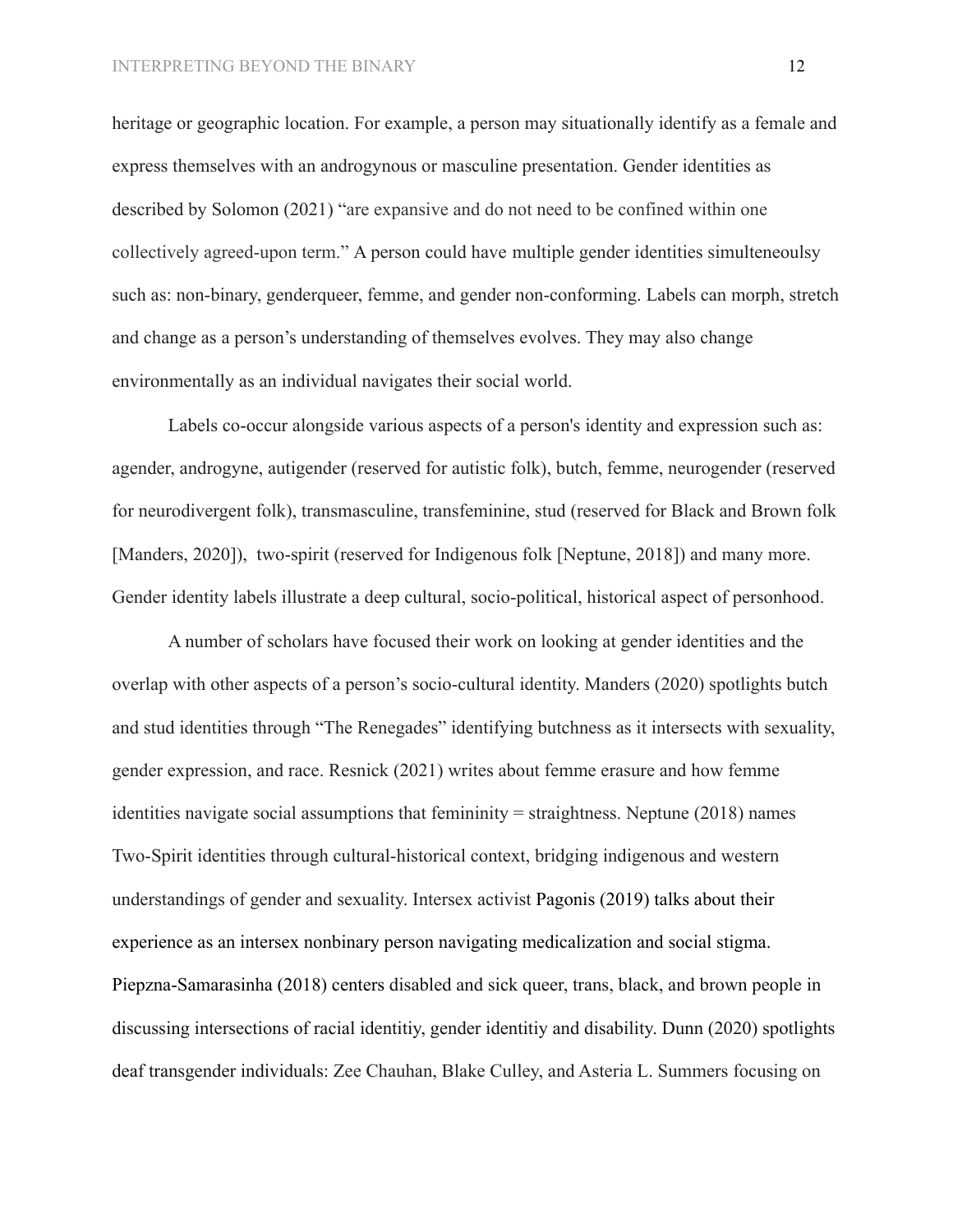heritage or geographic location. For example, a person may situationally identify as a female and express themselves with an androgynous or masculine presentation. Gender identities as described by Solomon (2021) "are expansive and do not need to be confined within one collectively agreed-upon term." A person could have multiple gender identities simulteneoulsy such as: non-binary, genderqueer, femme, and gender non-conforming. Labels can morph, stretch and change as a person's understanding of themselves evolves. They may also change environmentally as an individual navigates their social world.

Labels co-occur alongside various aspects of a person's identity and expression such as: agender, androgyne, autigender (reserved for autistic folk), butch, femme, neurogender (reserved for neurodivergent folk), transmasculine, transfeminine, stud (reserved for Black and Brown folk [Manders, 2020]), two-spirit (reserved for Indigenous folk [Neptune, 2018]) and many more. Gender identity labels illustrate a deep cultural, socio-political, historical aspect of personhood.

A number of scholars have focused their work on looking at gender identities and the overlap with other aspects of a person's socio-cultural identity. Manders (2020) spotlights butch and stud identities through "The Renegades" identifying butchness as it intersects with sexuality, gender expression, and race. Resnick (2021) writes about femme erasure and how femme identities navigate social assumptions that femininity = straightness. Neptune (2018) names Two-Spirit identities through cultural-historical context, bridging indigenous and western understandings of gender and sexuality. Intersex activist Pagonis (2019) talks about their experience as an intersex nonbinary person navigating medicalization and social stigma. Piepzna-Samarasinha (2018) centers disabled and sick queer, trans, black, and brown people in discussing intersections of racial identitiy, gender identitiy and disability. Dunn (2020) spotlights deaf transgender individuals: Zee Chauhan, Blake Culley, and Asteria L. Summers focusing on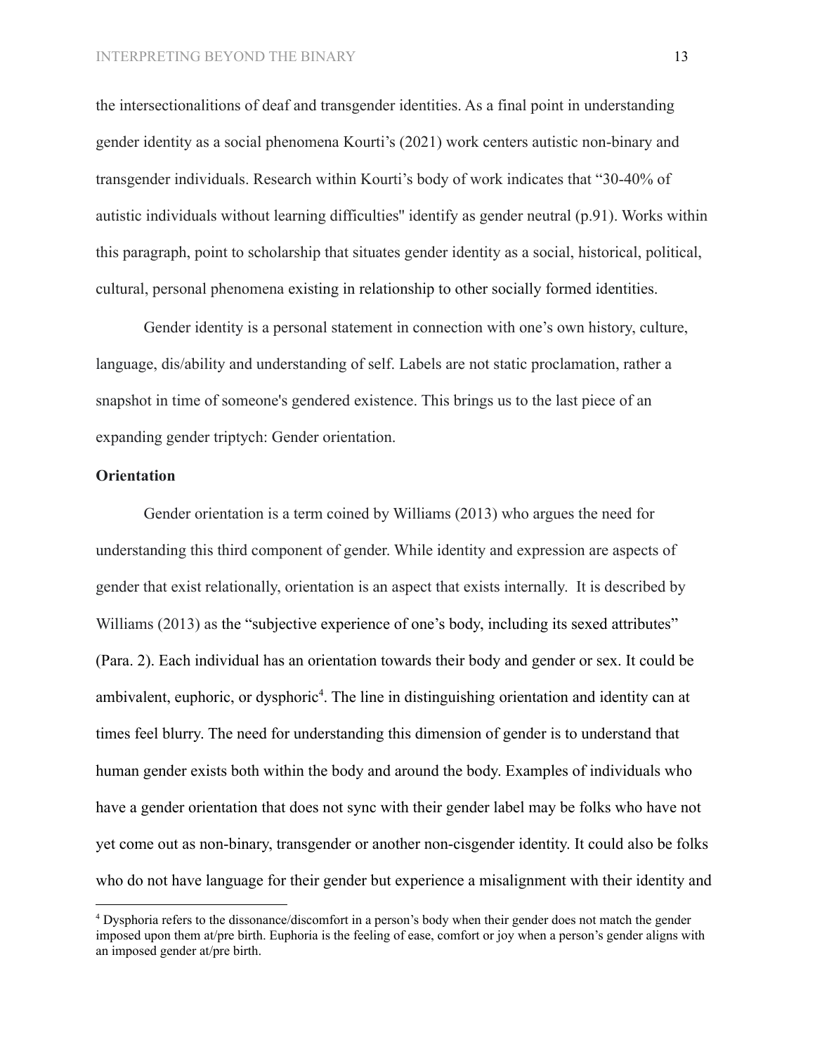the intersectionalitions of deaf and transgender identities. As a final point in understanding gender identity as a social phenomena Kourti's (2021) work centers autistic non-binary and transgender individuals. Research within Kourti's body of work indicates that "30-40% of autistic individuals without learning difficulties" identify as gender neutral (p.91). Works within this paragraph, point to scholarship that situates gender identity as a social, historical, political, cultural, personal phenomena existing in relationship to other socially formed identities.

Gender identity is a personal statement in connection with one's own history, culture, language, dis/ability and understanding of self. Labels are not static proclamation, rather a snapshot in time of someone's gendered existence. This brings us to the last piece of an expanding gender triptych: Gender orientation.

**Orientation**

Gender orientation is a term coined by Williams (2013) who argues the need for understanding this third component of gender. While identity and expression are aspects of gender that exist relationally, orientation is an aspect that exists internally. It is described by Williams (2013) as the "subjective experience of one's body, including its sexed attributes" (Para. 2). Each individual has an orientation towards their body and gender or sex. It could be ambivalent, euphoric, or dysphoric[4]. The line in distinguishing orientation and identity can at times feel blurry. The need for understanding this dimension of gender is to understand that human gender exists both within the body and around the body. Examples of individuals who have a gender orientation that does not sync with their gender label may be folks who have not yet come out as non-binary, transgender or another non-cisgender identity. It could also be folks who do not have language for their gender but experience a misalignment with their identity and

[4] Dysphoria refers to the dissonance/discomfort in a person's body when their gender does not match the gender imposed upon them at/pre birth. Euphoria is the feeling of ease, comfort or joy when a person's gender aligns with an imposed gender at/pre birth.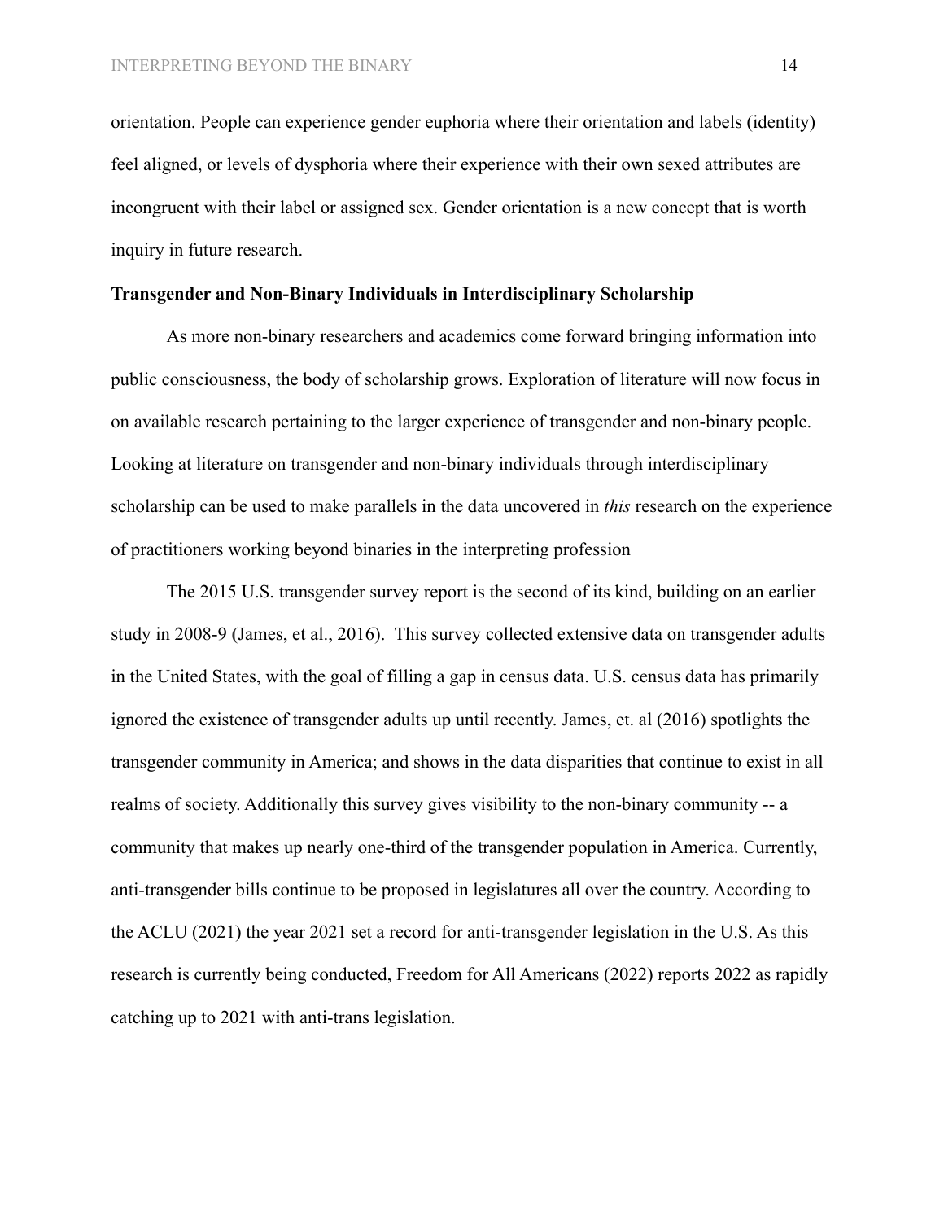orientation. People can experience gender euphoria where their orientation and labels (identity) feel aligned, or levels of dysphoria where their experience with their own sexed attributes are incongruent with their label or assigned sex. Gender orientation is a new concept that is worth inquiry in future research.

**Transgender and Non-Binary Individuals in Interdisciplinary Scholarship**

As more non-binary researchers and academics come forward bringing information into public consciousness, the body of scholarship grows. Exploration of literature will now focus in on available research pertaining to the larger experience of transgender and non-binary people. Looking at literature on transgender and non-binary individuals through interdisciplinary scholarship can be used to make parallels in the data uncovered in *this* research on the experience of practitioners working beyond binaries in the interpreting profession

The 2015 U.S. transgender survey report is the second of its kind, building on an earlier study in 2008-9 (James, et al., 2016). This survey collected extensive data on transgender adults in the United States, with the goal of filling a gap in census data. U.S. census data has primarily ignored the existence of transgender adults up until recently. James, et. al (2016) spotlights the transgender community in America; and shows in the data disparities that continue to exist in all realms of society. Additionally this survey gives visibility to the non-binary community -- a community that makes up nearly one-third of the transgender population in America. Currently, anti-transgender bills continue to be proposed in legislatures all over the country. According to the ACLU (2021) the year 2021 set a record for anti-transgender legislation in the U.S. As this research is currently being conducted, Freedom for All Americans (2022) reports 2022 as rapidly catching up to 2021 with anti-trans legislation.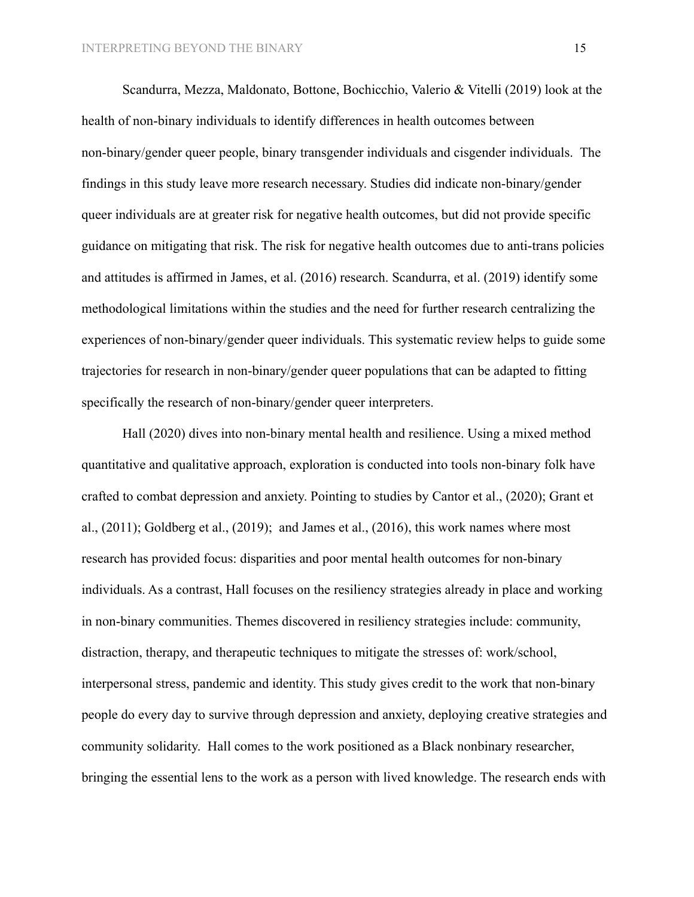Scandurra, Mezza, Maldonato, Bottone, Bochicchio, Valerio & Vitelli (2019) look at the health of non-binary individuals to identify differences in health outcomes between non-binary/gender queer people, binary transgender individuals and cisgender individuals.  The findings in this study leave more research necessary. Studies did indicate non-binary/gender queer individuals are at greater risk for negative health outcomes, but did not provide specific guidance on mitigating that risk. The risk for negative health outcomes due to anti-trans policies and attitudes is affirmed in James, et al. (2016) research. Scandurra, et al. (2019) identify some methodological limitations within the studies and the need for further research centralizing the experiences of non-binary/gender queer individuals. This systematic review helps to guide some trajectories for research in non-binary/gender queer populations that can be adapted to fitting specifically the research of non-binary/gender queer interpreters.

Hall (2020) dives into non-binary mental health and resilience. Using a mixed method quantitative and qualitative approach, exploration is conducted into tools non-binary folk have crafted to combat depression and anxiety. Pointing to studies by Cantor et al., (2020); Grant et al., (2011); Goldberg et al., (2019);  and James et al., (2016), this work names where most research has provided focus: disparities and poor mental health outcomes for non-binary individuals. As a contrast, Hall focuses on the resiliency strategies already in place and working in non-binary communities. Themes discovered in resiliency strategies include: community, distraction, therapy, and therapeutic techniques to mitigate the stresses of: work/school, interpersonal stress, pandemic and identity. This study gives credit to the work that non-binary people do every day to survive through depression and anxiety, deploying creative strategies and community solidarity.  Hall comes to the work positioned as a Black nonbinary researcher, bringing the essential lens to the work as a person with lived knowledge. The research ends with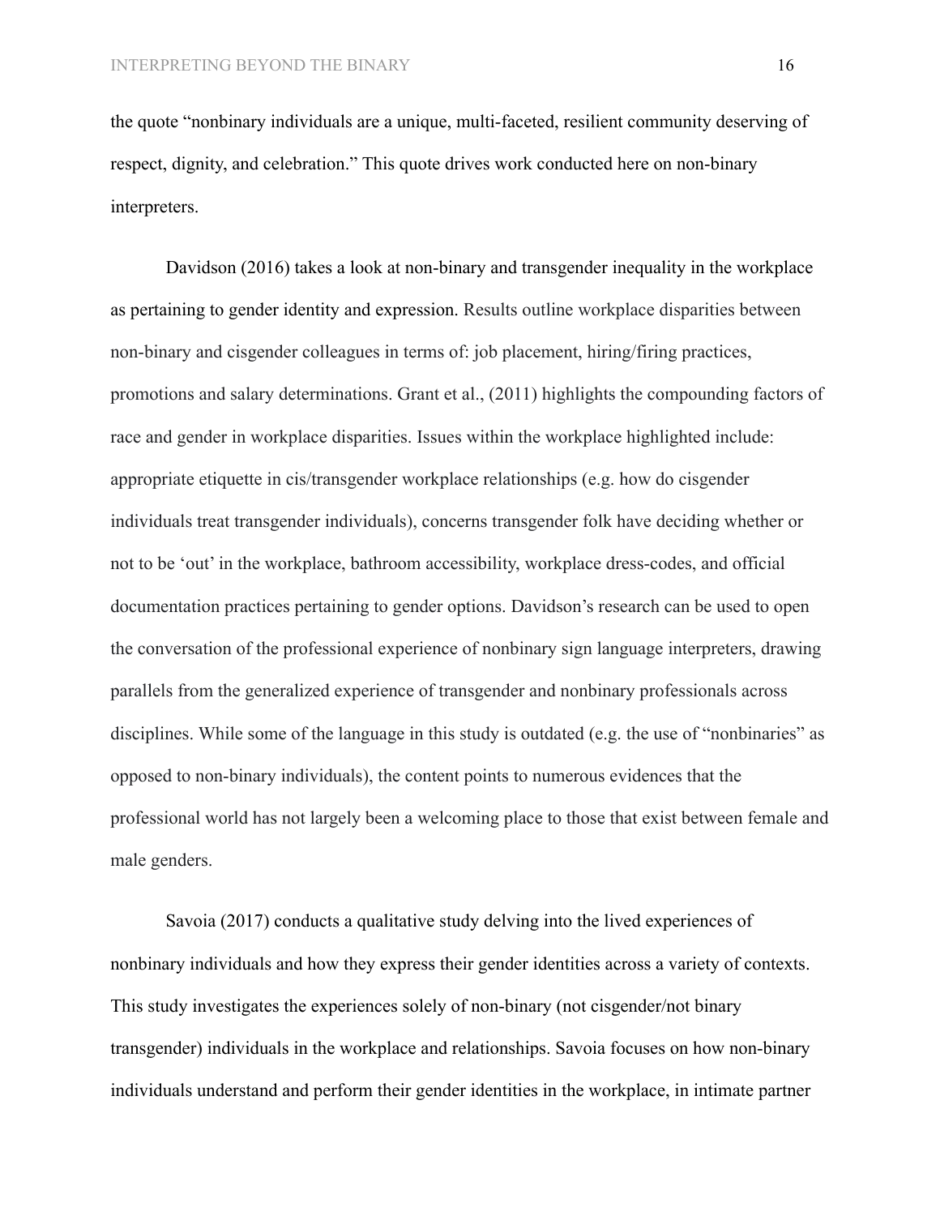the quote "nonbinary individuals are a unique, multi-faceted, resilient community deserving of respect, dignity, and celebration." This quote drives work conducted here on non-binary interpreters.

Davidson (2016) takes a look at non-binary and transgender inequality in the workplace as pertaining to gender identity and expression. Results outline workplace disparities between non-binary and cisgender colleagues in terms of: job placement, hiring/firing practices, promotions and salary determinations. Grant et al., (2011) highlights the compounding factors of race and gender in workplace disparities. Issues within the workplace highlighted include: appropriate etiquette in cis/transgender workplace relationships (e.g. how do cisgender individuals treat transgender individuals), concerns transgender folk have deciding whether or not to be 'out' in the workplace, bathroom accessibility, workplace dress-codes, and official documentation practices pertaining to gender options. Davidson's research can be used to open the conversation of the professional experience of nonbinary sign language interpreters, drawing parallels from the generalized experience of transgender and nonbinary professionals across disciplines. While some of the language in this study is outdated (e.g. the use of "nonbinaries" as opposed to non-binary individuals), the content points to numerous evidences that the professional world has not largely been a welcoming place to those that exist between female and male genders.

Savoia (2017) conducts a qualitative study delving into the lived experiences of nonbinary individuals and how they express their gender identities across a variety of contexts. This study investigates the experiences solely of non-binary (not cisgender/not binary transgender) individuals in the workplace and relationships. Savoia focuses on how non-binary individuals understand and perform their gender identities in the workplace, in intimate partner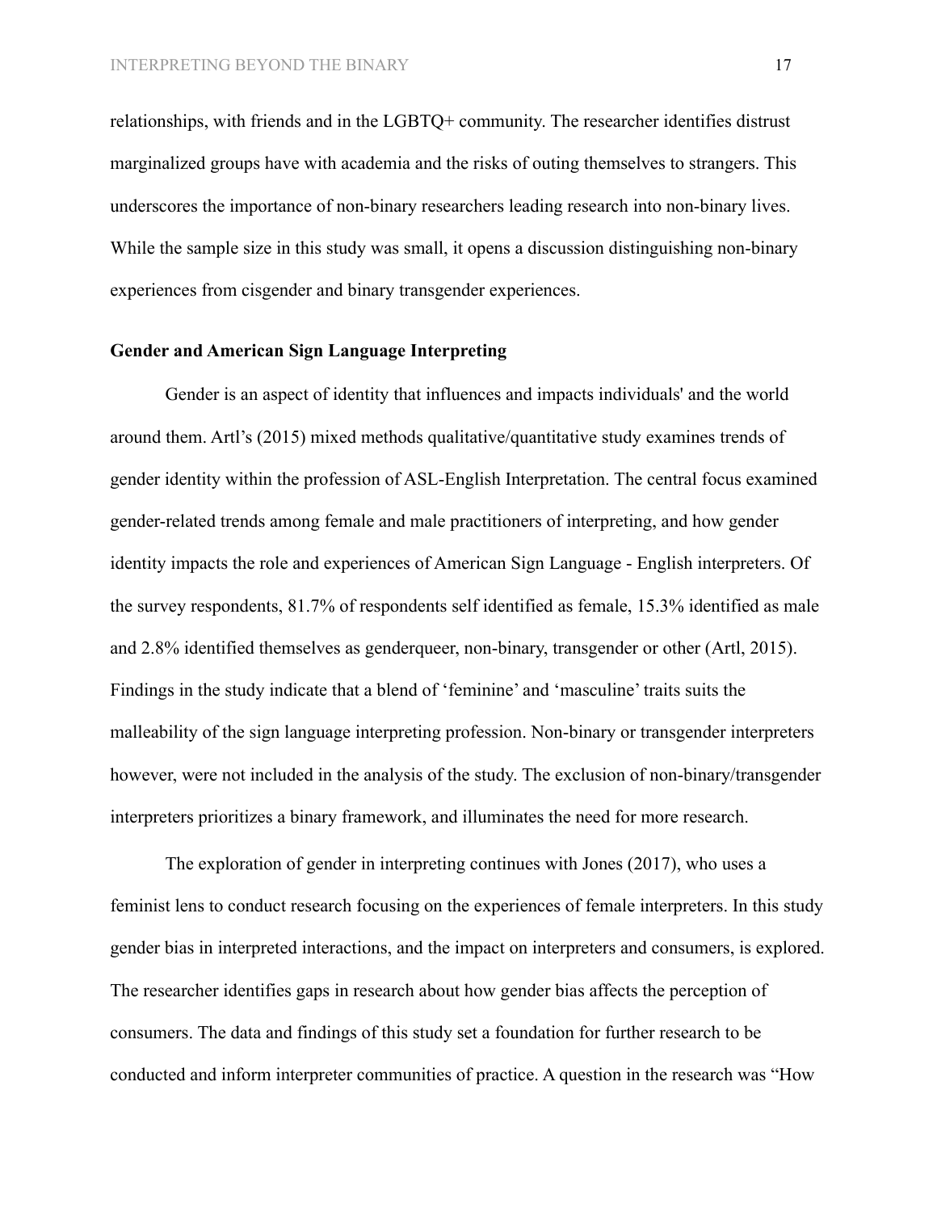relationships, with friends and in the LGBTQ+ community. The researcher identifies distrust marginalized groups have with academia and the risks of outing themselves to strangers. This underscores the importance of non-binary researchers leading research into non-binary lives. While the sample size in this study was small, it opens a discussion distinguishing non-binary experiences from cisgender and binary transgender experiences.

## Gender and American Sign Language Interpreting

Gender is an aspect of identity that influences and impacts individuals' and the world around them. Artl's (2015) mixed methods qualitative/quantitative study examines trends of gender identity within the profession of ASL-English Interpretation. The central focus examined gender-related trends among female and male practitioners of interpreting, and how gender identity impacts the role and experiences of American Sign Language - English interpreters. Of the survey respondents, 81.7% of respondents self identified as female, 15.3% identified as male and 2.8% identified themselves as genderqueer, non-binary, transgender or other (Artl, 2015). Findings in the study indicate that a blend of 'feminine' and 'masculine' traits suits the malleability of the sign language interpreting profession. Non-binary or transgender interpreters however, were not included in the analysis of the study. The exclusion of non-binary/transgender interpreters prioritizes a binary framework, and illuminates the need for more research.

The exploration of gender in interpreting continues with Jones (2017), who uses a feminist lens to conduct research focusing on the experiences of female interpreters. In this study gender bias in interpreted interactions, and the impact on interpreters and consumers, is explored. The researcher identifies gaps in research about how gender bias affects the perception of consumers. The data and findings of this study set a foundation for further research to be conducted and inform interpreter communities of practice. A question in the research was "How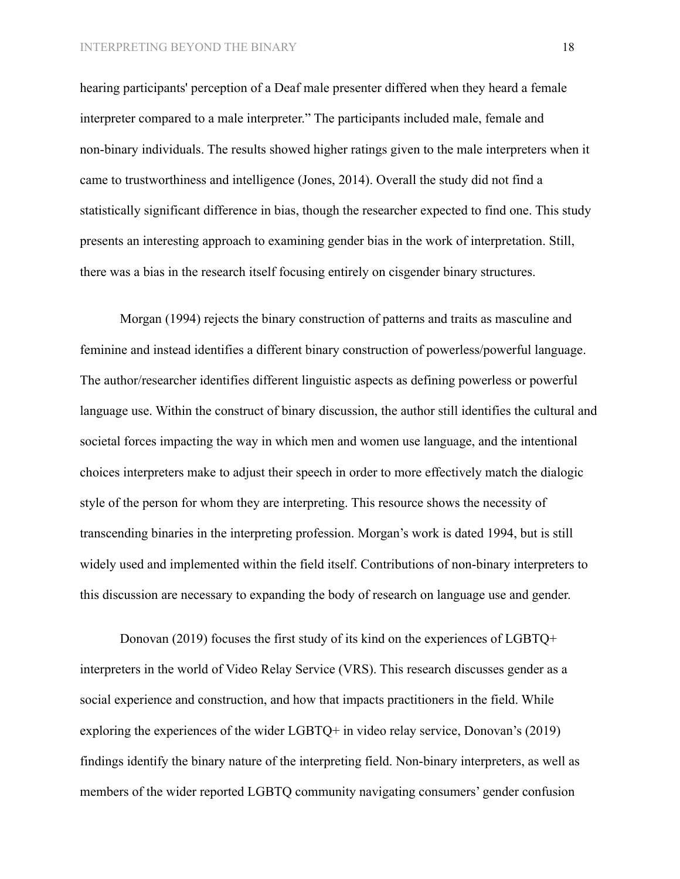hearing participants' perception of a Deaf male presenter differed when they heard a female interpreter compared to a male interpreter." The participants included male, female and non-binary individuals. The results showed higher ratings given to the male interpreters when it came to trustworthiness and intelligence (Jones, 2014). Overall the study did not find a statistically significant difference in bias, though the researcher expected to find one. This study presents an interesting approach to examining gender bias in the work of interpretation. Still, there was a bias in the research itself focusing entirely on cisgender binary structures.

Morgan (1994) rejects the binary construction of patterns and traits as masculine and feminine and instead identifies a different binary construction of powerless/powerful language. The author/researcher identifies different linguistic aspects as defining powerless or powerful language use. Within the construct of binary discussion, the author still identifies the cultural and societal forces impacting the way in which men and women use language, and the intentional choices interpreters make to adjust their speech in order to more effectively match the dialogic style of the person for whom they are interpreting. This resource shows the necessity of transcending binaries in the interpreting profession. Morgan's work is dated 1994, but is still widely used and implemented within the field itself. Contributions of non-binary interpreters to this discussion are necessary to expanding the body of research on language use and gender.

Donovan (2019) focuses the first study of its kind on the experiences of LGBTQ+ interpreters in the world of Video Relay Service (VRS). This research discusses gender as a social experience and construction, and how that impacts practitioners in the field. While exploring the experiences of the wider LGBTQ+ in video relay service, Donovan's (2019) findings identify the binary nature of the interpreting field. Non-binary interpreters, as well as members of the wider reported LGBTQ community navigating consumers' gender confusion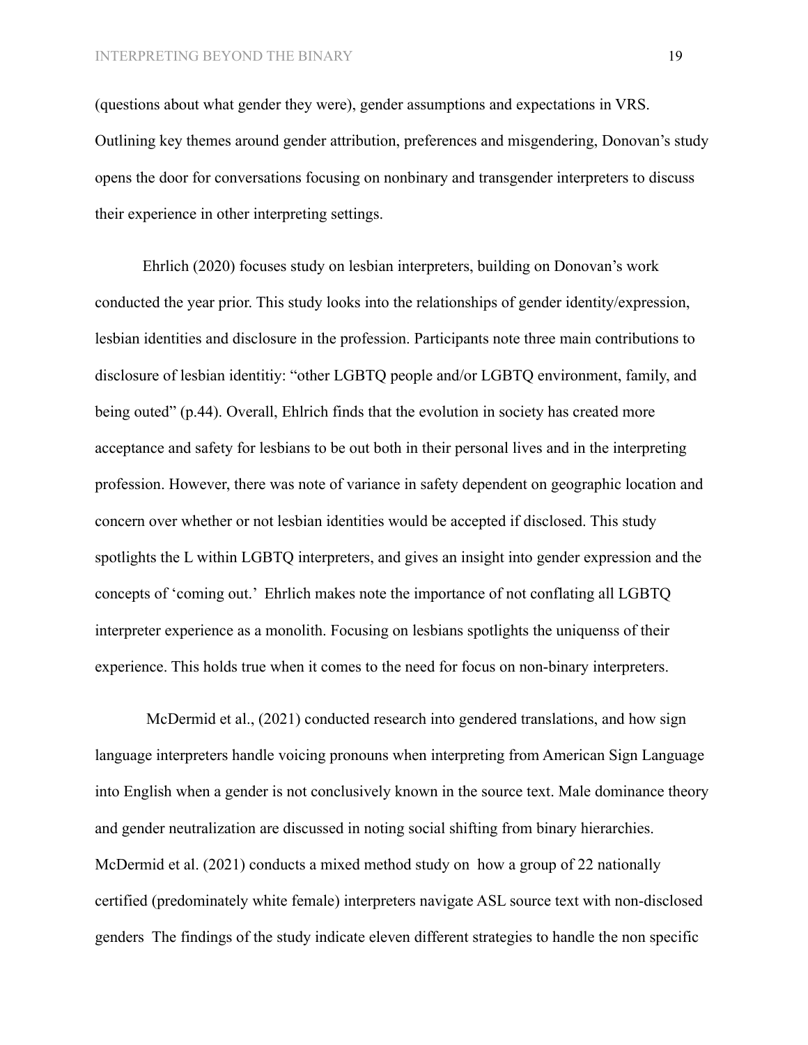(questions about what gender they were), gender assumptions and expectations in VRS. Outlining key themes around gender attribution, preferences and misgendering, Donovan's study opens the door for conversations focusing on nonbinary and transgender interpreters to discuss their experience in other interpreting settings.

Ehrlich (2020) focuses study on lesbian interpreters, building on Donovan's work conducted the year prior. This study looks into the relationships of gender identity/expression, lesbian identities and disclosure in the profession. Participants note three main contributions to disclosure of lesbian identitiy: "other LGBTQ people and/or LGBTQ environment, family, and being outed" (p.44). Overall, Ehlrich finds that the evolution in society has created more acceptance and safety for lesbians to be out both in their personal lives and in the interpreting profession. However, there was note of variance in safety dependent on geographic location and concern over whether or not lesbian identities would be accepted if disclosed. This study spotlights the L within LGBTQ interpreters, and gives an insight into gender expression and the concepts of 'coming out.' Ehrlich makes note the importance of not conflating all LGBTQ interpreter experience as a monolith. Focusing on lesbians spotlights the uniquenss of their experience. This holds true when it comes to the need for focus on non-binary interpreters.

McDermid et al., (2021) conducted research into gendered translations, and how sign language interpreters handle voicing pronouns when interpreting from American Sign Language into English when a gender is not conclusively known in the source text. Male dominance theory and gender neutralization are discussed in noting social shifting from binary hierarchies. McDermid et al. (2021) conducts a mixed method study on how a group of 22 nationally certified (predominately white female) interpreters navigate ASL source text with non-disclosed genders The findings of the study indicate eleven different strategies to handle the non specific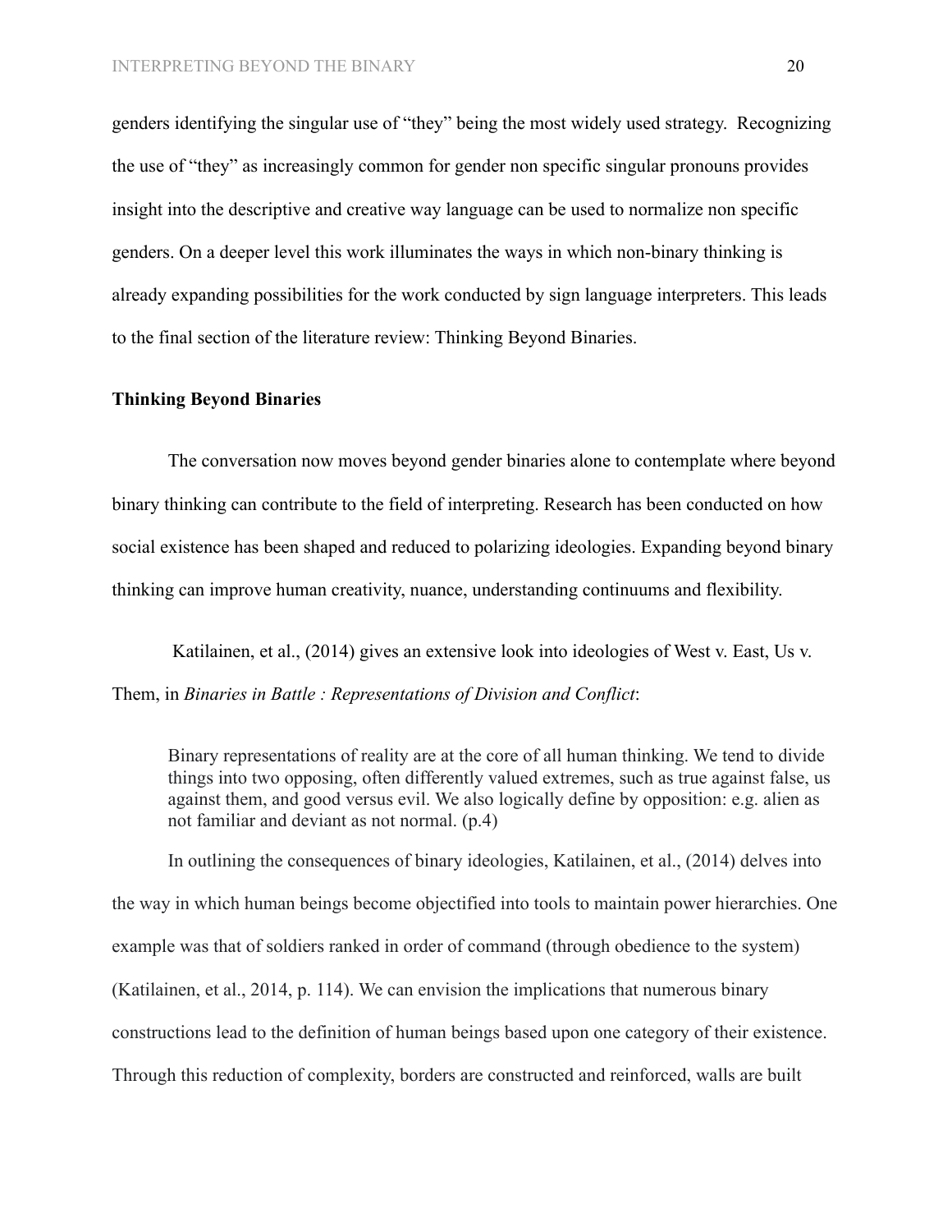genders identifying the singular use of "they" being the most widely used strategy. Recognizing the use of "they" as increasingly common for gender non specific singular pronouns provides insight into the descriptive and creative way language can be used to normalize non specific genders. On a deeper level this work illuminates the ways in which non-binary thinking is already expanding possibilities for the work conducted by sign language interpreters. This leads to the final section of the literature review: Thinking Beyond Binaries.

**Thinking Beyond Binaries**

The conversation now moves beyond gender binaries alone to contemplate where beyond binary thinking can contribute to the field of interpreting. Research has been conducted on how social existence has been shaped and reduced to polarizing ideologies. Expanding beyond binary thinking can improve human creativity, nuance, understanding continuums and flexibility.

Katilainen, et al., (2014) gives an extensive look into ideologies of West v. East, Us v. Them, in *Binaries in Battle : Representations of Division and Conflict*:

> Binary representations of reality are at the core of all human thinking. We tend to divide things into two opposing, often differently valued extremes, such as true against false, us against them, and good versus evil. We also logically define by opposition: e.g. alien as not familiar and deviant as not normal. (p.4)

In outlining the consequences of binary ideologies, Katilainen, et al., (2014) delves into the way in which human beings become objectified into tools to maintain power hierarchies. One example was that of soldiers ranked in order of command (through obedience to the system) (Katilainen, et al., 2014, p. 114). We can envision the implications that numerous binary constructions lead to the definition of human beings based upon one category of their existence. Through this reduction of complexity, borders are constructed and reinforced, walls are built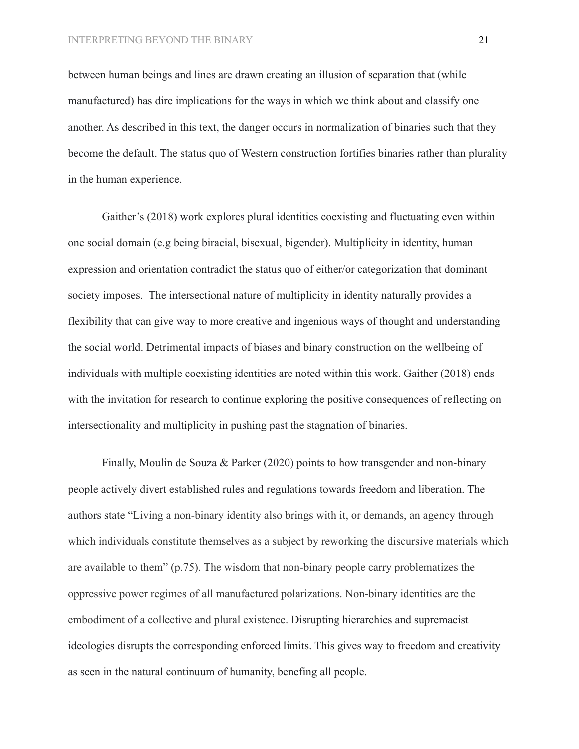between human beings and lines are drawn creating an illusion of separation that (while manufactured) has dire implications for the ways in which we think about and classify one another. As described in this text, the danger occurs in normalization of binaries such that they become the default. The status quo of Western construction fortifies binaries rather than plurality in the human experience.

Gaither's (2018) work explores plural identities coexisting and fluctuating even within one social domain (e.g being biracial, bisexual, bigender). Multiplicity in identity, human expression and orientation contradict the status quo of either/or categorization that dominant society imposes. The intersectional nature of multiplicity in identity naturally provides a flexibility that can give way to more creative and ingenious ways of thought and understanding the social world. Detrimental impacts of biases and binary construction on the wellbeing of individuals with multiple coexisting identities are noted within this work. Gaither (2018) ends with the invitation for research to continue exploring the positive consequences of reflecting on intersectionality and multiplicity in pushing past the stagnation of binaries.

Finally, Moulin de Souza & Parker (2020) points to how transgender and non-binary people actively divert established rules and regulations towards freedom and liberation. The authors state "Living a non-binary identity also brings with it, or demands, an agency through which individuals constitute themselves as a subject by reworking the discursive materials which are available to them" (p.75). The wisdom that non-binary people carry problematizes the oppressive power regimes of all manufactured polarizations. Non-binary identities are the embodiment of a collective and plural existence. Disrupting hierarchies and supremacist ideologies disrupts the corresponding enforced limits. This gives way to freedom and creativity as seen in the natural continuum of humanity, benefing all people.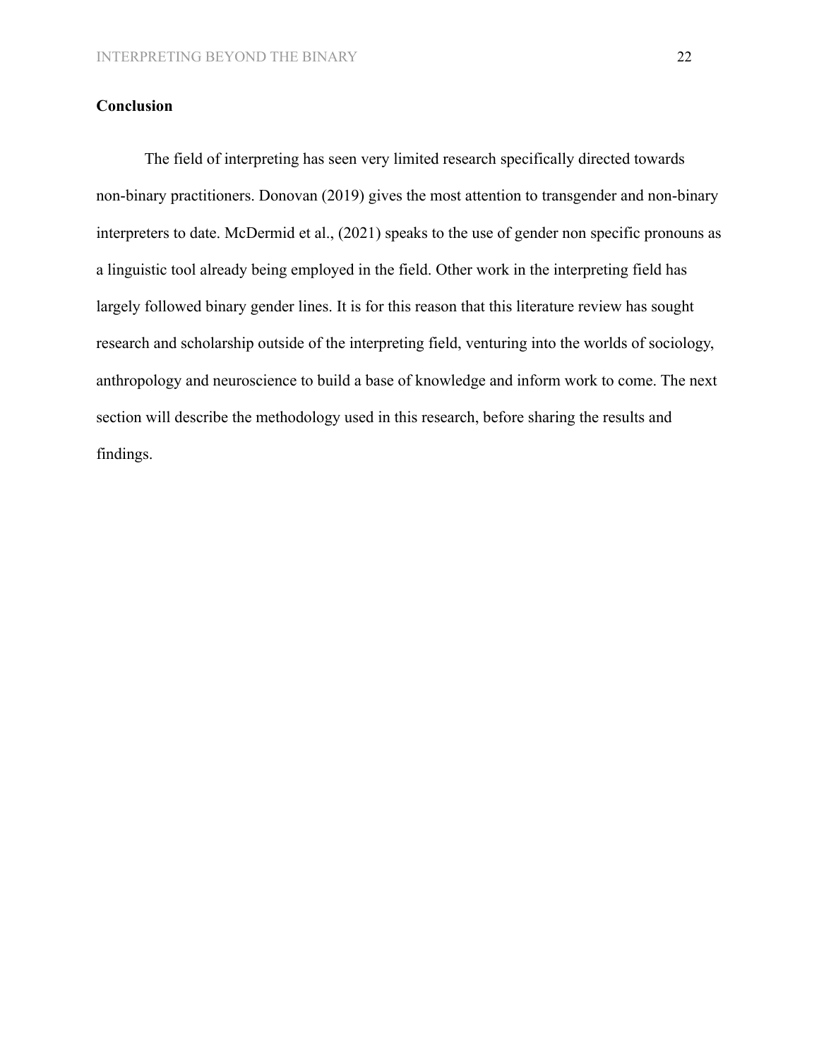## Conclusion

The field of interpreting has seen very limited research specifically directed towards non-binary practitioners. Donovan (2019) gives the most attention to transgender and non-binary interpreters to date. McDermid et al., (2021) speaks to the use of gender non specific pronouns as a linguistic tool already being employed in the field. Other work in the interpreting field has largely followed binary gender lines. It is for this reason that this literature review has sought research and scholarship outside of the interpreting field, venturing into the worlds of sociology, anthropology and neuroscience to build a base of knowledge and inform work to come. The next section will describe the methodology used in this research, before sharing the results and findings.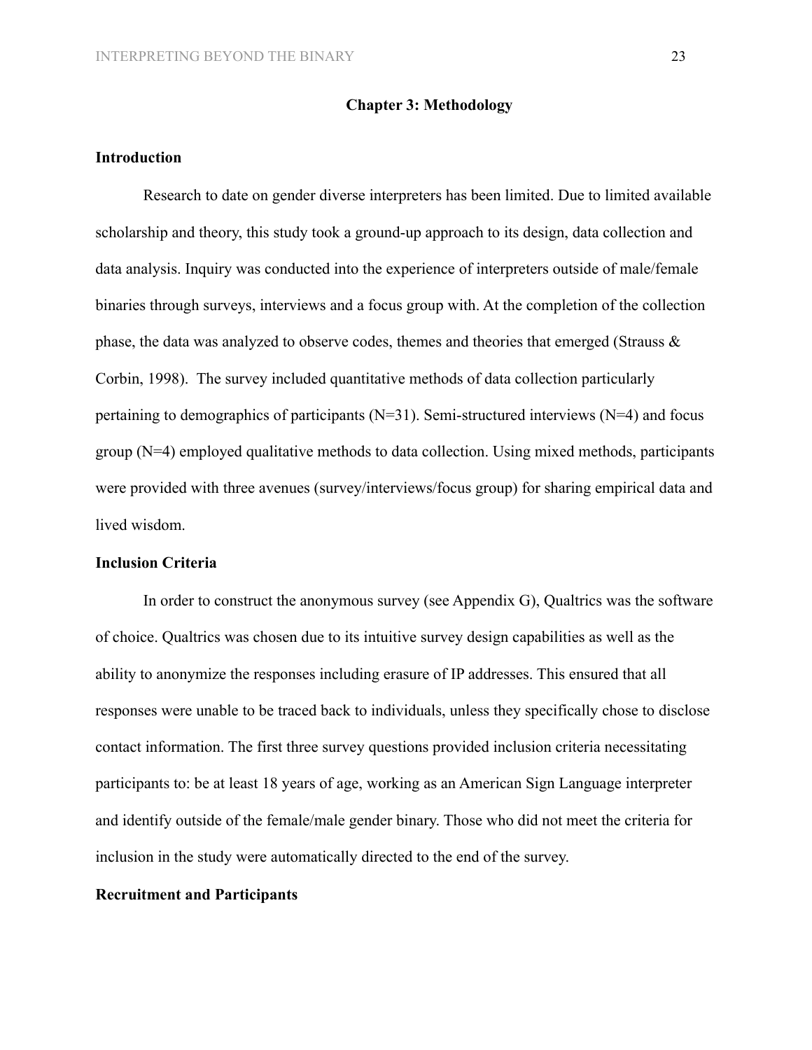# Chapter 3: Methodology

## Introduction

Research to date on gender diverse interpreters has been limited. Due to limited available scholarship and theory, this study took a ground-up approach to its design, data collection and data analysis. Inquiry was conducted into the experience of interpreters outside of male/female binaries through surveys, interviews and a focus group with. At the completion of the collection phase, the data was analyzed to observe codes, themes and theories that emerged (Strauss & Corbin, 1998). The survey included quantitative methods of data collection particularly pertaining to demographics of participants (N=31). Semi-structured interviews (N=4) and focus group (N=4) employed qualitative methods to data collection. Using mixed methods, participants were provided with three avenues (survey/interviews/focus group) for sharing empirical data and lived wisdom.

## Inclusion Criteria

In order to construct the anonymous survey (see Appendix G), Qualtrics was the software of choice. Qualtrics was chosen due to its intuitive survey design capabilities as well as the ability to anonymize the responses including erasure of IP addresses. This ensured that all responses were unable to be traced back to individuals, unless they specifically chose to disclose contact information. The first three survey questions provided inclusion criteria necessitating participants to: be at least 18 years of age, working as an American Sign Language interpreter and identify outside of the female/male gender binary. Those who did not meet the criteria for inclusion in the study were automatically directed to the end of the survey.

## Recruitment and Participants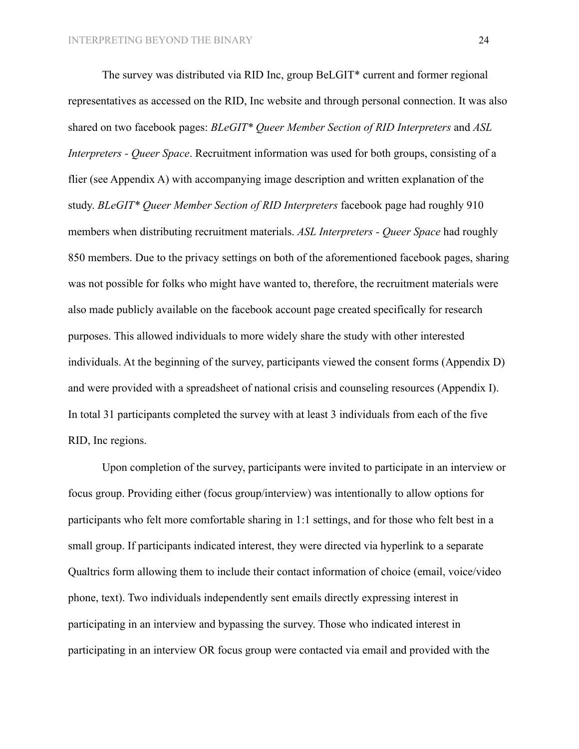The survey was distributed via RID Inc, group BeLGIT* current and former regional representatives as accessed on the RID, Inc website and through personal connection. It was also shared on two facebook pages: *BLeGIT* Queer Member Section of RID Interpreters* and *ASL Interpreters - Queer Space*. Recruitment information was used for both groups, consisting of a flier (see Appendix A) with accompanying image description and written explanation of the study. *BLeGIT* Queer Member Section of RID Interpreters* facebook page had roughly 910 members when distributing recruitment materials. *ASL Interpreters - Queer Space* had roughly 850 members. Due to the privacy settings on both of the aforementioned facebook pages, sharing was not possible for folks who might have wanted to, therefore, the recruitment materials were also made publicly available on the facebook account page created specifically for research purposes. This allowed individuals to more widely share the study with other interested individuals. At the beginning of the survey, participants viewed the consent forms (Appendix D) and were provided with a spreadsheet of national crisis and counseling resources (Appendix I). In total 31 participants completed the survey with at least 3 individuals from each of the five RID, Inc regions.

Upon completion of the survey, participants were invited to participate in an interview or focus group. Providing either (focus group/interview) was intentionally to allow options for participants who felt more comfortable sharing in 1:1 settings, and for those who felt best in a small group. If participants indicated interest, they were directed via hyperlink to a separate Qualtrics form allowing them to include their contact information of choice (email, voice/video phone, text). Two individuals independently sent emails directly expressing interest in participating in an interview and bypassing the survey. Those who indicated interest in participating in an interview OR focus group were contacted via email and provided with the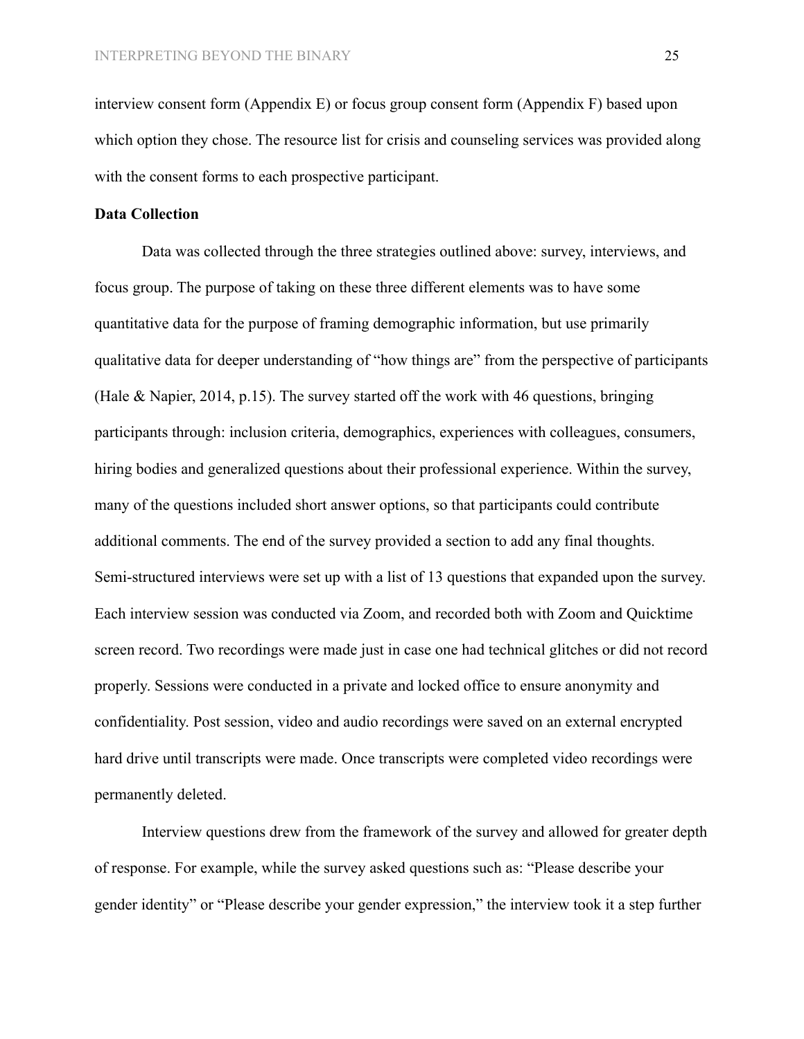interview consent form (Appendix E) or focus group consent form (Appendix F) based upon which option they chose. The resource list for crisis and counseling services was provided along with the consent forms to each prospective participant.

**Data Collection**

Data was collected through the three strategies outlined above: survey, interviews, and focus group. The purpose of taking on these three different elements was to have some quantitative data for the purpose of framing demographic information, but use primarily qualitative data for deeper understanding of "how things are" from the perspective of participants (Hale & Napier, 2014, p.15). The survey started off the work with 46 questions, bringing participants through: inclusion criteria, demographics, experiences with colleagues, consumers, hiring bodies and generalized questions about their professional experience. Within the survey, many of the questions included short answer options, so that participants could contribute additional comments. The end of the survey provided a section to add any final thoughts. Semi-structured interviews were set up with a list of 13 questions that expanded upon the survey. Each interview session was conducted via Zoom, and recorded both with Zoom and Quicktime screen record. Two recordings were made just in case one had technical glitches or did not record properly. Sessions were conducted in a private and locked office to ensure anonymity and confidentiality. Post session, video and audio recordings were saved on an external encrypted hard drive until transcripts were made. Once transcripts were completed video recordings were permanently deleted.

Interview questions drew from the framework of the survey and allowed for greater depth of response. For example, while the survey asked questions such as: "Please describe your gender identity" or "Please describe your gender expression," the interview took it a step further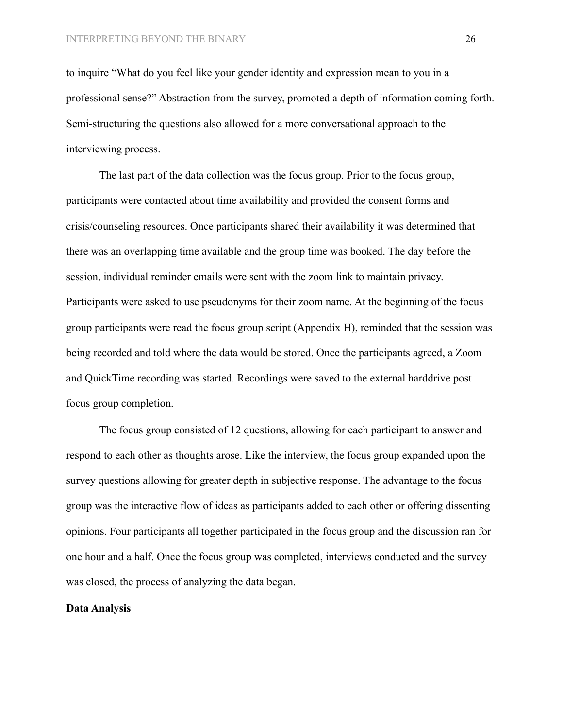to inquire "What do you feel like your gender identity and expression mean to you in a professional sense?" Abstraction from the survey, promoted a depth of information coming forth. Semi-structuring the questions also allowed for a more conversational approach to the interviewing process.

The last part of the data collection was the focus group. Prior to the focus group, participants were contacted about time availability and provided the consent forms and crisis/counseling resources. Once participants shared their availability it was determined that there was an overlapping time available and the group time was booked. The day before the session, individual reminder emails were sent with the zoom link to maintain privacy. Participants were asked to use pseudonyms for their zoom name. At the beginning of the focus group participants were read the focus group script (Appendix H), reminded that the session was being recorded and told where the data would be stored. Once the participants agreed, a Zoom and QuickTime recording was started. Recordings were saved to the external harddrive post focus group completion.

The focus group consisted of 12 questions, allowing for each participant to answer and respond to each other as thoughts arose. Like the interview, the focus group expanded upon the survey questions allowing for greater depth in subjective response. The advantage to the focus group was the interactive flow of ideas as participants added to each other or offering dissenting opinions. Four participants all together participated in the focus group and the discussion ran for one hour and a half. Once the focus group was completed, interviews conducted and the survey was closed, the process of analyzing the data began.

**Data Analysis**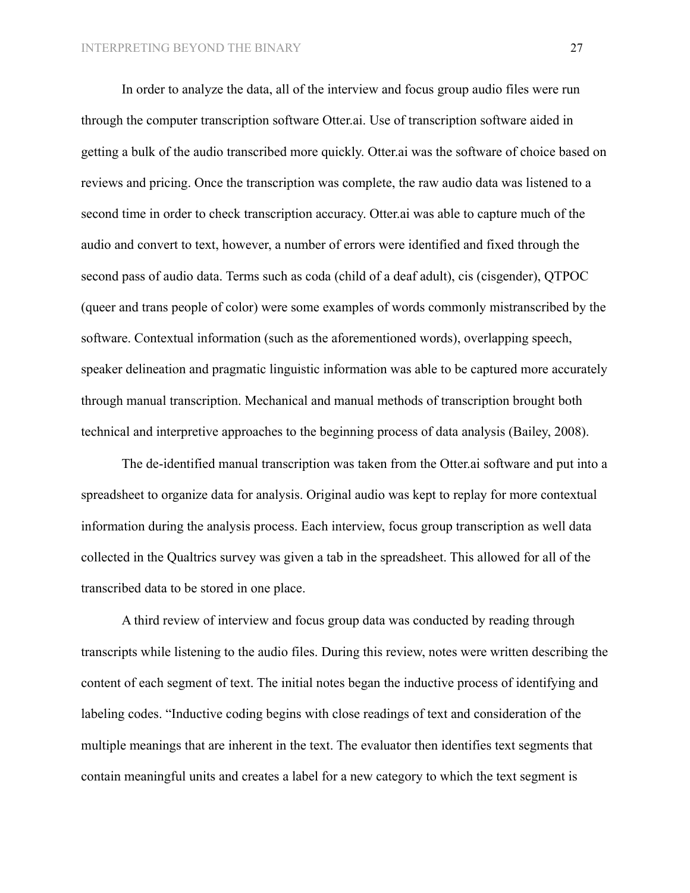In order to analyze the data, all of the interview and focus group audio files were run through the computer transcription software Otter.ai. Use of transcription software aided in getting a bulk of the audio transcribed more quickly. Otter.ai was the software of choice based on reviews and pricing. Once the transcription was complete, the raw audio data was listened to a second time in order to check transcription accuracy. Otter.ai was able to capture much of the audio and convert to text, however, a number of errors were identified and fixed through the second pass of audio data. Terms such as coda (child of a deaf adult), cis (cisgender), QTPOC (queer and trans people of color) were some examples of words commonly mistranscribed by the software. Contextual information (such as the aforementioned words), overlapping speech, speaker delineation and pragmatic linguistic information was able to be captured more accurately through manual transcription. Mechanical and manual methods of transcription brought both technical and interpretive approaches to the beginning process of data analysis (Bailey, 2008).

The de-identified manual transcription was taken from the Otter.ai software and put into a spreadsheet to organize data for analysis. Original audio was kept to replay for more contextual information during the analysis process. Each interview, focus group transcription as well data collected in the Qualtrics survey was given a tab in the spreadsheet. This allowed for all of the transcribed data to be stored in one place.

A third review of interview and focus group data was conducted by reading through transcripts while listening to the audio files. During this review, notes were written describing the content of each segment of text. The initial notes began the inductive process of identifying and labeling codes. "Inductive coding begins with close readings of text and consideration of the multiple meanings that are inherent in the text. The evaluator then identifies text segments that contain meaningful units and creates a label for a new category to which the text segment is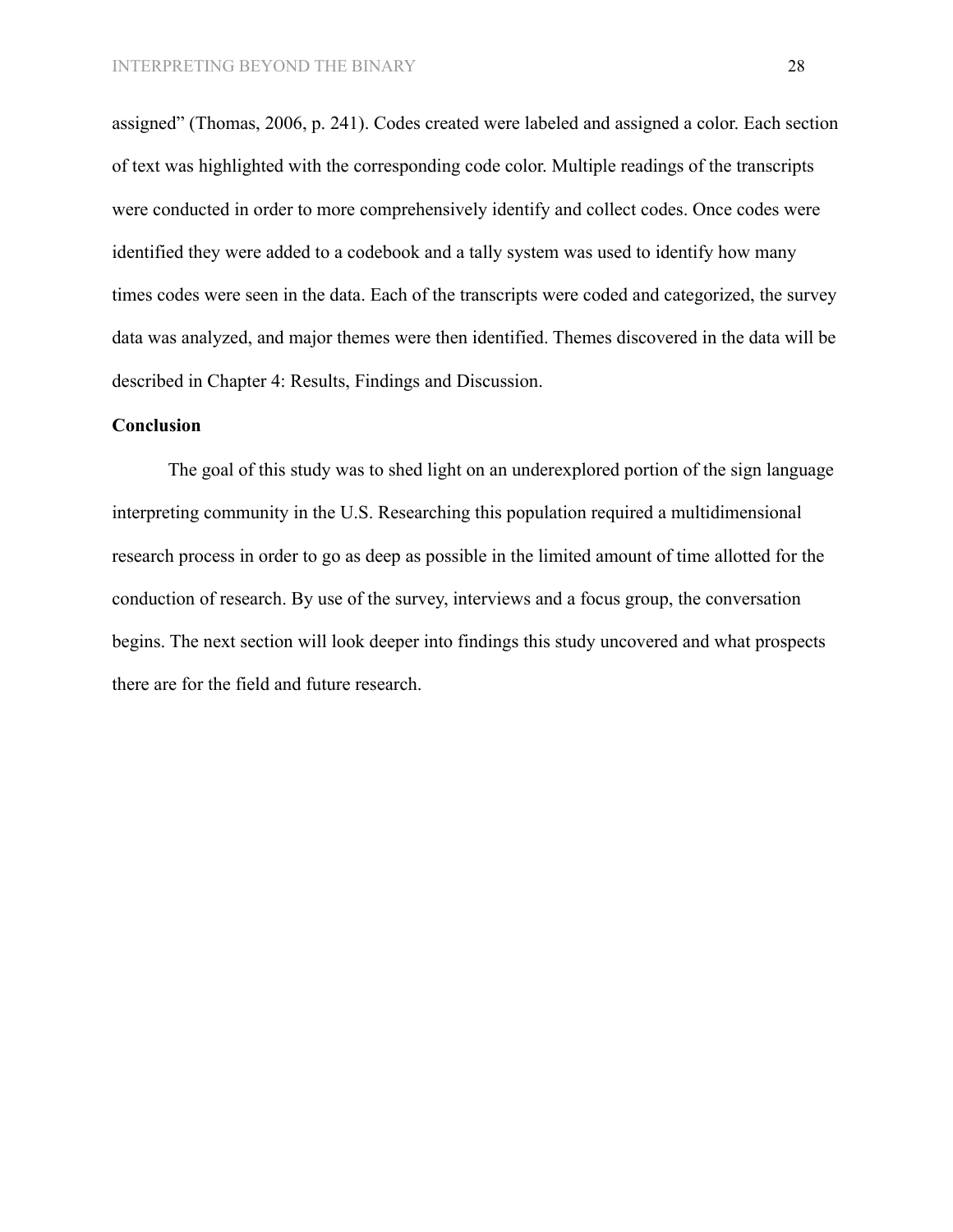assigned" (Thomas, 2006, p. 241). Codes created were labeled and assigned a color. Each section of text was highlighted with the corresponding code color. Multiple readings of the transcripts were conducted in order to more comprehensively identify and collect codes. Once codes were identified they were added to a codebook and a tally system was used to identify how many times codes were seen in the data. Each of the transcripts were coded and categorized, the survey data was analyzed, and major themes were then identified. Themes discovered in the data will be described in Chapter 4: Results, Findings and Discussion.

**Conclusion**

The goal of this study was to shed light on an underexplored portion of the sign language interpreting community in the U.S. Researching this population required a multidimensional research process in order to go as deep as possible in the limited amount of time allotted for the conduction of research. By use of the survey, interviews and a focus group, the conversation begins. The next section will look deeper into findings this study uncovered and what prospects there are for the field and future research.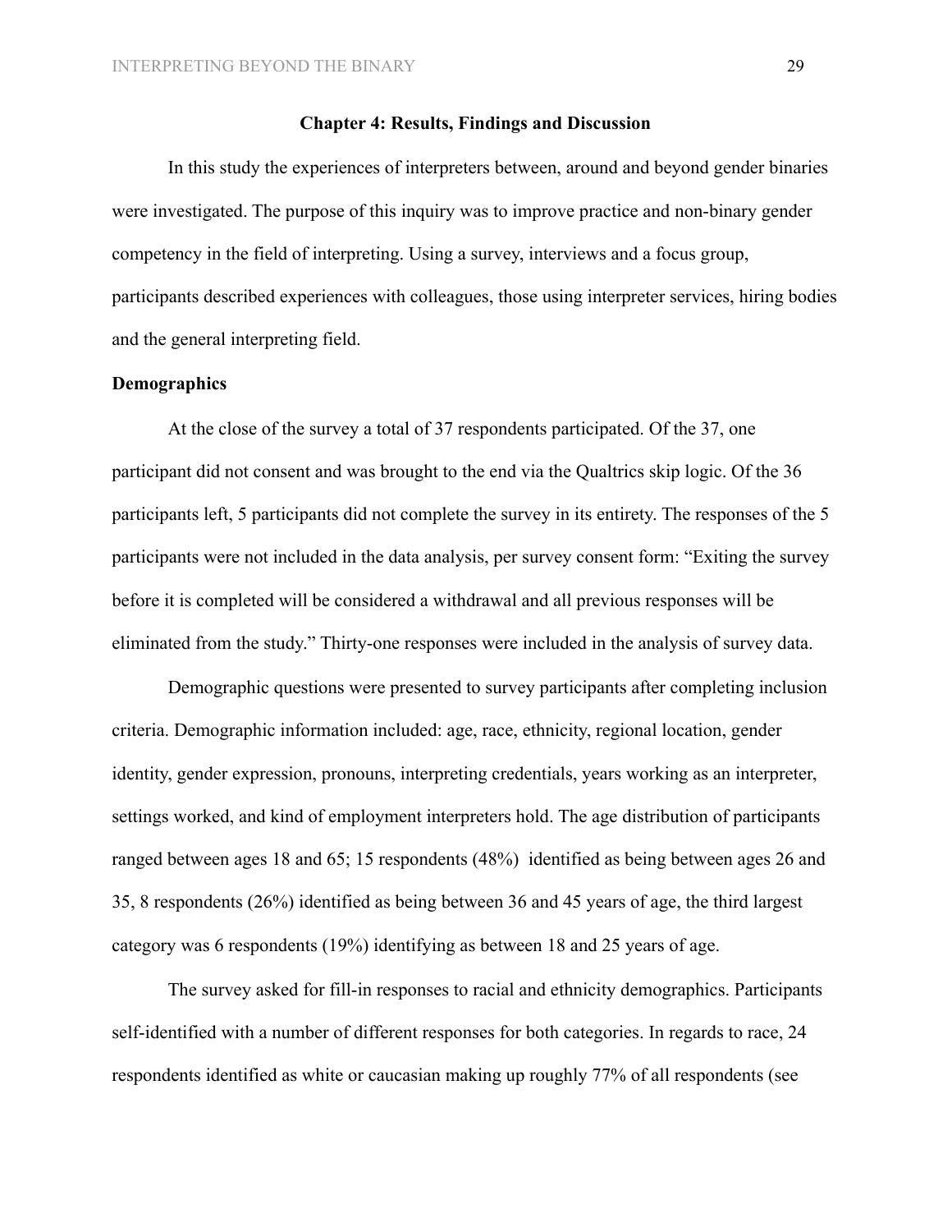## Chapter 4: Results, Findings and Discussion

In this study the experiences of interpreters between, around and beyond gender binaries were investigated. The purpose of this inquiry was to improve practice and non-binary gender competency in the field of interpreting. Using a survey, interviews and a focus group, participants described experiences with colleagues, those using interpreter services, hiring bodies and the general interpreting field.

### Demographics

At the close of the survey a total of 37 respondents participated. Of the 37, one participant did not consent and was brought to the end via the Qualtrics skip logic. Of the 36 participants left, 5 participants did not complete the survey in its entirety. The responses of the 5 participants were not included in the data analysis, per survey consent form: "Exiting the survey before it is completed will be considered a withdrawal and all previous responses will be eliminated from the study." Thirty-one responses were included in the analysis of survey data.

Demographic questions were presented to survey participants after completing inclusion criteria. Demographic information included: age, race, ethnicity, regional location, gender identity, gender expression, pronouns, interpreting credentials, years working as an interpreter, settings worked, and kind of employment interpreters hold. The age distribution of participants ranged between ages 18 and 65; 15 respondents (48%) identified as being between ages 26 and 35, 8 respondents (26%) identified as being between 36 and 45 years of age, the third largest category was 6 respondents (19%) identifying as between 18 and 25 years of age.

The survey asked for fill-in responses to racial and ethnicity demographics. Participants self-identified with a number of different responses for both categories. In regards to race, 24 respondents identified as white or caucasian making up roughly 77% of all respondents (see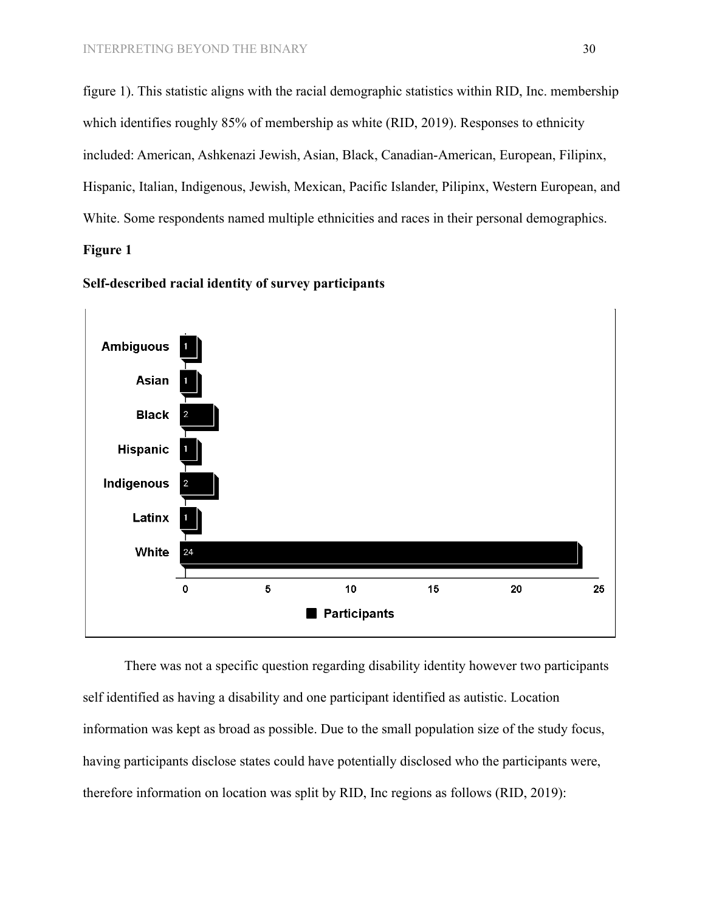figure 1). This statistic aligns with the racial demographic statistics within RID, Inc. membership which identifies roughly 85% of membership as white (RID, 2019). Responses to ethnicity included: American, Ashkenazi Jewish, Asian, Black, Canadian-American, European, Filipinx, Hispanic, Italian, Indigenous, Jewish, Mexican, Pacific Islander, Pilipinx, Western European, and White. Some respondents named multiple ethnicities and races in their personal demographics.

**Figure 1**

**Self-described racial identity of survey participants**

| Racial identity | Participants |
| --- | --- |
| Ambiguous | 1 |
| Asian | 1 |
| Black | 2 |
| Hispanic | 1 |
| Indigenous | 2 |
| Latinx | 1 |
| White | 24 |

There was not a specific question regarding disability identity however two participants self identified as having a disability and one participant identified as autistic. Location information was kept as broad as possible. Due to the small population size of the study focus, having participants disclose states could have potentially disclosed who the participants were, therefore information on location was split by RID, Inc regions as follows (RID, 2019):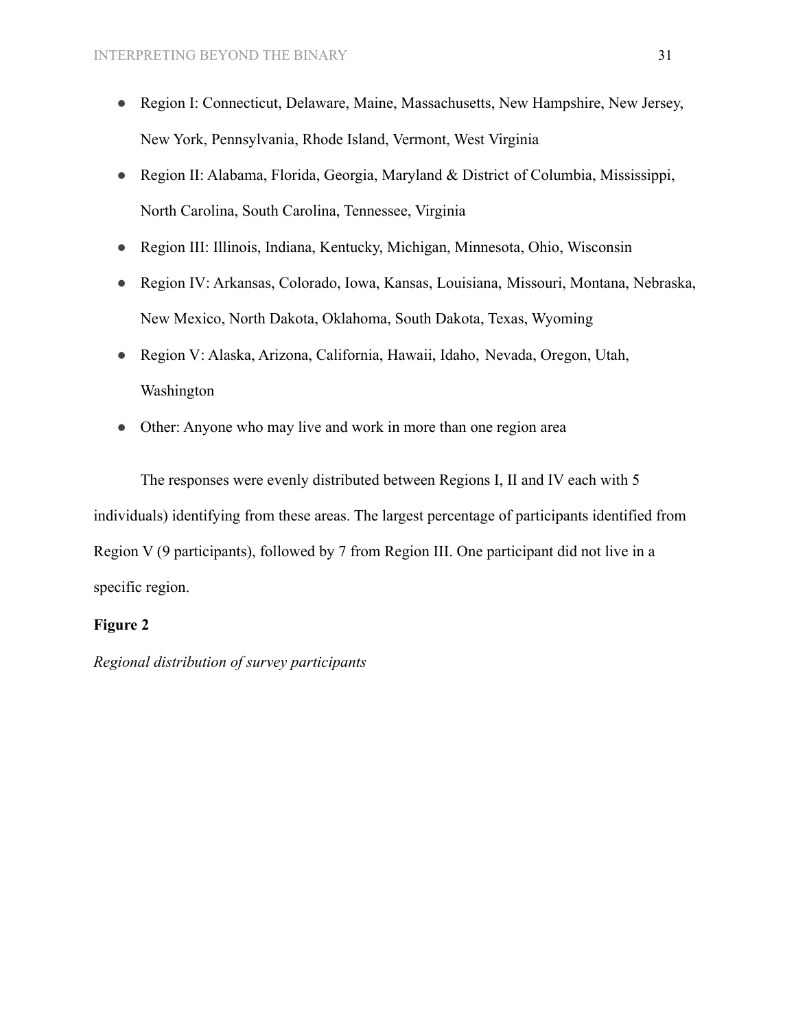- Region I: Connecticut, Delaware, Maine, Massachusetts, New Hampshire, New Jersey, New York, Pennsylvania, Rhode Island, Vermont, West Virginia
- Region II: Alabama, Florida, Georgia, Maryland & District of Columbia, Mississippi, North Carolina, South Carolina, Tennessee, Virginia
- Region III: Illinois, Indiana, Kentucky, Michigan, Minnesota, Ohio, Wisconsin
- Region IV: Arkansas, Colorado, Iowa, Kansas, Louisiana, Missouri, Montana, Nebraska, New Mexico, North Dakota, Oklahoma, South Dakota, Texas, Wyoming
- Region V: Alaska, Arizona, California, Hawaii, Idaho, Nevada, Oregon, Utah, Washington
- Other: Anyone who may live and work in more than one region area

The responses were evenly distributed between Regions I, II and IV each with 5 individuals) identifying from these areas. The largest percentage of participants identified from Region V (9 participants), followed by 7 from Region III. One participant did not live in a specific region.

**Figure 2**

*Regional distribution of survey participants*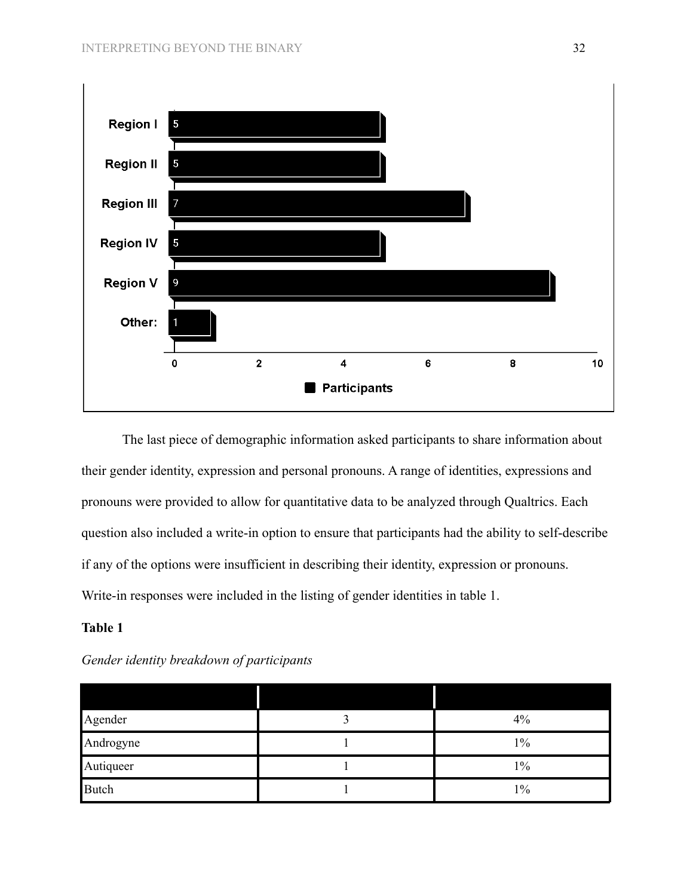| Region | Participants |
| --- | --- |
| Region I | 5 |
| Region II | 5 |
| Region III | 7 |
| Region IV | 5 |
| Region V | 9 |
| Other: | 1 |

The last piece of demographic information asked participants to share information about their gender identity, expression and personal pronouns. A range of identities, expressions and pronouns were provided to allow for quantitative data to be analyzed through Qualtrics. Each question also included a write-in option to ensure that participants had the ability to self-describe if any of the options were insufficient in describing their identity, expression or pronouns. Write-in responses were included in the listing of gender identities in table 1.

**Table 1**

*Gender identity breakdown of participants*

| | | |
| --- | --- | --- |
| Agender | 3 | 4% |
| Androgyne | 1 | 1% |
| Autiqueer | 1 | 1% |
| Butch | 1 | 1% |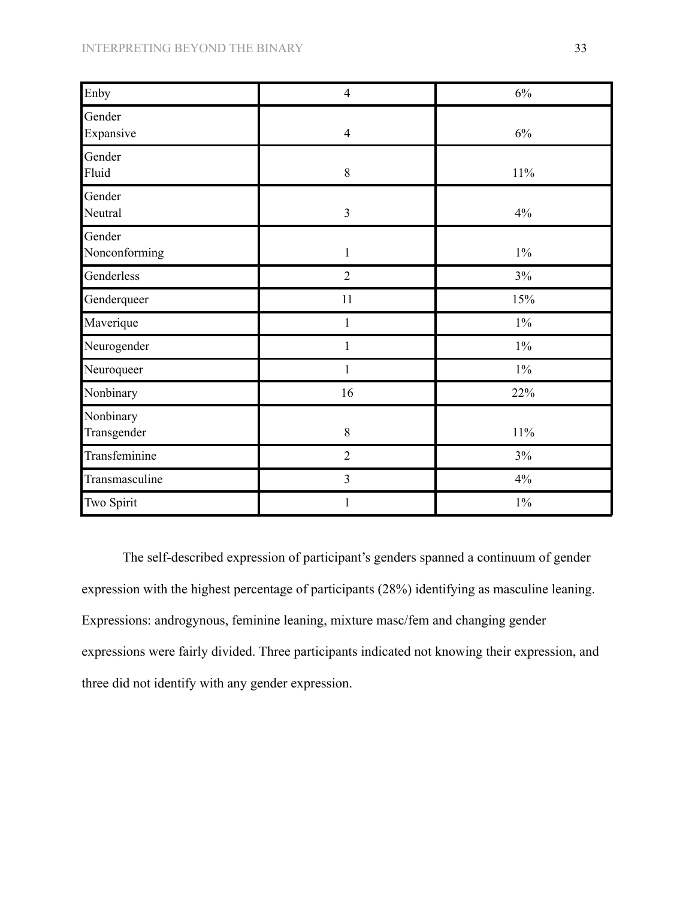| Enby | 4 | 6% |
| --- | --- | --- |
| Gender Expansive | 4 | 6% |
| Gender Fluid | 8 | 11% |
| Gender Neutral | 3 | 4% |
| Gender Nonconforming | 1 | 1% |
| Genderless | 2 | 3% |
| Genderqueer | 11 | 15% |
| Maverique | 1 | 1% |
| Neurogender | 1 | 1% |
| Neuroqueer | 1 | 1% |
| Nonbinary | 16 | 22% |
| Nonbinary Transgender | 8 | 11% |
| Transfeminine | 2 | 3% |
| Transmasculine | 3 | 4% |
| Two Spirit | 1 | 1% |

The self-described expression of participant's genders spanned a continuum of gender expression with the highest percentage of participants (28%) identifying as masculine leaning. Expressions: androgynous, feminine leaning, mixture masc/fem and changing gender expressions were fairly divided. Three participants indicated not knowing their expression, and three did not identify with any gender expression.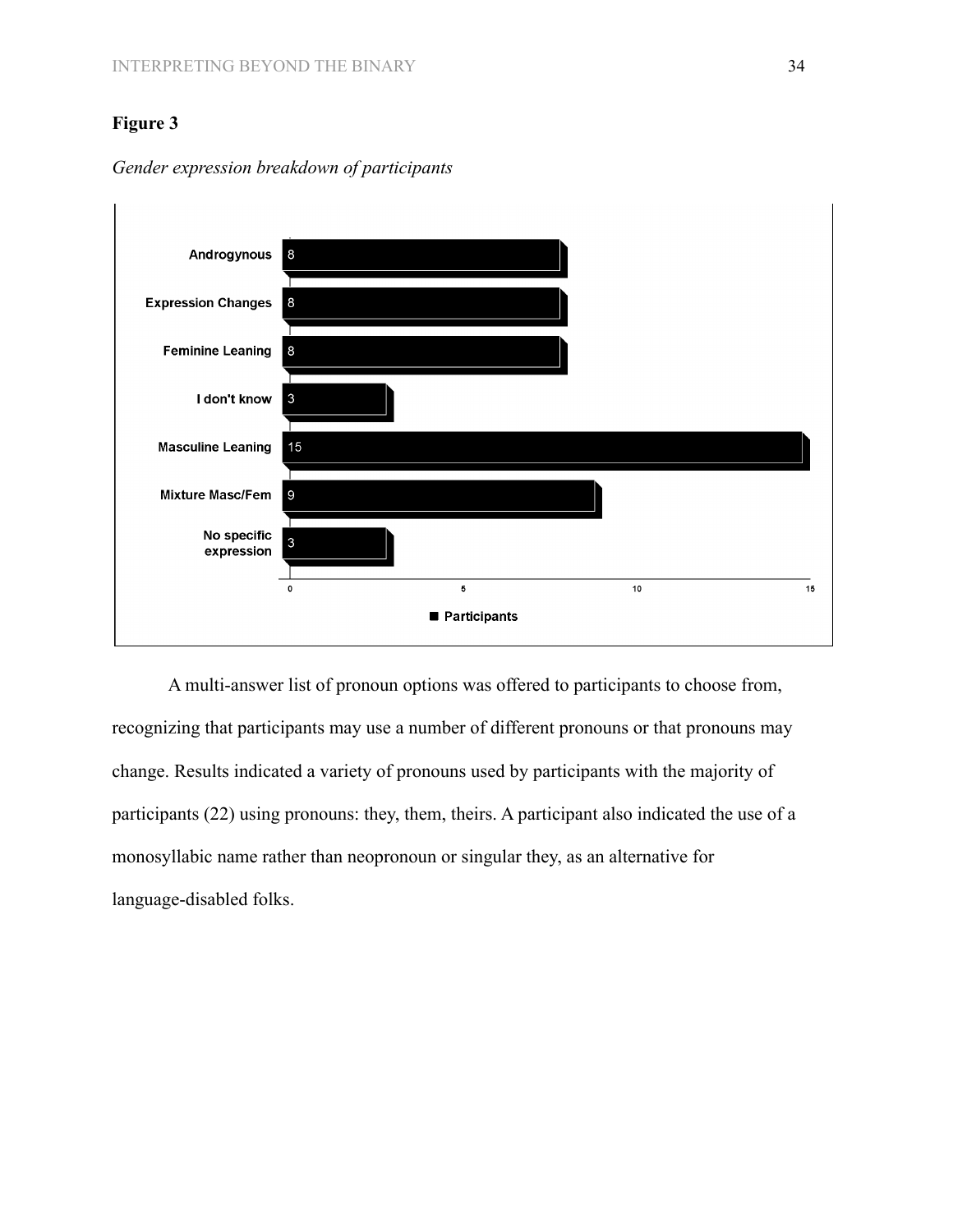**Figure 3**

*Gender expression breakdown of participants*

| Gender Expression | Participants |
|---|---|
| Androgynous | 8 |
| Expression Changes | 8 |
| Feminine Leaning | 8 |
| I don't know | 3 |
| Masculine Leaning | 15 |
| Mixture Masc/Fem | 9 |
| No specific expression | 3 |

A multi-answer list of pronoun options was offered to participants to choose from, recognizing that participants may use a number of different pronouns or that pronouns may change. Results indicated a variety of pronouns used by participants with the majority of participants (22) using pronouns: they, them, theirs. A participant also indicated the use of a monosyllabic name rather than neopronoun or singular they, as an alternative for language-disabled folks.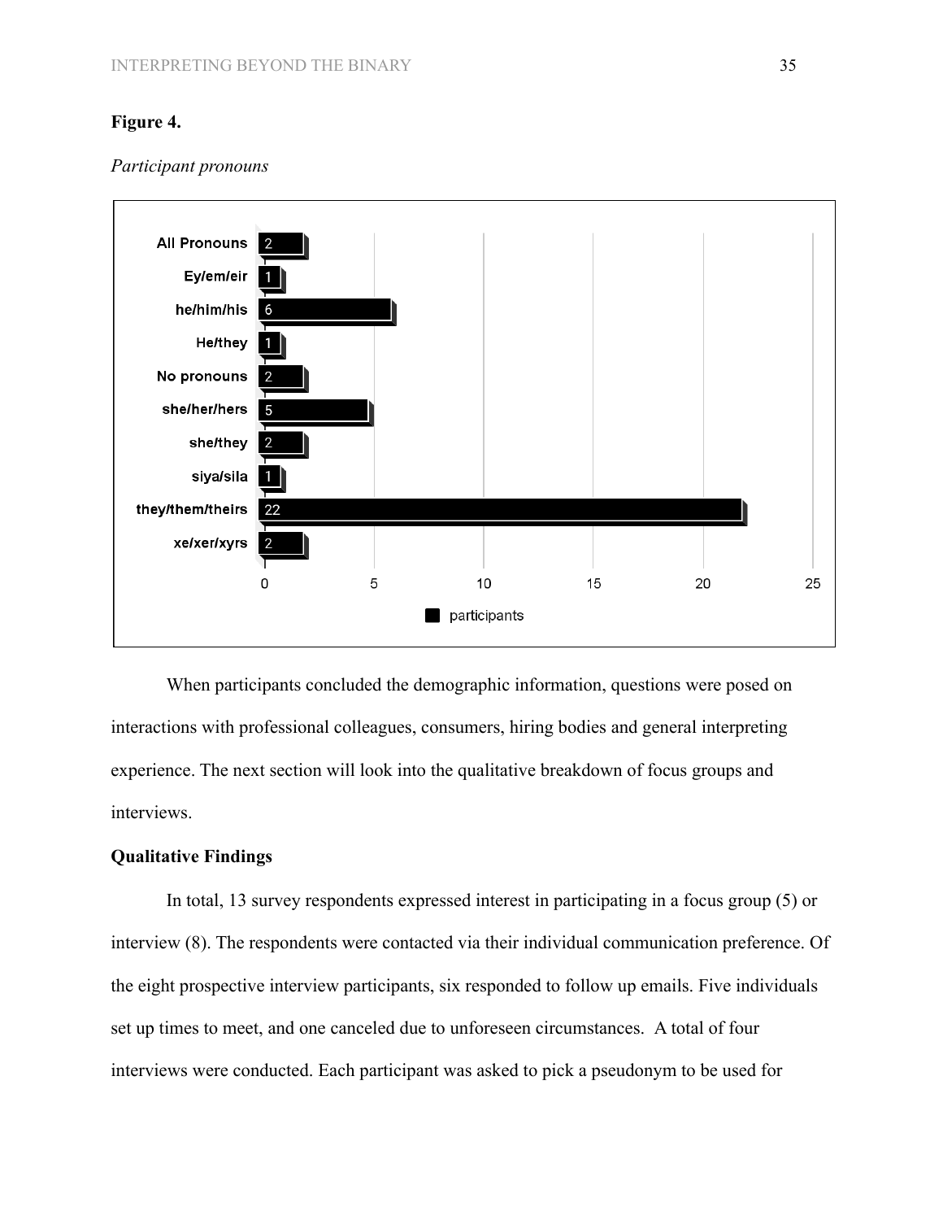**Figure 4.**

*Participant pronouns*

| Pronouns | participants |
|---|---|
| All Pronouns | 2 |
| Ey/em/eir | 1 |
| he/him/his | 6 |
| He/they | 1 |
| No pronouns | 2 |
| she/her/hers | 5 |
| she/they | 2 |
| siya/sila | 1 |
| they/them/theirs | 22 |
| xe/xer/xyrs | 2 |

When participants concluded the demographic information, questions were posed on interactions with professional colleagues, consumers, hiring bodies and general interpreting experience. The next section will look into the qualitative breakdown of focus groups and interviews.

**Qualitative Findings**

In total, 13 survey respondents expressed interest in participating in a focus group (5) or interview (8). The respondents were contacted via their individual communication preference. Of the eight prospective interview participants, six responded to follow up emails. Five individuals set up times to meet, and one canceled due to unforeseen circumstances. A total of four interviews were conducted. Each participant was asked to pick a pseudonym to be used for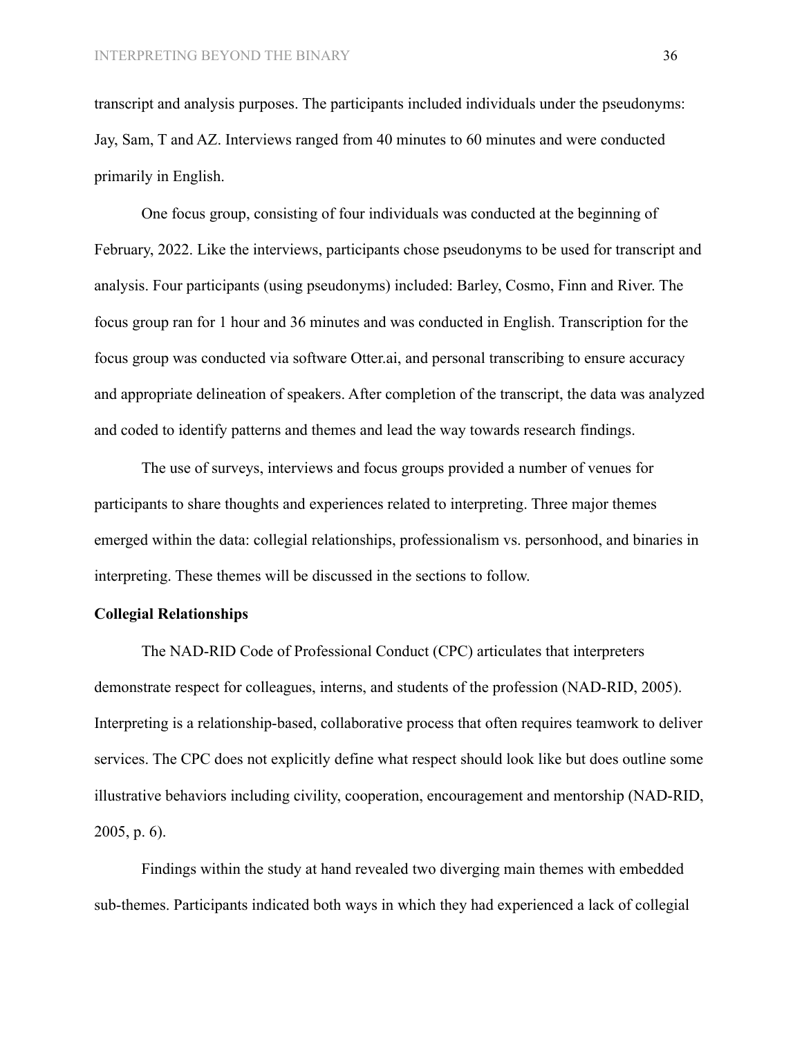transcript and analysis purposes. The participants included individuals under the pseudonyms: Jay, Sam, T and AZ. Interviews ranged from 40 minutes to 60 minutes and were conducted primarily in English.

One focus group, consisting of four individuals was conducted at the beginning of February, 2022. Like the interviews, participants chose pseudonyms to be used for transcript and analysis. Four participants (using pseudonyms) included: Barley, Cosmo, Finn and River. The focus group ran for 1 hour and 36 minutes and was conducted in English. Transcription for the focus group was conducted via software Otter.ai, and personal transcribing to ensure accuracy and appropriate delineation of speakers. After completion of the transcript, the data was analyzed and coded to identify patterns and themes and lead the way towards research findings.

The use of surveys, interviews and focus groups provided a number of venues for participants to share thoughts and experiences related to interpreting. Three major themes emerged within the data: collegial relationships, professionalism vs. personhood, and binaries in interpreting. These themes will be discussed in the sections to follow.

**Collegial Relationships**

The NAD-RID Code of Professional Conduct (CPC) articulates that interpreters demonstrate respect for colleagues, interns, and students of the profession (NAD-RID, 2005). Interpreting is a relationship-based, collaborative process that often requires teamwork to deliver services. The CPC does not explicitly define what respect should look like but does outline some illustrative behaviors including civility, cooperation, encouragement and mentorship (NAD-RID, 2005, p. 6).

Findings within the study at hand revealed two diverging main themes with embedded sub-themes. Participants indicated both ways in which they had experienced a lack of collegial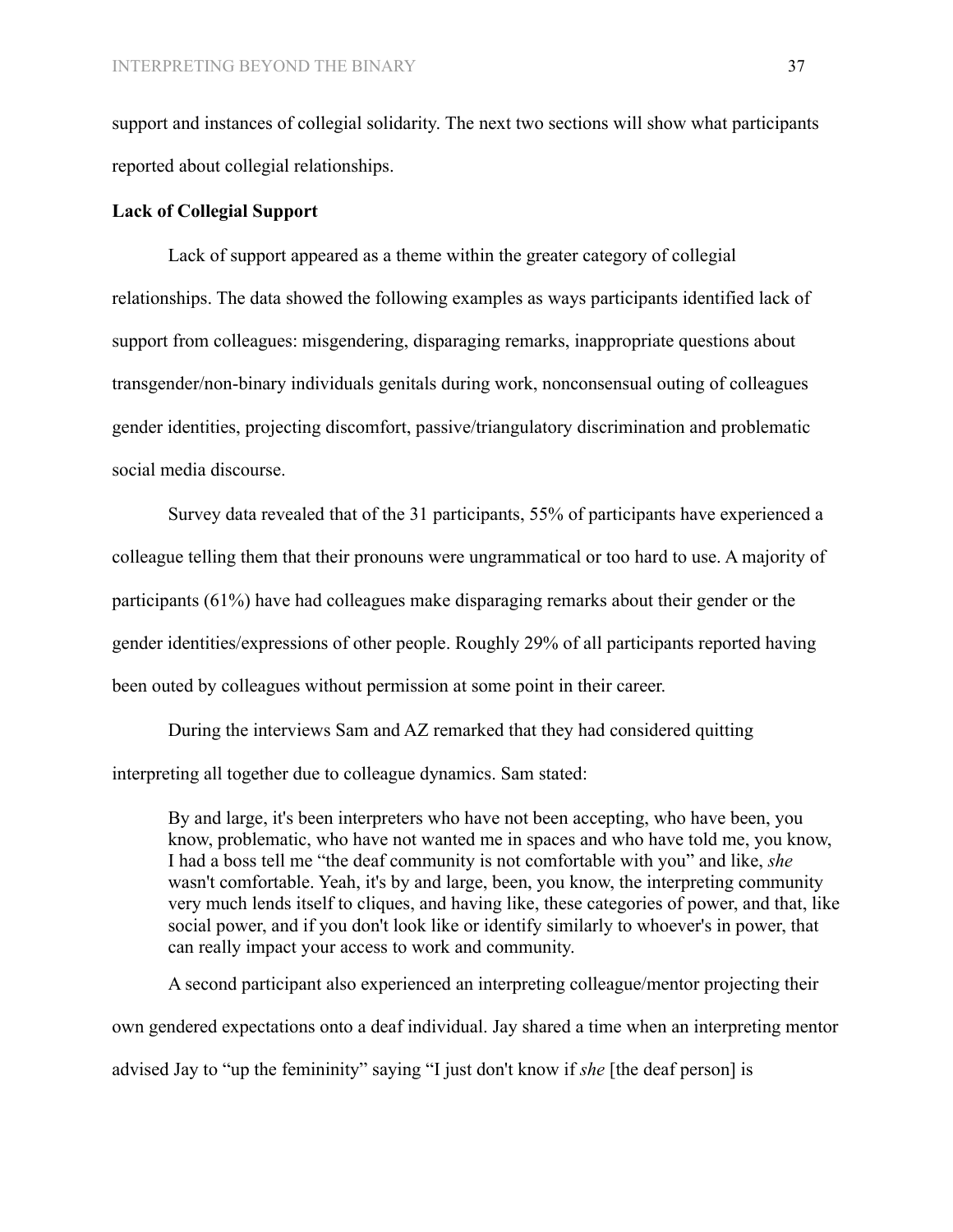support and instances of collegial solidarity. The next two sections will show what participants reported about collegial relationships.

**Lack of Collegial Support**

Lack of support appeared as a theme within the greater category of collegial relationships. The data showed the following examples as ways participants identified lack of support from colleagues: misgendering, disparaging remarks, inappropriate questions about transgender/non-binary individuals genitals during work, nonconsensual outing of colleagues gender identities, projecting discomfort, passive/triangulatory discrimination and problematic social media discourse.

Survey data revealed that of the 31 participants, 55% of participants have experienced a colleague telling them that their pronouns were ungrammatical or too hard to use. A majority of participants (61%) have had colleagues make disparaging remarks about their gender or the gender identities/expressions of other people. Roughly 29% of all participants reported having been outed by colleagues without permission at some point in their career.

During the interviews Sam and AZ remarked that they had considered quitting interpreting all together due to colleague dynamics. Sam stated:

> By and large, it's been interpreters who have not been accepting, who have been, you know, problematic, who have not wanted me in spaces and who have told me, you know, I had a boss tell me "the deaf community is not comfortable with you" and like, *she* wasn't comfortable. Yeah, it's by and large, been, you know, the interpreting community very much lends itself to cliques, and having like, these categories of power, and that, like social power, and if you don't look like or identify similarly to whoever's in power, that can really impact your access to work and community.

A second participant also experienced an interpreting colleague/mentor projecting their own gendered expectations onto a deaf individual. Jay shared a time when an interpreting mentor advised Jay to "up the femininity" saying "I just don't know if *she* [the deaf person] is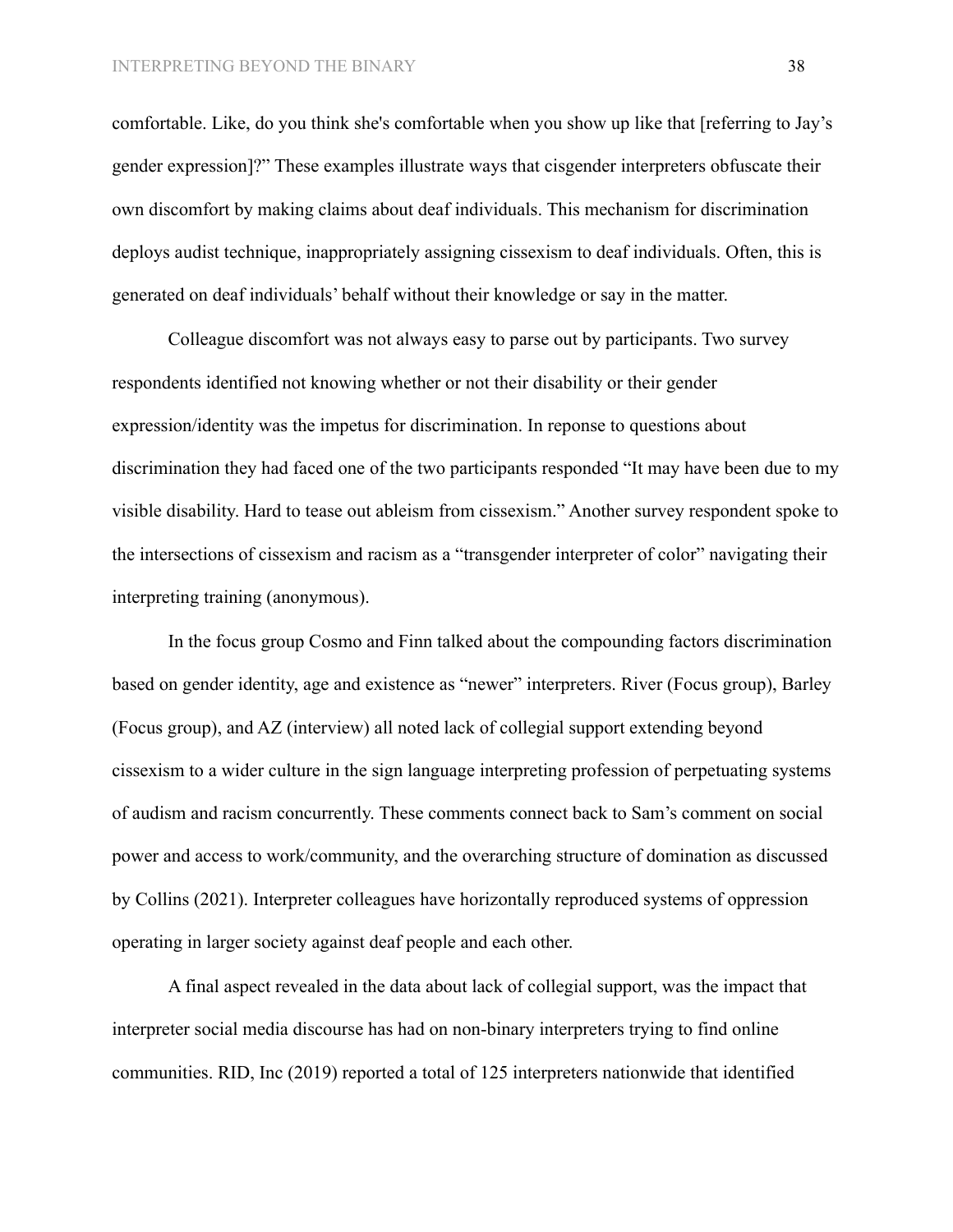comfortable. Like, do you think she's comfortable when you show up like that [referring to Jay's gender expression]?" These examples illustrate ways that cisgender interpreters obfuscate their own discomfort by making claims about deaf individuals. This mechanism for discrimination deploys audist technique, inappropriately assigning cissexism to deaf individuals. Often, this is generated on deaf individuals' behalf without their knowledge or say in the matter.

Colleague discomfort was not always easy to parse out by participants. Two survey respondents identified not knowing whether or not their disability or their gender expression/identity was the impetus for discrimination. In reponse to questions about discrimination they had faced one of the two participants responded "It may have been due to my visible disability. Hard to tease out ableism from cissexism." Another survey respondent spoke to the intersections of cissexism and racism as a "transgender interpreter of color" navigating their interpreting training (anonymous).

In the focus group Cosmo and Finn talked about the compounding factors discrimination based on gender identity, age and existence as "newer" interpreters. River (Focus group), Barley (Focus group), and AZ (interview) all noted lack of collegial support extending beyond cissexism to a wider culture in the sign language interpreting profession of perpetuating systems of audism and racism concurrently. These comments connect back to Sam's comment on social power and access to work/community, and the overarching structure of domination as discussed by Collins (2021). Interpreter colleagues have horizontally reproduced systems of oppression operating in larger society against deaf people and each other.

A final aspect revealed in the data about lack of collegial support, was the impact that interpreter social media discourse has had on non-binary interpreters trying to find online communities. RID, Inc (2019) reported a total of 125 interpreters nationwide that identified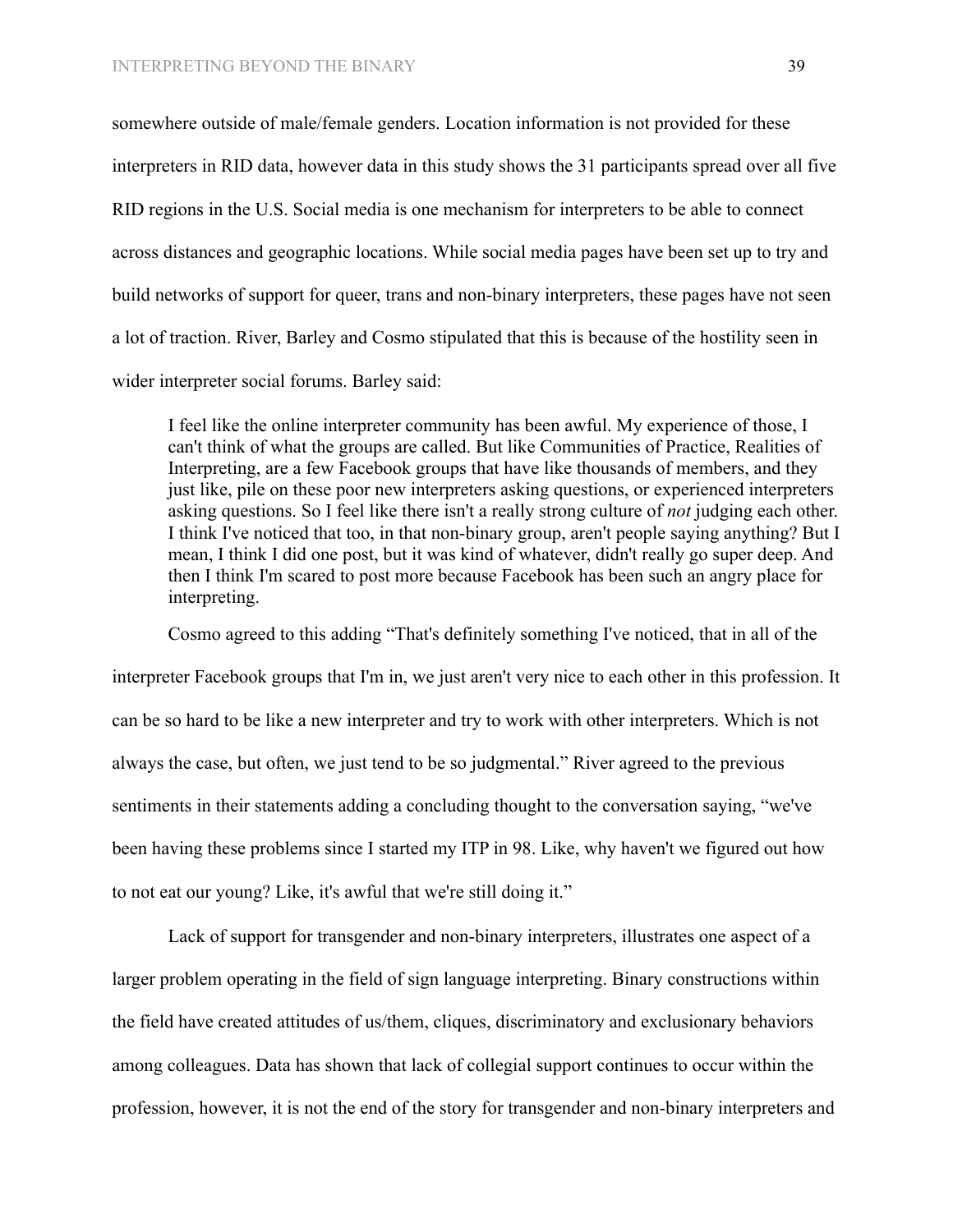somewhere outside of male/female genders. Location information is not provided for these interpreters in RID data, however data in this study shows the 31 participants spread over all five RID regions in the U.S. Social media is one mechanism for interpreters to be able to connect across distances and geographic locations. While social media pages have been set up to try and build networks of support for queer, trans and non-binary interpreters, these pages have not seen a lot of traction. River, Barley and Cosmo stipulated that this is because of the hostility seen in wider interpreter social forums. Barley said:

> I feel like the online interpreter community has been awful. My experience of those, I can't think of what the groups are called. But like Communities of Practice, Realities of Interpreting, are a few Facebook groups that have like thousands of members, and they just like, pile on these poor new interpreters asking questions, or experienced interpreters asking questions. So I feel like there isn't a really strong culture of *not* judging each other. I think I've noticed that too, in that non-binary group, aren't people saying anything? But I mean, I think I did one post, but it was kind of whatever, didn't really go super deep. And then I think I'm scared to post more because Facebook has been such an angry place for interpreting.

Cosmo agreed to this adding "That's definitely something I've noticed, that in all of the interpreter Facebook groups that I'm in, we just aren't very nice to each other in this profession. It can be so hard to be like a new interpreter and try to work with other interpreters. Which is not always the case, but often, we just tend to be so judgmental." River agreed to the previous sentiments in their statements adding a concluding thought to the conversation saying, "we've been having these problems since I started my ITP in 98. Like, why haven't we figured out how to not eat our young? Like, it's awful that we're still doing it."

Lack of support for transgender and non-binary interpreters, illustrates one aspect of a larger problem operating in the field of sign language interpreting. Binary constructions within the field have created attitudes of us/them, cliques, discriminatory and exclusionary behaviors among colleagues. Data has shown that lack of collegial support continues to occur within the profession, however, it is not the end of the story for transgender and non-binary interpreters and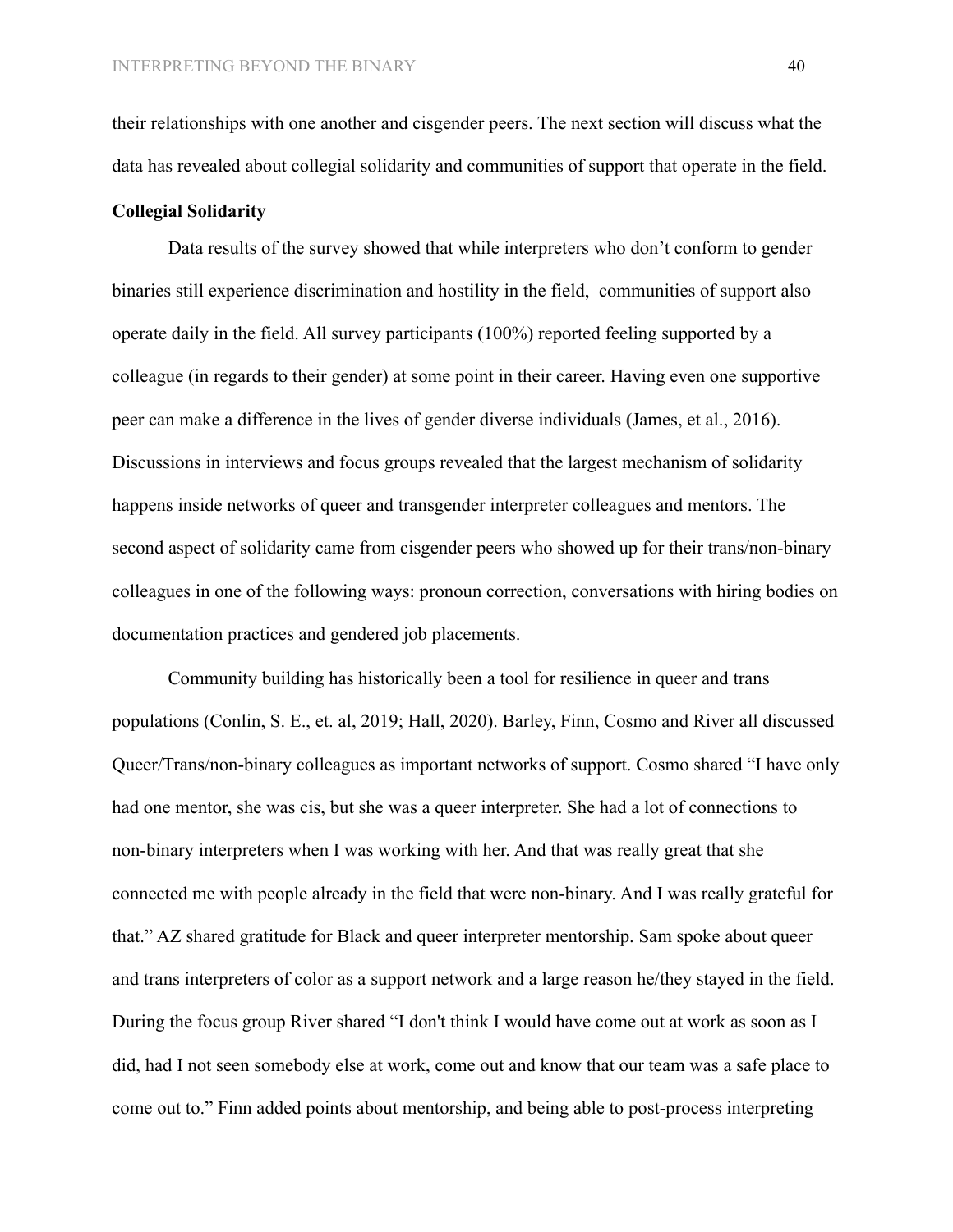their relationships with one another and cisgender peers. The next section will discuss what the data has revealed about collegial solidarity and communities of support that operate in the field.

**Collegial Solidarity**

Data results of the survey showed that while interpreters who don't conform to gender binaries still experience discrimination and hostility in the field,  communities of support also operate daily in the field. All survey participants (100%) reported feeling supported by a colleague (in regards to their gender) at some point in their career. Having even one supportive peer can make a difference in the lives of gender diverse individuals (James, et al., 2016). Discussions in interviews and focus groups revealed that the largest mechanism of solidarity happens inside networks of queer and transgender interpreter colleagues and mentors. The second aspect of solidarity came from cisgender peers who showed up for their trans/non-binary colleagues in one of the following ways: pronoun correction, conversations with hiring bodies on documentation practices and gendered job placements.

Community building has historically been a tool for resilience in queer and trans populations (Conlin, S. E., et. al, 2019; Hall, 2020). Barley, Finn, Cosmo and River all discussed Queer/Trans/non-binary colleagues as important networks of support. Cosmo shared "I have only had one mentor, she was cis, but she was a queer interpreter. She had a lot of connections to non-binary interpreters when I was working with her. And that was really great that she connected me with people already in the field that were non-binary. And I was really grateful for that." AZ shared gratitude for Black and queer interpreter mentorship. Sam spoke about queer and trans interpreters of color as a support network and a large reason he/they stayed in the field. During the focus group River shared "I don't think I would have come out at work as soon as I did, had I not seen somebody else at work, come out and know that our team was a safe place to come out to." Finn added points about mentorship, and being able to post-process interpreting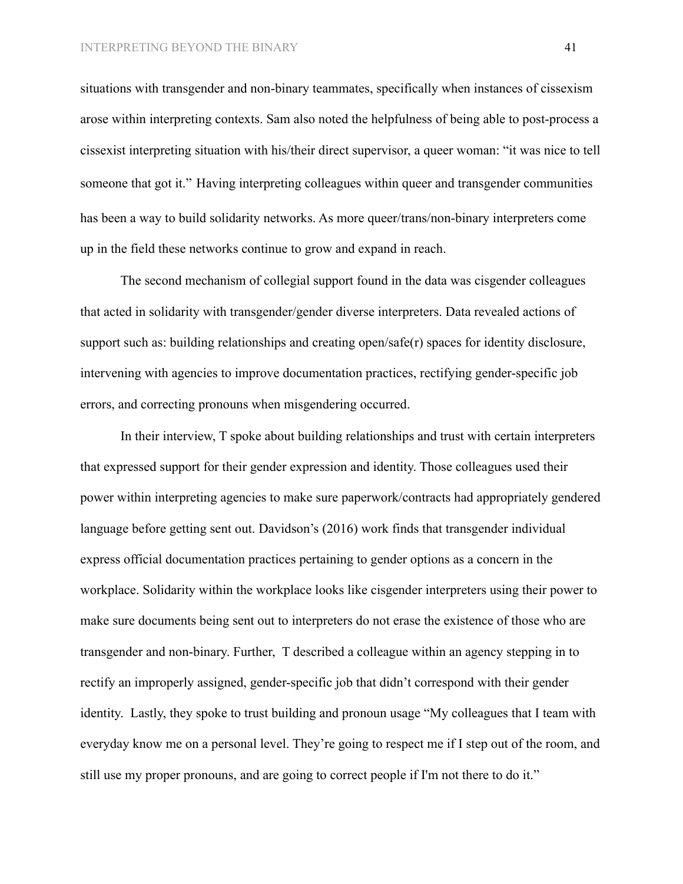situations with transgender and non-binary teammates, specifically when instances of cissexism arose within interpreting contexts. Sam also noted the helpfulness of being able to post-process a cissexist interpreting situation with his/their direct supervisor, a queer woman: "it was nice to tell someone that got it." Having interpreting colleagues within queer and transgender communities has been a way to build solidarity networks. As more queer/trans/non-binary interpreters come up in the field these networks continue to grow and expand in reach.

The second mechanism of collegial support found in the data was cisgender colleagues that acted in solidarity with transgender/gender diverse interpreters. Data revealed actions of support such as: building relationships and creating open/safe(r) spaces for identity disclosure, intervening with agencies to improve documentation practices, rectifying gender-specific job errors, and correcting pronouns when misgendering occurred.

In their interview, T spoke about building relationships and trust with certain interpreters that expressed support for their gender expression and identity. Those colleagues used their power within interpreting agencies to make sure paperwork/contracts had appropriately gendered language before getting sent out. Davidson's (2016) work finds that transgender individual express official documentation practices pertaining to gender options as a concern in the workplace. Solidarity within the workplace looks like cisgender interpreters using their power to make sure documents being sent out to interpreters do not erase the existence of those who are transgender and non-binary. Further, T described a colleague within an agency stepping in to rectify an improperly assigned, gender-specific job that didn't correspond with their gender identity. Lastly, they spoke to trust building and pronoun usage "My colleagues that I team with everyday know me on a personal level. They're going to respect me if I step out of the room, and still use my proper pronouns, and are going to correct people if I'm not there to do it."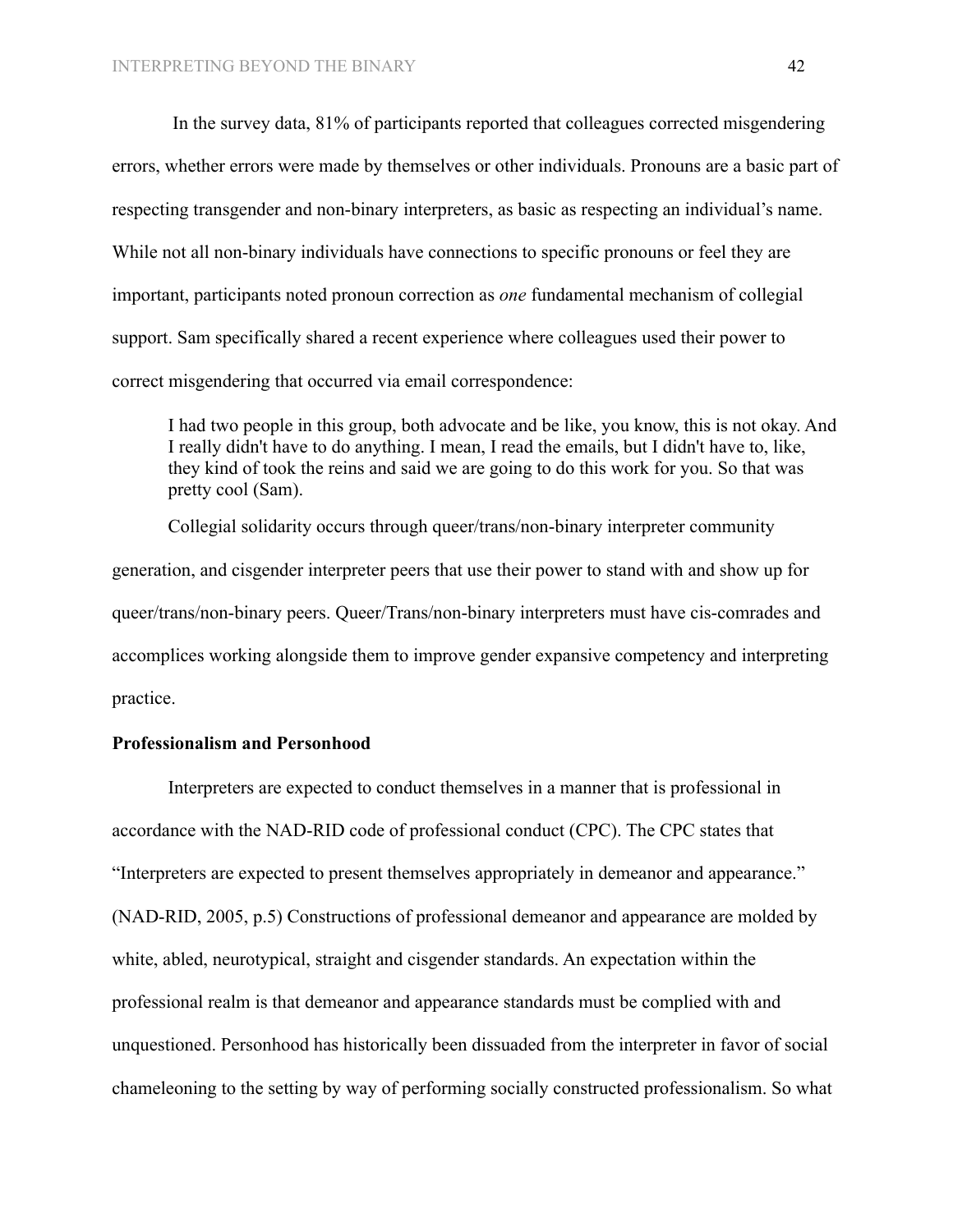In the survey data, 81% of participants reported that colleagues corrected misgendering errors, whether errors were made by themselves or other individuals. Pronouns are a basic part of respecting transgender and non-binary interpreters, as basic as respecting an individual's name. While not all non-binary individuals have connections to specific pronouns or feel they are important, participants noted pronoun correction as *one* fundamental mechanism of collegial support. Sam specifically shared a recent experience where colleagues used their power to correct misgendering that occurred via email correspondence:

> I had two people in this group, both advocate and be like, you know, this is not okay. And I really didn't have to do anything. I mean, I read the emails, but I didn't have to, like, they kind of took the reins and said we are going to do this work for you. So that was pretty cool (Sam).

Collegial solidarity occurs through queer/trans/non-binary interpreter community generation, and cisgender interpreter peers that use their power to stand with and show up for queer/trans/non-binary peers. Queer/Trans/non-binary interpreters must have cis-comrades and accomplices working alongside them to improve gender expansive competency and interpreting practice.

**Professionalism and Personhood**

Interpreters are expected to conduct themselves in a manner that is professional in accordance with the NAD-RID code of professional conduct (CPC). The CPC states that "Interpreters are expected to present themselves appropriately in demeanor and appearance." (NAD-RID, 2005, p.5) Constructions of professional demeanor and appearance are molded by white, abled, neurotypical, straight and cisgender standards. An expectation within the professional realm is that demeanor and appearance standards must be complied with and unquestioned. Personhood has historically been dissuaded from the interpreter in favor of social chameleoning to the setting by way of performing socially constructed professionalism. So what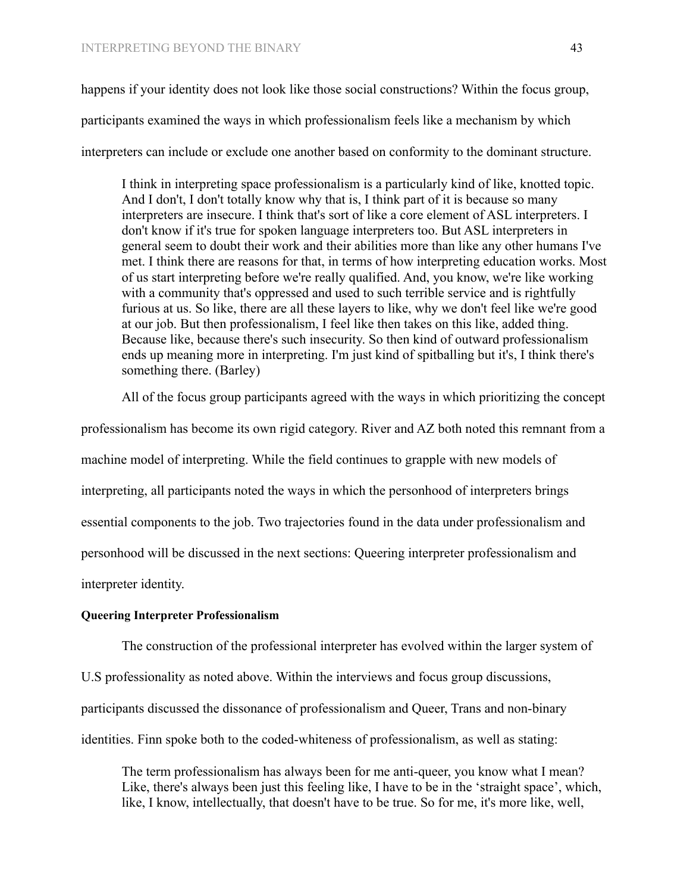happens if your identity does not look like those social constructions? Within the focus group, participants examined the ways in which professionalism feels like a mechanism by which interpreters can include or exclude one another based on conformity to the dominant structure.

> I think in interpreting space professionalism is a particularly kind of like, knotted topic. And I don't, I don't totally know why that is, I think part of it is because so many interpreters are insecure. I think that's sort of like a core element of ASL interpreters. I don't know if it's true for spoken language interpreters too. But ASL interpreters in general seem to doubt their work and their abilities more than like any other humans I've met. I think there are reasons for that, in terms of how interpreting education works. Most of us start interpreting before we're really qualified. And, you know, we're like working with a community that's oppressed and used to such terrible service and is rightfully furious at us. So like, there are all these layers to like, why we don't feel like we're good at our job. But then professionalism, I feel like then takes on this like, added thing. Because like, because there's such insecurity. So then kind of outward professionalism ends up meaning more in interpreting. I'm just kind of spitballing but it's, I think there's something there. (Barley)

All of the focus group participants agreed with the ways in which prioritizing the concept professionalism has become its own rigid category. River and AZ both noted this remnant from a machine model of interpreting. While the field continues to grapple with new models of interpreting, all participants noted the ways in which the personhood of interpreters brings essential components to the job. Two trajectories found in the data under professionalism and personhood will be discussed in the next sections: Queering interpreter professionalism and interpreter identity.

**Queering Interpreter Professionalism**

The construction of the professional interpreter has evolved within the larger system of U.S professionality as noted above. Within the interviews and focus group discussions, participants discussed the dissonance of professionalism and Queer, Trans and non-binary identities. Finn spoke both to the coded-whiteness of professionalism, as well as stating:

> The term professionalism has always been for me anti-queer, you know what I mean? Like, there's always been just this feeling like, I have to be in the 'straight space', which, like, I know, intellectually, that doesn't have to be true. So for me, it's more like, well,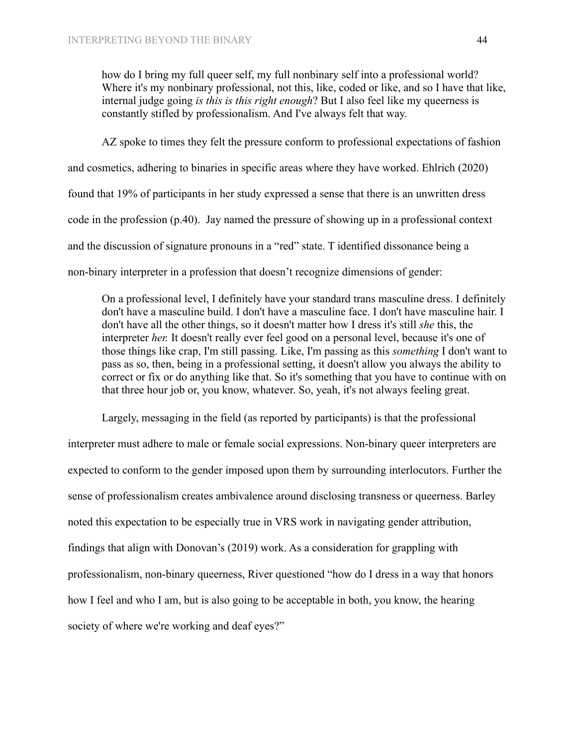> how do I bring my full queer self, my full nonbinary self into a professional world? Where it's my nonbinary professional, not this, like, coded or like, and so I have that like, internal judge going *is this is this right enough*? But I also feel like my queerness is constantly stifled by professionalism. And I've always felt that way.

AZ spoke to times they felt the pressure conform to professional expectations of fashion and cosmetics, adhering to binaries in specific areas where they have worked. Ehlrich (2020) found that 19% of participants in her study expressed a sense that there is an unwritten dress code in the profession (p.40). Jay named the pressure of showing up in a professional context and the discussion of signature pronouns in a "red" state. T identified dissonance being a non-binary interpreter in a profession that doesn't recognize dimensions of gender:

> On a professional level, I definitely have your standard trans masculine dress. I definitely don't have a masculine build. I don't have a masculine face. I don't have masculine hair. I don't have all the other things, so it doesn't matter how I dress it's still *she* this, the interpreter *her.* It doesn't really ever feel good on a personal level, because it's one of those things like crap, I'm still passing. Like, I'm passing as this *something* I don't want to pass as so, then, being in a professional setting, it doesn't allow you always the ability to correct or fix or do anything like that. So it's something that you have to continue with on that three hour job or, you know, whatever. So, yeah, it's not always feeling great.

Largely, messaging in the field (as reported by participants) is that the professional interpreter must adhere to male or female social expressions. Non-binary queer interpreters are expected to conform to the gender imposed upon them by surrounding interlocutors. Further the sense of professionalism creates ambivalence around disclosing transness or queerness. Barley noted this expectation to be especially true in VRS work in navigating gender attribution, findings that align with Donovan's (2019) work. As a consideration for grappling with professionalism, non-binary queerness, River questioned "how do I dress in a way that honors how I feel and who I am, but is also going to be acceptable in both, you know, the hearing society of where we're working and deaf eyes?"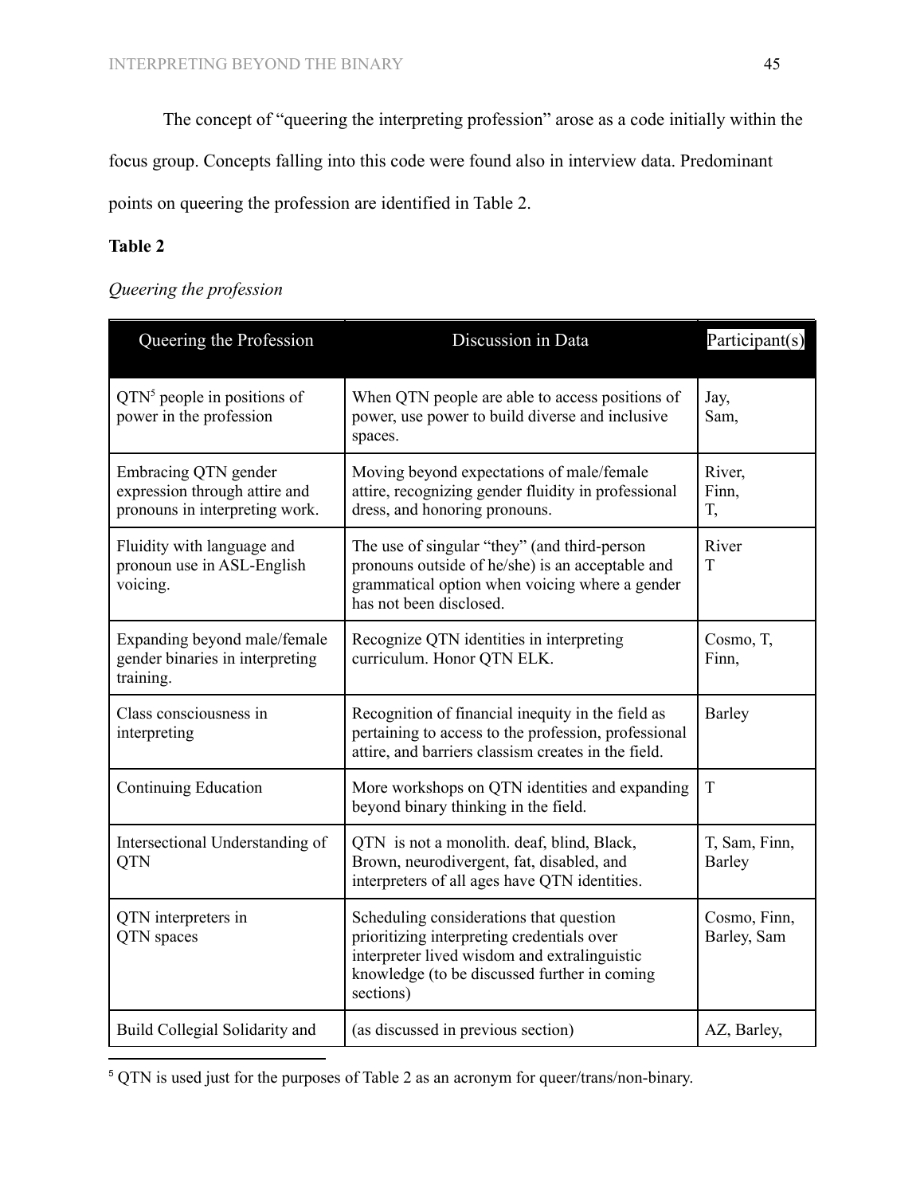The concept of "queering the interpreting profession" arose as a code initially within the focus group. Concepts falling into this code were found also in interview data. Predominant points on queering the profession are identified in Table 2.

**Table 2**

*Queering the profession*

| Queering the Profession | Discussion in Data | Participant(s) |
|---|---|---|
| QTN[5] people in positions of power in the profession | When QTN people are able to access positions of power, use power to build diverse and inclusive spaces. | Jay, Sam, |
| Embracing QTN gender expression through attire and pronouns in interpreting work. | Moving beyond expectations of male/female attire, recognizing gender fluidity in professional dress, and honoring pronouns. | River, Finn, T, |
| Fluidity with language and pronoun use in ASL-English voicing. | The use of singular "they" (and third-person pronouns outside of he/she) is an acceptable and grammatical option when voicing where a gender has not been disclosed. | River T |
| Expanding beyond male/female gender binaries in interpreting training. | Recognize QTN identities in interpreting curriculum. Honor QTN ELK. | Cosmo, T, Finn, |
| Class consciousness in interpreting | Recognition of financial inequity in the field as pertaining to access to the profession, professional attire, and barriers classism creates in the field. | Barley |
| Continuing Education | More workshops on QTN identities and expanding beyond binary thinking in the field. | T |
| Intersectional Understanding of QTN | QTN is not a monolith. deaf, blind, Black, Brown, neurodivergent, fat, disabled, and interpreters of all ages have QTN identities. | T, Sam, Finn, Barley |
| QTN interpreters in QTN spaces | Scheduling considerations that question prioritizing interpreting credentials over interpreter lived wisdom and extralinguistic knowledge (to be discussed further in coming sections) | Cosmo, Finn, Barley, Sam |
| Build Collegial Solidarity and | (as discussed in previous section) | AZ, Barley, |

[5] QTN is used just for the purposes of Table 2 as an acronym for queer/trans/non-binary.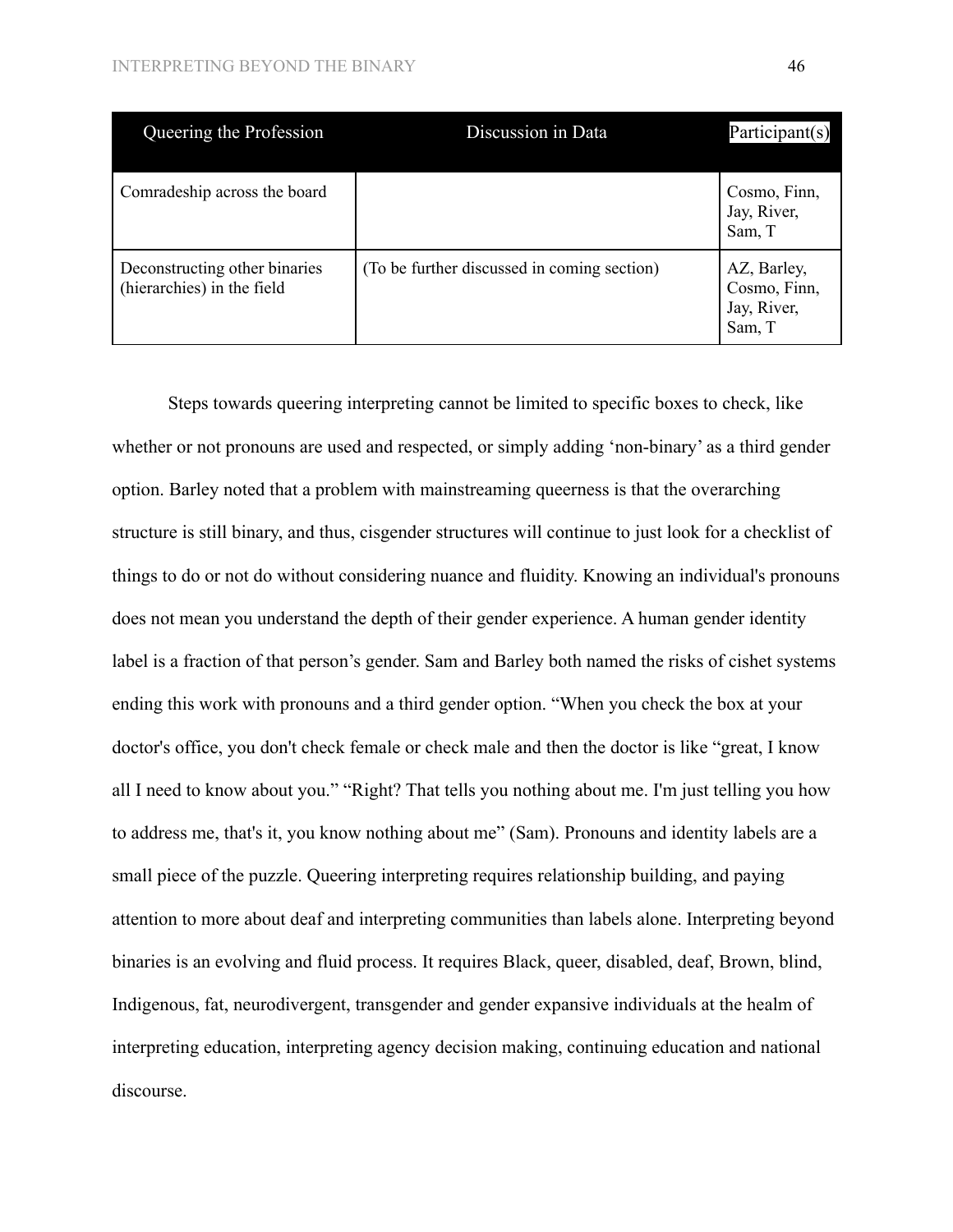| Queering the Profession | Discussion in Data | Participant(s) |
|---|---|---|
| Comradeship across the board | | Cosmo, Finn, Jay, River, Sam, T |
| Deconstructing other binaries (hierarchies) in the field | (To be further discussed in coming section) | AZ, Barley, Cosmo, Finn, Jay, River, Sam, T |

Steps towards queering interpreting cannot be limited to specific boxes to check, like whether or not pronouns are used and respected, or simply adding 'non-binary' as a third gender option. Barley noted that a problem with mainstreaming queerness is that the overarching structure is still binary, and thus, cisgender structures will continue to just look for a checklist of things to do or not do without considering nuance and fluidity. Knowing an individual's pronouns does not mean you understand the depth of their gender experience. A human gender identity label is a fraction of that person's gender. Sam and Barley both named the risks of cishet systems ending this work with pronouns and a third gender option. "When you check the box at your doctor's office, you don't check female or check male and then the doctor is like "great, I know all I need to know about you." "Right? That tells you nothing about me. I'm just telling you how to address me, that's it, you know nothing about me" (Sam). Pronouns and identity labels are a small piece of the puzzle. Queering interpreting requires relationship building, and paying attention to more about deaf and interpreting communities than labels alone. Interpreting beyond binaries is an evolving and fluid process. It requires Black, queer, disabled, deaf, Brown, blind, Indigenous, fat, neurodivergent, transgender and gender expansive individuals at the healm of interpreting education, interpreting agency decision making, continuing education and national discourse.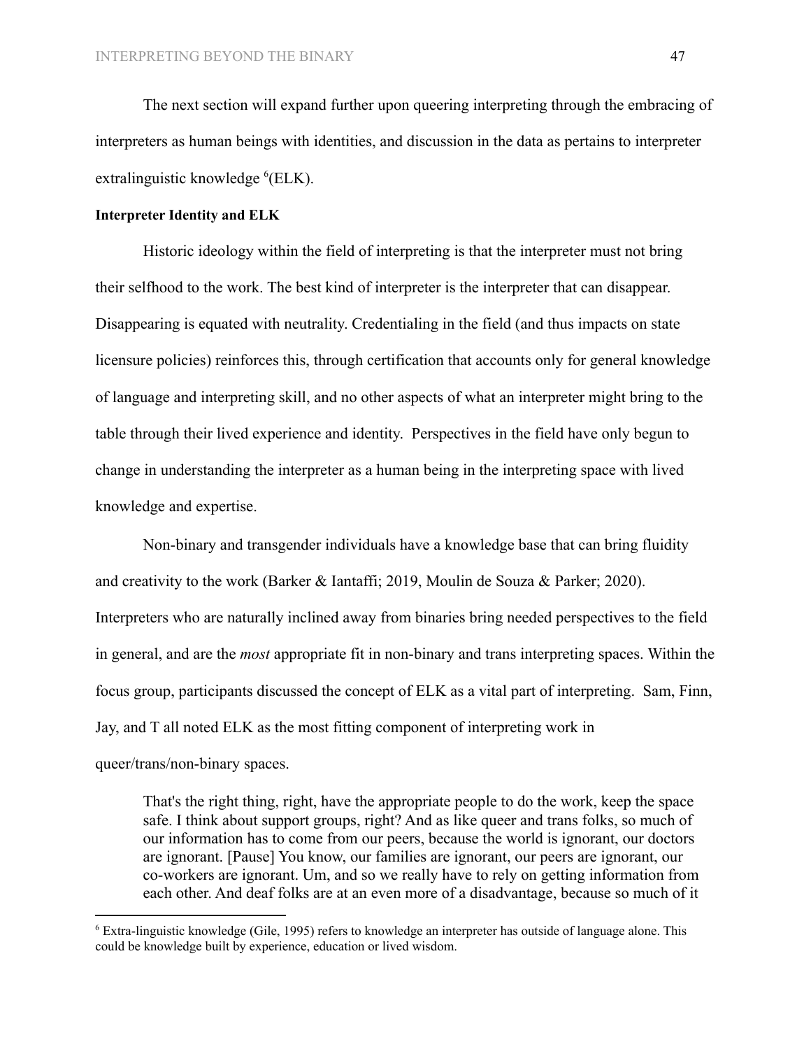The next section will expand further upon queering interpreting through the embracing of interpreters as human beings with identities, and discussion in the data as pertains to interpreter extralinguistic knowledge [6](ELK).

**Interpreter Identity and ELK**

Historic ideology within the field of interpreting is that the interpreter must not bring their selfhood to the work. The best kind of interpreter is the interpreter that can disappear. Disappearing is equated with neutrality. Credentialing in the field (and thus impacts on state licensure policies) reinforces this, through certification that accounts only for general knowledge of language and interpreting skill, and no other aspects of what an interpreter might bring to the table through their lived experience and identity. Perspectives in the field have only begun to change in understanding the interpreter as a human being in the interpreting space with lived knowledge and expertise.

Non-binary and transgender individuals have a knowledge base that can bring fluidity and creativity to the work (Barker & Iantaffi; 2019, Moulin de Souza & Parker; 2020). Interpreters who are naturally inclined away from binaries bring needed perspectives to the field in general, and are the *most* appropriate fit in non-binary and trans interpreting spaces. Within the focus group, participants discussed the concept of ELK as a vital part of interpreting. Sam, Finn, Jay, and T all noted ELK as the most fitting component of interpreting work in queer/trans/non-binary spaces.

> That's the right thing, right, have the appropriate people to do the work, keep the space safe. I think about support groups, right? And as like queer and trans folks, so much of our information has to come from our peers, because the world is ignorant, our doctors are ignorant. [Pause] You know, our families are ignorant, our peers are ignorant, our co-workers are ignorant. Um, and so we really have to rely on getting information from each other. And deaf folks are at an even more of a disadvantage, because so much of it

[6] Extra-linguistic knowledge (Gile, 1995) refers to knowledge an interpreter has outside of language alone. This could be knowledge built by experience, education or lived wisdom.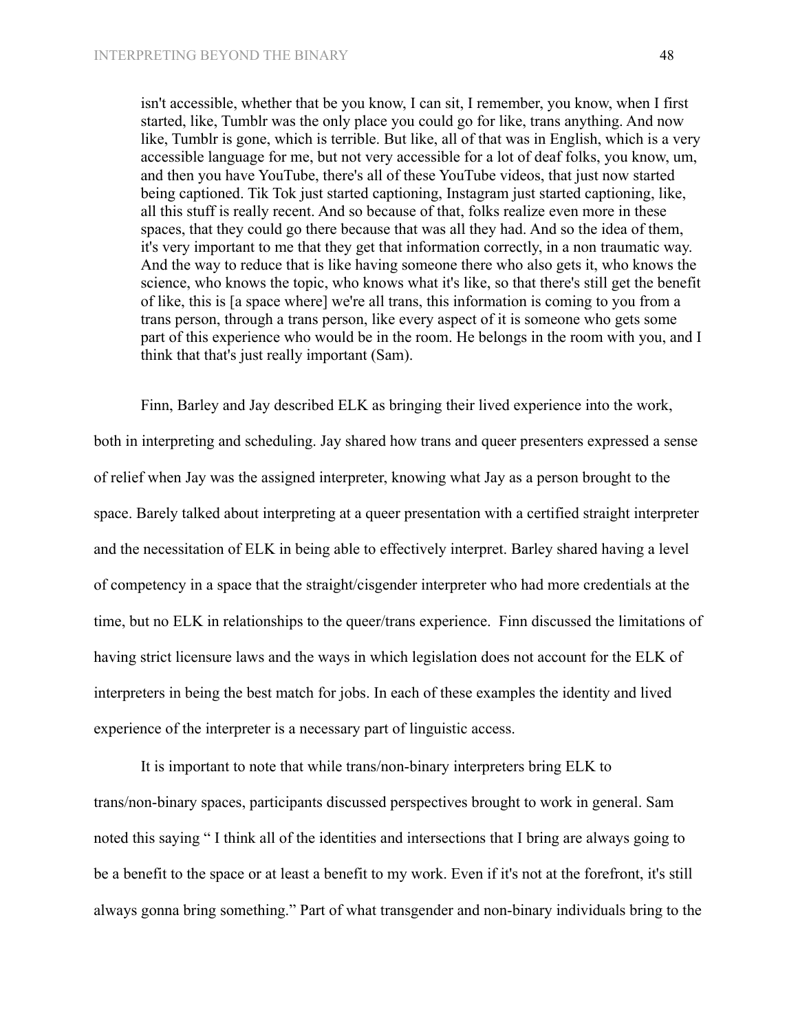> isn't accessible, whether that be you know, I can sit, I remember, you know, when I first started, like, Tumblr was the only place you could go for like, trans anything. And now like, Tumblr is gone, which is terrible. But like, all of that was in English, which is a very accessible language for me, but not very accessible for a lot of deaf folks, you know, um, and then you have YouTube, there's all of these YouTube videos, that just now started being captioned. Tik Tok just started captioning, Instagram just started captioning, like, all this stuff is really recent. And so because of that, folks realize even more in these spaces, that they could go there because that was all they had. And so the idea of them, it's very important to me that they get that information correctly, in a non traumatic way. And the way to reduce that is like having someone there who also gets it, who knows the science, who knows the topic, who knows what it's like, so that there's still get the benefit of like, this is [a space where] we're all trans, this information is coming to you from a trans person, through a trans person, like every aspect of it is someone who gets some part of this experience who would be in the room. He belongs in the room with you, and I think that that's just really important (Sam).

Finn, Barley and Jay described ELK as bringing their lived experience into the work, both in interpreting and scheduling. Jay shared how trans and queer presenters expressed a sense of relief when Jay was the assigned interpreter, knowing what Jay as a person brought to the space. Barely talked about interpreting at a queer presentation with a certified straight interpreter and the necessitation of ELK in being able to effectively interpret. Barley shared having a level of competency in a space that the straight/cisgender interpreter who had more credentials at the time, but no ELK in relationships to the queer/trans experience. Finn discussed the limitations of having strict licensure laws and the ways in which legislation does not account for the ELK of interpreters in being the best match for jobs. In each of these examples the identity and lived experience of the interpreter is a necessary part of linguistic access.

It is important to note that while trans/non-binary interpreters bring ELK to trans/non-binary spaces, participants discussed perspectives brought to work in general. Sam noted this saying " I think all of the identities and intersections that I bring are always going to be a benefit to the space or at least a benefit to my work. Even if it's not at the forefront, it's still always gonna bring something." Part of what transgender and non-binary individuals bring to the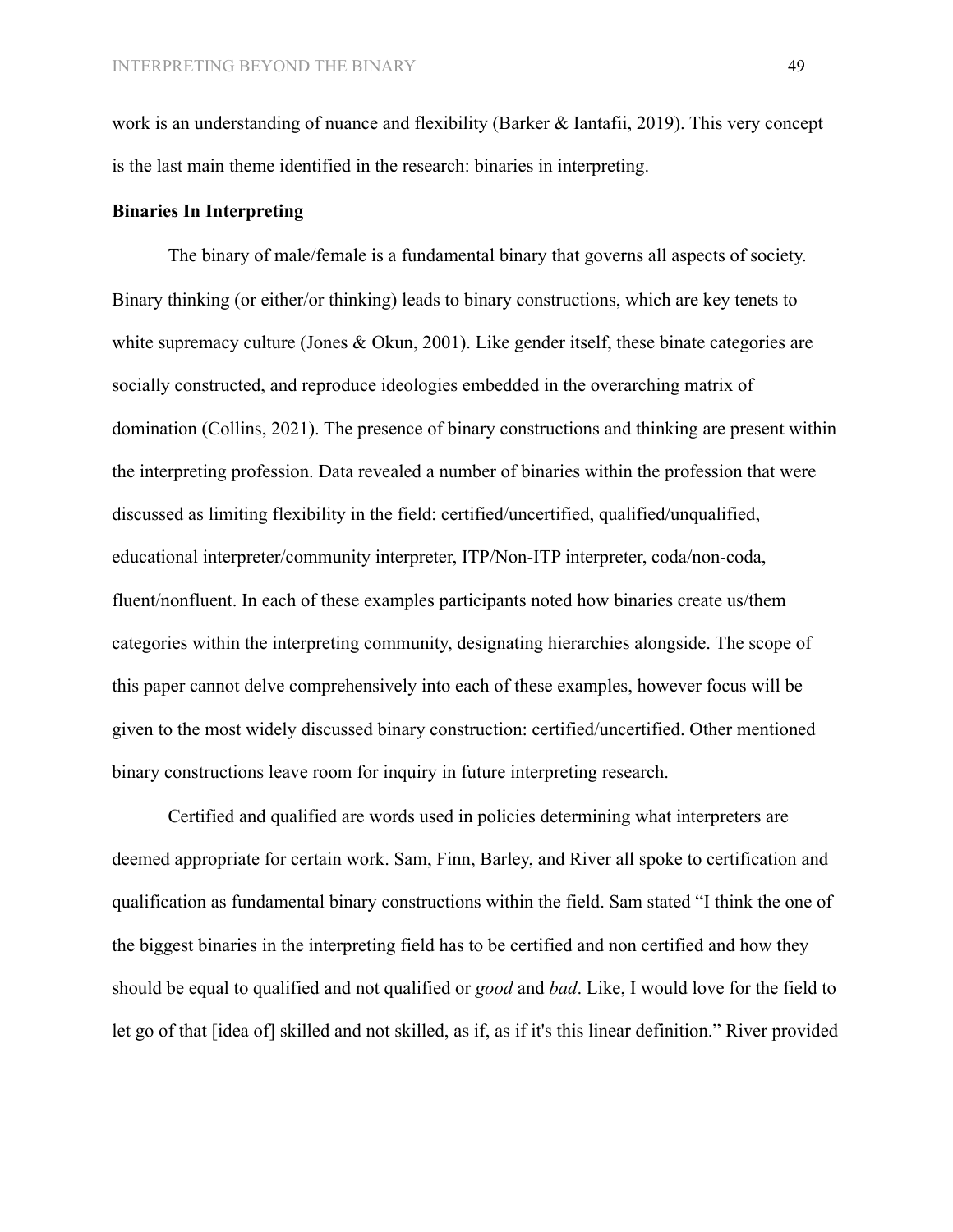work is an understanding of nuance and flexibility (Barker & Iantafii, 2019). This very concept is the last main theme identified in the research: binaries in interpreting.

**Binaries In Interpreting**

The binary of male/female is a fundamental binary that governs all aspects of society. Binary thinking (or either/or thinking) leads to binary constructions, which are key tenets to white supremacy culture (Jones & Okun, 2001). Like gender itself, these binate categories are socially constructed, and reproduce ideologies embedded in the overarching matrix of domination (Collins, 2021). The presence of binary constructions and thinking are present within the interpreting profession. Data revealed a number of binaries within the profession that were discussed as limiting flexibility in the field: certified/uncertified, qualified/unqualified, educational interpreter/community interpreter, ITP/Non-ITP interpreter, coda/non-coda, fluent/nonfluent. In each of these examples participants noted how binaries create us/them categories within the interpreting community, designating hierarchies alongside. The scope of this paper cannot delve comprehensively into each of these examples, however focus will be given to the most widely discussed binary construction: certified/uncertified. Other mentioned binary constructions leave room for inquiry in future interpreting research.

Certified and qualified are words used in policies determining what interpreters are deemed appropriate for certain work. Sam, Finn, Barley, and River all spoke to certification and qualification as fundamental binary constructions within the field. Sam stated "I think the one of the biggest binaries in the interpreting field has to be certified and non certified and how they should be equal to qualified and not qualified or *good* and *bad*. Like, I would love for the field to let go of that [idea of] skilled and not skilled, as if, as if it's this linear definition." River provided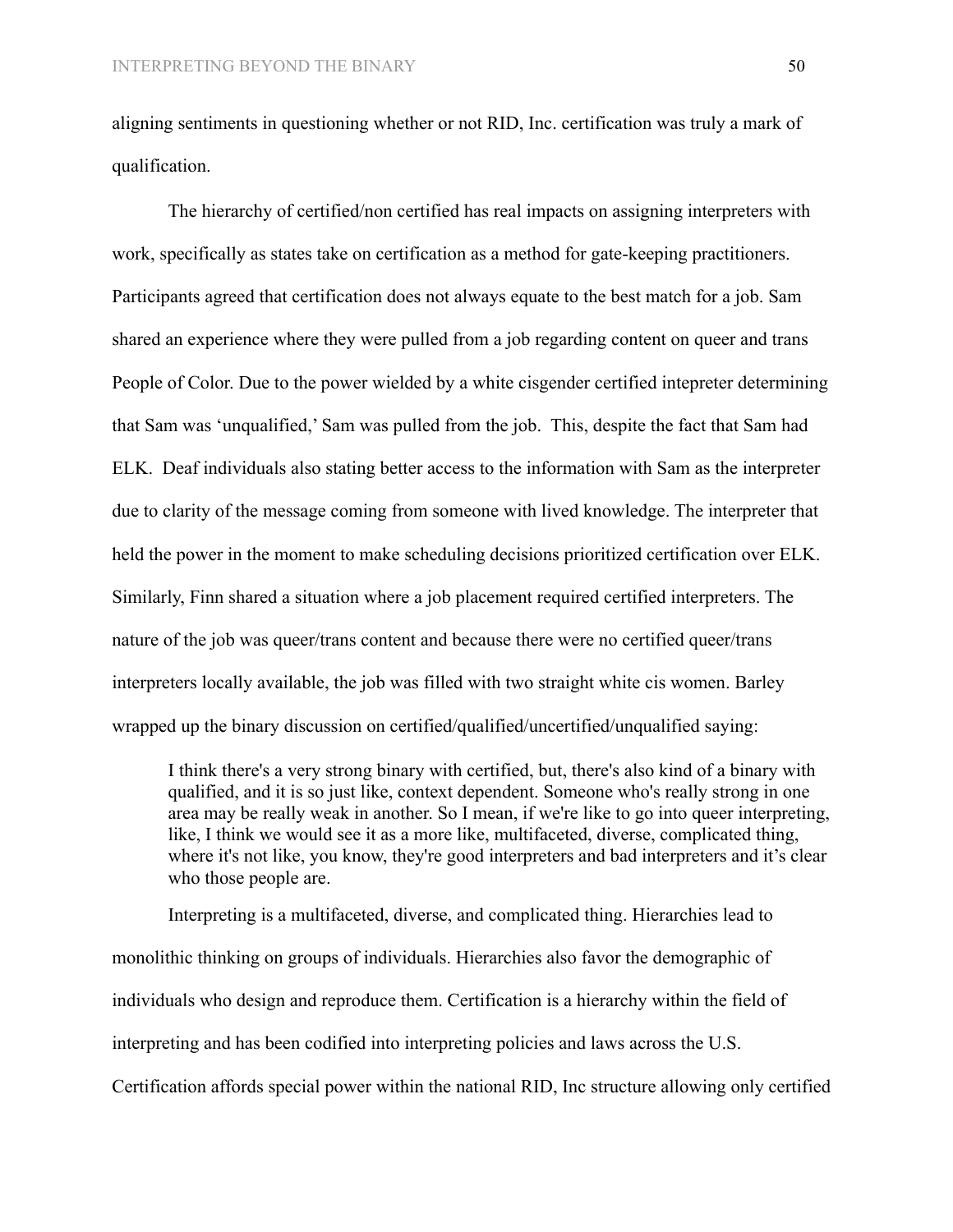aligning sentiments in questioning whether or not RID, Inc. certification was truly a mark of qualification.

The hierarchy of certified/non certified has real impacts on assigning interpreters with work, specifically as states take on certification as a method for gate-keeping practitioners. Participants agreed that certification does not always equate to the best match for a job. Sam shared an experience where they were pulled from a job regarding content on queer and trans People of Color. Due to the power wielded by a white cisgender certified intepreter determining that Sam was 'unqualified,' Sam was pulled from the job. This, despite the fact that Sam had ELK. Deaf individuals also stating better access to the information with Sam as the interpreter due to clarity of the message coming from someone with lived knowledge. The interpreter that held the power in the moment to make scheduling decisions prioritized certification over ELK. Similarly, Finn shared a situation where a job placement required certified interpreters. The nature of the job was queer/trans content and because there were no certified queer/trans interpreters locally available, the job was filled with two straight white cis women. Barley wrapped up the binary discussion on certified/qualified/uncertified/unqualified saying:

> I think there's a very strong binary with certified, but, there's also kind of a binary with qualified, and it is so just like, context dependent. Someone who's really strong in one area may be really weak in another. So I mean, if we're like to go into queer interpreting, like, I think we would see it as a more like, multifaceted, diverse, complicated thing, where it's not like, you know, they're good interpreters and bad interpreters and it's clear who those people are.

Interpreting is a multifaceted, diverse, and complicated thing. Hierarchies lead to monolithic thinking on groups of individuals. Hierarchies also favor the demographic of individuals who design and reproduce them. Certification is a hierarchy within the field of interpreting and has been codified into interpreting policies and laws across the U.S. Certification affords special power within the national RID, Inc structure allowing only certified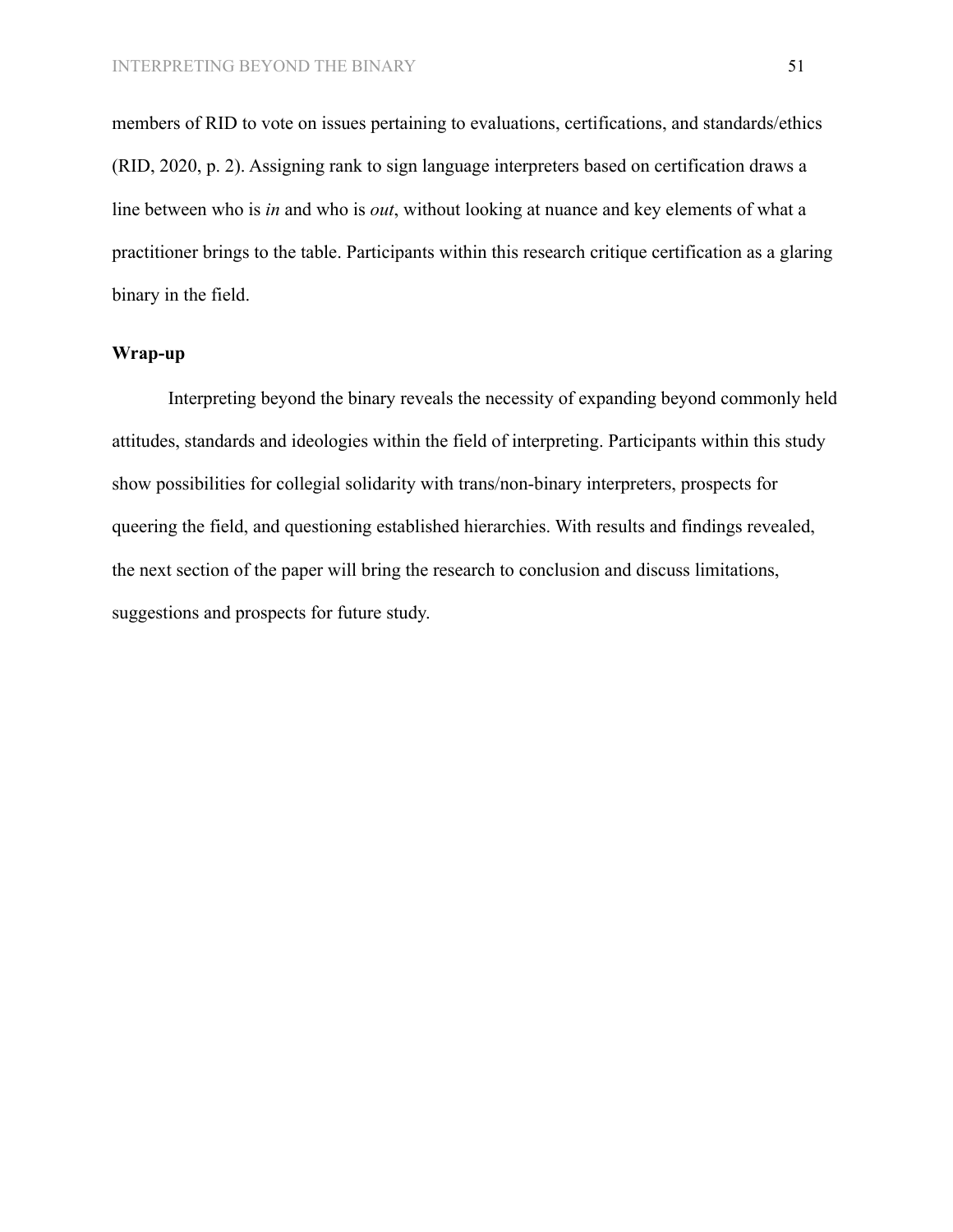members of RID to vote on issues pertaining to evaluations, certifications, and standards/ethics (RID, 2020, p. 2). Assigning rank to sign language interpreters based on certification draws a line between who is *in* and who is *out*, without looking at nuance and key elements of what a practitioner brings to the table. Participants within this research critique certification as a glaring binary in the field.

## Wrap-up

Interpreting beyond the binary reveals the necessity of expanding beyond commonly held attitudes, standards and ideologies within the field of interpreting. Participants within this study show possibilities for collegial solidarity with trans/non-binary interpreters, prospects for queering the field, and questioning established hierarchies. With results and findings revealed, the next section of the paper will bring the research to conclusion and discuss limitations, suggestions and prospects for future study.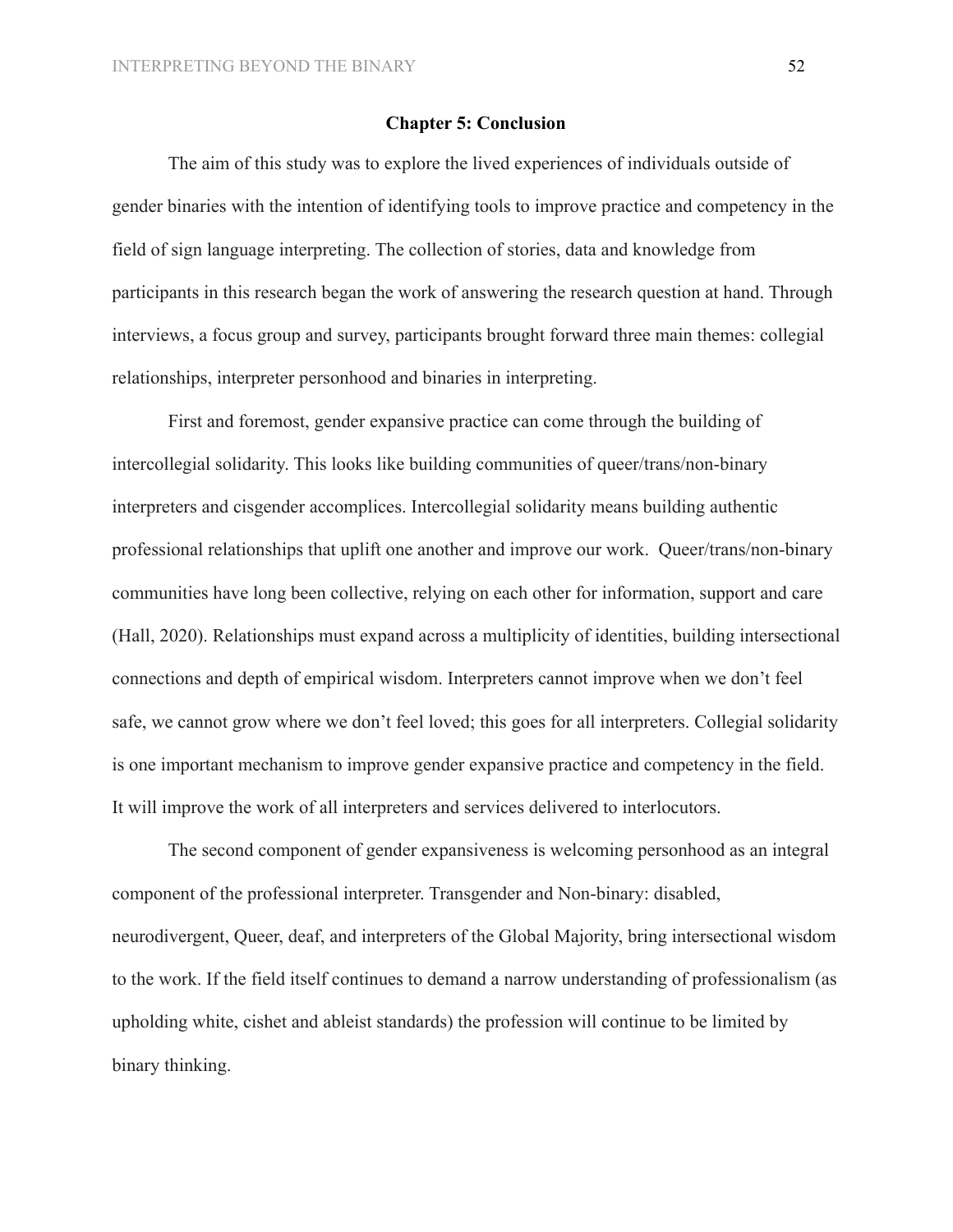## Chapter 5: Conclusion

The aim of this study was to explore the lived experiences of individuals outside of gender binaries with the intention of identifying tools to improve practice and competency in the field of sign language interpreting. The collection of stories, data and knowledge from participants in this research began the work of answering the research question at hand. Through interviews, a focus group and survey, participants brought forward three main themes: collegial relationships, interpreter personhood and binaries in interpreting.

First and foremost, gender expansive practice can come through the building of intercollegial solidarity. This looks like building communities of queer/trans/non-binary interpreters and cisgender accomplices. Intercollegial solidarity means building authentic professional relationships that uplift one another and improve our work. Queer/trans/non-binary communities have long been collective, relying on each other for information, support and care (Hall, 2020). Relationships must expand across a multiplicity of identities, building intersectional connections and depth of empirical wisdom. Interpreters cannot improve when we don't feel safe, we cannot grow where we don't feel loved; this goes for all interpreters. Collegial solidarity is one important mechanism to improve gender expansive practice and competency in the field. It will improve the work of all interpreters and services delivered to interlocutors.

The second component of gender expansiveness is welcoming personhood as an integral component of the professional interpreter. Transgender and Non-binary: disabled, neurodivergent, Queer, deaf, and interpreters of the Global Majority, bring intersectional wisdom to the work. If the field itself continues to demand a narrow understanding of professionalism (as upholding white, cishet and ableist standards) the profession will continue to be limited by binary thinking.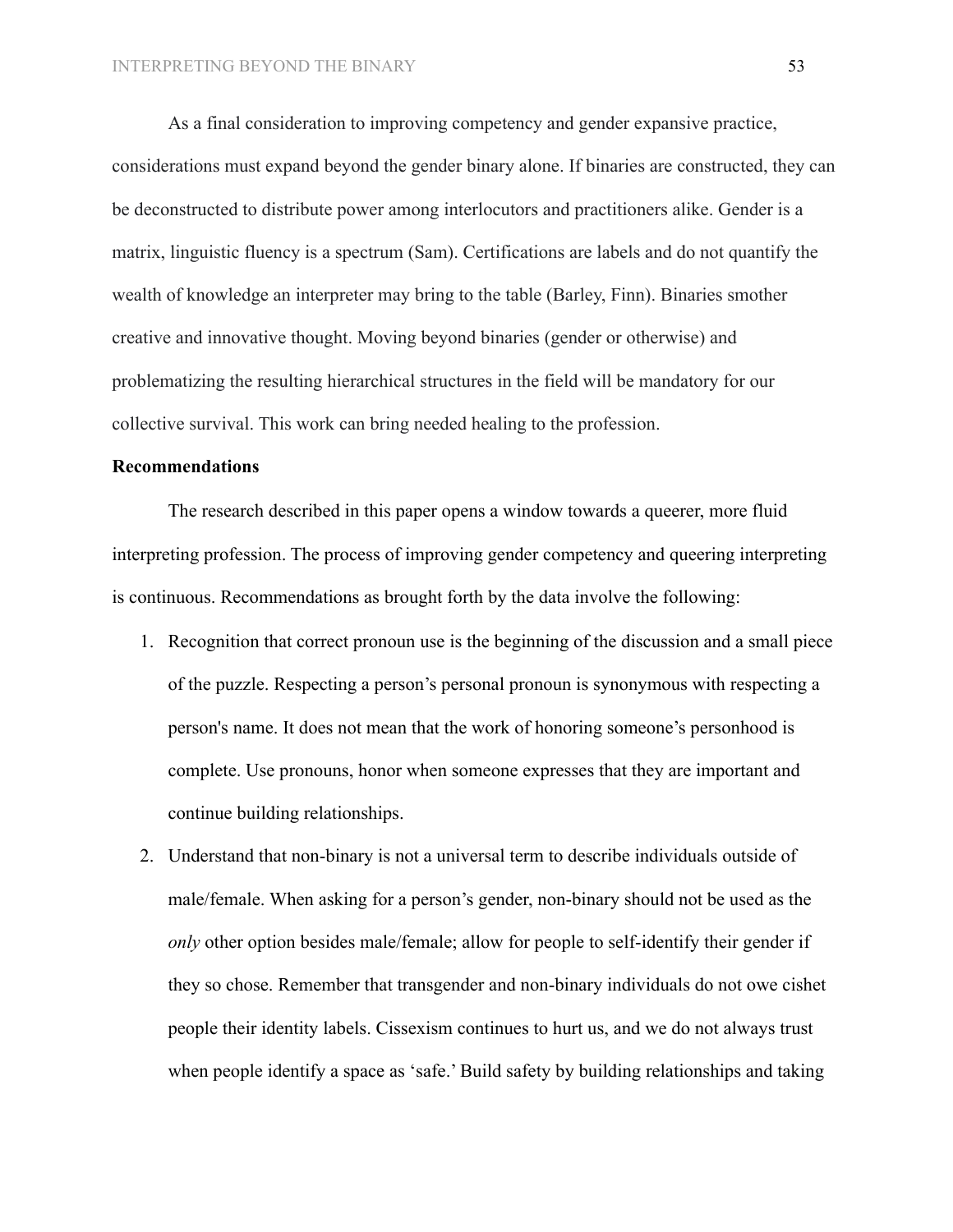As a final consideration to improving competency and gender expansive practice, considerations must expand beyond the gender binary alone. If binaries are constructed, they can be deconstructed to distribute power among interlocutors and practitioners alike. Gender is a matrix, linguistic fluency is a spectrum (Sam). Certifications are labels and do not quantify the wealth of knowledge an interpreter may bring to the table (Barley, Finn). Binaries smother creative and innovative thought. Moving beyond binaries (gender or otherwise) and problematizing the resulting hierarchical structures in the field will be mandatory for our collective survival. This work can bring needed healing to the profession.

**Recommendations**

The research described in this paper opens a window towards a queerer, more fluid interpreting profession. The process of improving gender competency and queering interpreting is continuous. Recommendations as brought forth by the data involve the following:

1. Recognition that correct pronoun use is the beginning of the discussion and a small piece of the puzzle. Respecting a person's personal pronoun is synonymous with respecting a person's name. It does not mean that the work of honoring someone's personhood is complete. Use pronouns, honor when someone expresses that they are important and continue building relationships.
2. Understand that non-binary is not a universal term to describe individuals outside of male/female. When asking for a person's gender, non-binary should not be used as the *only* other option besides male/female; allow for people to self-identify their gender if they so chose. Remember that transgender and non-binary individuals do not owe cishet people their identity labels. Cissexism continues to hurt us, and we do not always trust when people identify a space as 'safe.' Build safety by building relationships and taking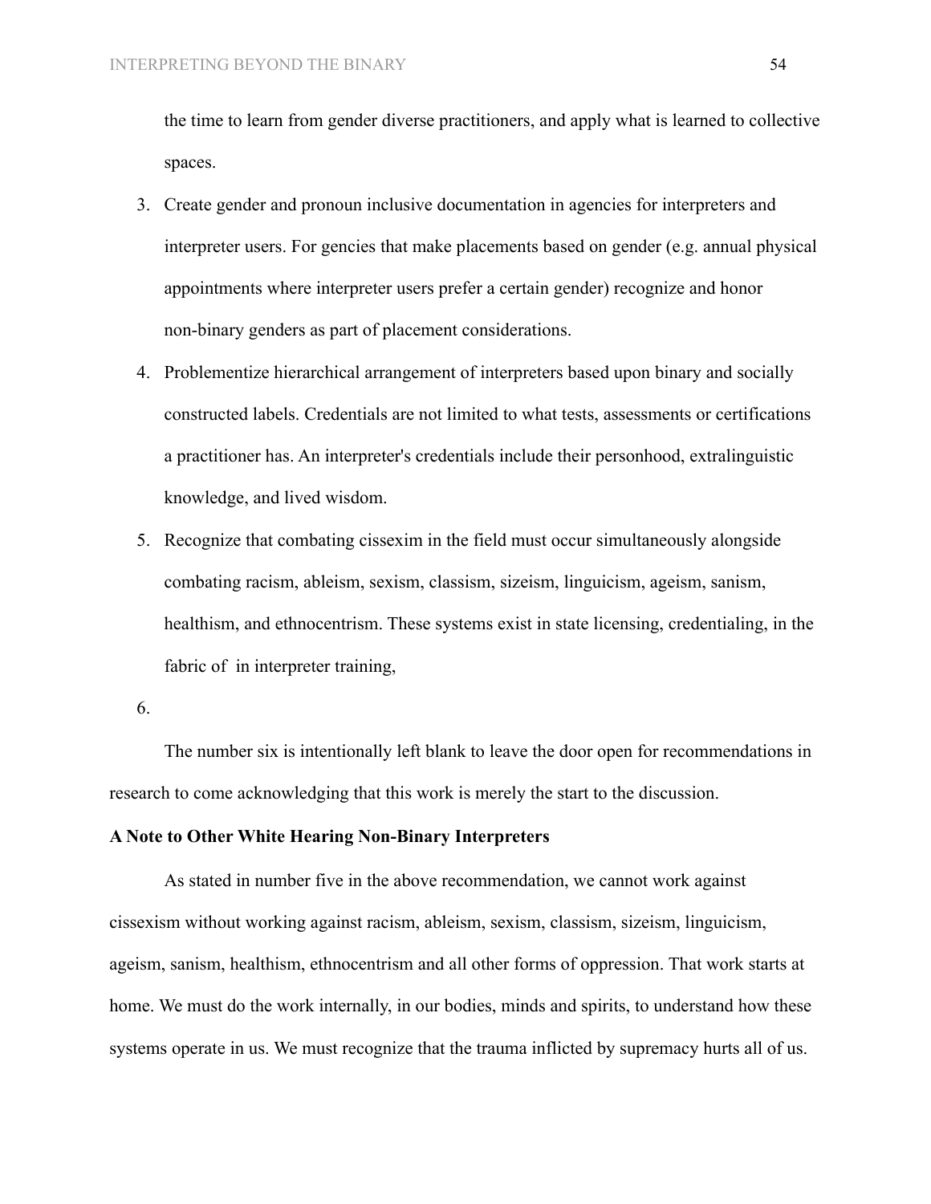the time to learn from gender diverse practitioners, and apply what is learned to collective spaces.

3. Create gender and pronoun inclusive documentation in agencies for interpreters and interpreter users. For gencies that make placements based on gender (e.g. annual physical appointments where interpreter users prefer a certain gender) recognize and honor non-binary genders as part of placement considerations.
4. Problementize hierarchical arrangement of interpreters based upon binary and socially constructed labels. Credentials are not limited to what tests, assessments or certifications a practitioner has. An interpreter's credentials include their personhood, extralinguistic knowledge, and lived wisdom.
5. Recognize that combating cissexim in the field must occur simultaneously alongside combating racism, ableism, sexism, classism, sizeism, linguicism, ageism, sanism, healthism, and ethnocentrism. These systems exist in state licensing, credentialing, in the fabric of  in interpreter training,
6. 

The number six is intentionally left blank to leave the door open for recommendations in research to come acknowledging that this work is merely the start to the discussion.

**A Note to Other White Hearing Non-Binary Interpreters**

As stated in number five in the above recommendation, we cannot work against cissexism without working against racism, ableism, sexism, classism, sizeism, linguicism, ageism, sanism, healthism, ethnocentrism and all other forms of oppression. That work starts at home. We must do the work internally, in our bodies, minds and spirits, to understand how these systems operate in us. We must recognize that the trauma inflicted by supremacy hurts all of us.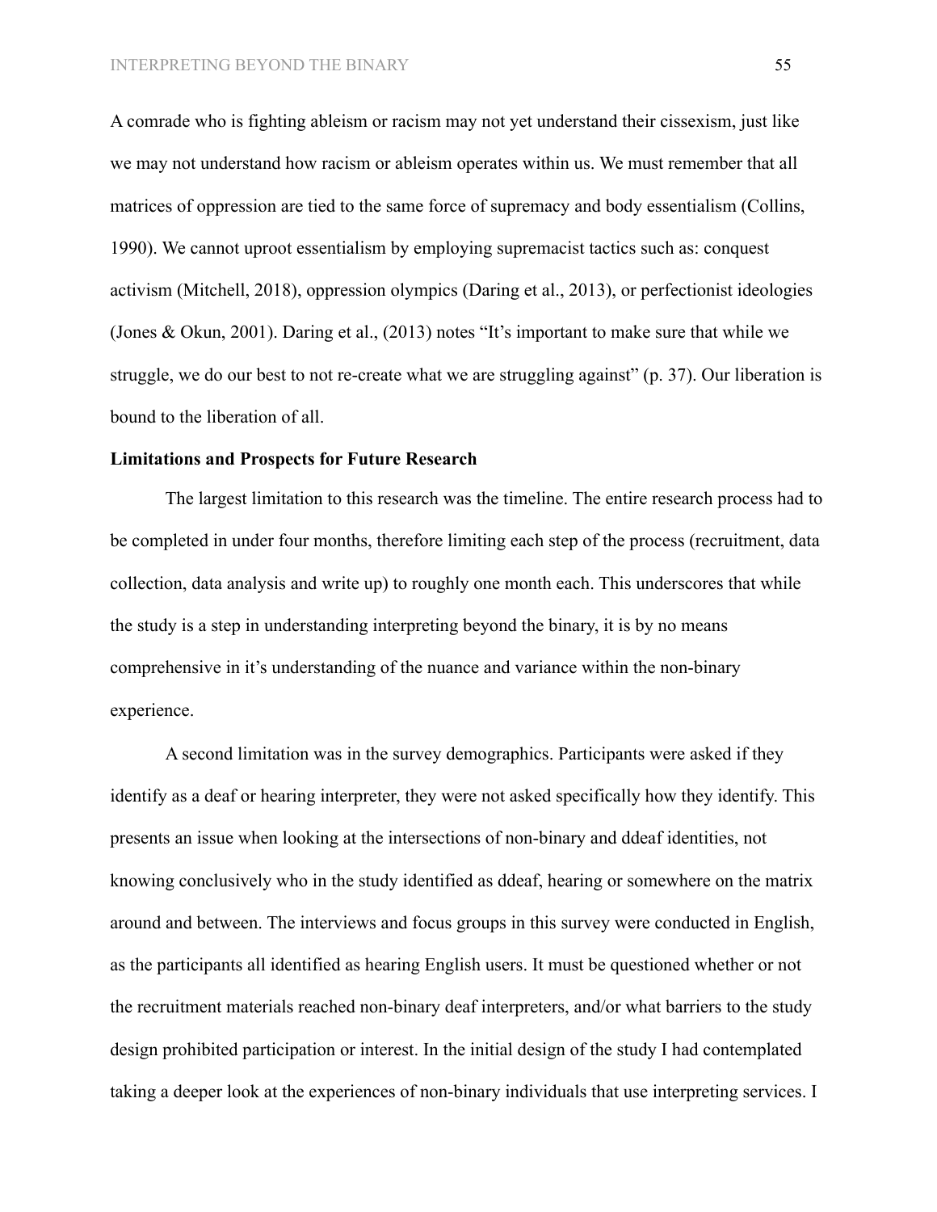A comrade who is fighting ableism or racism may not yet understand their cissexism, just like we may not understand how racism or ableism operates within us. We must remember that all matrices of oppression are tied to the same force of supremacy and body essentialism (Collins, 1990). We cannot uproot essentialism by employing supremacist tactics such as: conquest activism (Mitchell, 2018), oppression olympics (Daring et al., 2013), or perfectionist ideologies (Jones & Okun, 2001). Daring et al., (2013) notes "It's important to make sure that while we struggle, we do our best to not re-create what we are struggling against" (p. 37). Our liberation is bound to the liberation of all.

**Limitations and Prospects for Future Research**

The largest limitation to this research was the timeline. The entire research process had to be completed in under four months, therefore limiting each step of the process (recruitment, data collection, data analysis and write up) to roughly one month each. This underscores that while the study is a step in understanding interpreting beyond the binary, it is by no means comprehensive in it's understanding of the nuance and variance within the non-binary experience.

A second limitation was in the survey demographics. Participants were asked if they identify as a deaf or hearing interpreter, they were not asked specifically how they identify. This presents an issue when looking at the intersections of non-binary and ddeaf identities, not knowing conclusively who in the study identified as ddeaf, hearing or somewhere on the matrix around and between. The interviews and focus groups in this survey were conducted in English, as the participants all identified as hearing English users. It must be questioned whether or not the recruitment materials reached non-binary deaf interpreters, and/or what barriers to the study design prohibited participation or interest. In the initial design of the study I had contemplated taking a deeper look at the experiences of non-binary individuals that use interpreting services. I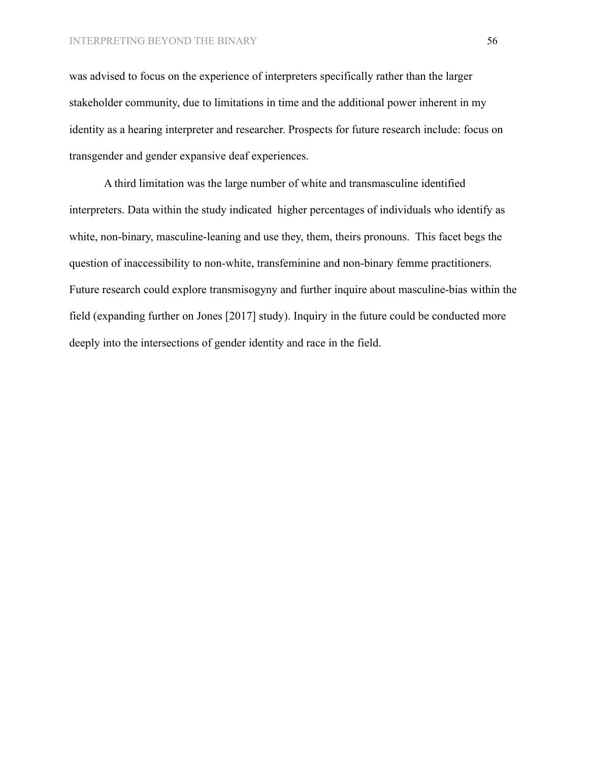was advised to focus on the experience of interpreters specifically rather than the larger stakeholder community, due to limitations in time and the additional power inherent in my identity as a hearing interpreter and researcher. Prospects for future research include: focus on transgender and gender expansive deaf experiences.

A third limitation was the large number of white and transmasculine identified interpreters. Data within the study indicated higher percentages of individuals who identify as white, non-binary, masculine-leaning and use they, them, theirs pronouns. This facet begs the question of inaccessibility to non-white, transfeminine and non-binary femme practitioners. Future research could explore transmisogyny and further inquire about masculine-bias within the field (expanding further on Jones [2017] study). Inquiry in the future could be conducted more deeply into the intersections of gender identity and race in the field.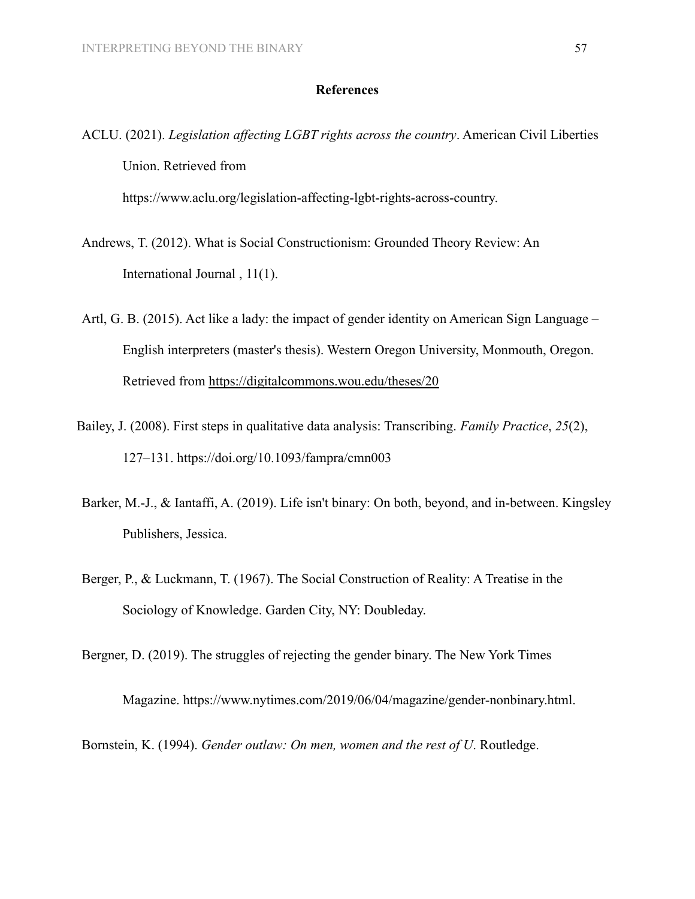## References

ACLU. (2021). *Legislation affecting LGBT rights across the country*. American Civil Liberties Union. Retrieved from https://www.aclu.org/legislation-affecting-lgbt-rights-across-country.

Andrews, T. (2012). What is Social Constructionism: Grounded Theory Review: An International Journal , 11(1).

Artl, G. B. (2015). Act like a lady: the impact of gender identity on American Sign Language – English interpreters (master's thesis). Western Oregon University, Monmouth, Oregon. Retrieved from https://digitalcommons.wou.edu/theses/20

Bailey, J. (2008). First steps in qualitative data analysis: Transcribing. *Family Practice*, *25*(2), 127–131. https://doi.org/10.1093/fampra/cmn003

Barker, M.-J., & Iantaffi, A. (2019). Life isn't binary: On both, beyond, and in-between. Kingsley Publishers, Jessica.

Berger, P., & Luckmann, T. (1967). The Social Construction of Reality: A Treatise in the Sociology of Knowledge. Garden City, NY: Doubleday.

Bergner, D. (2019). The struggles of rejecting the gender binary. The New York Times Magazine. https://www.nytimes.com/2019/06/04/magazine/gender-nonbinary.html.

Bornstein, K. (1994). *Gender outlaw: On men, women and the rest of U*. Routledge.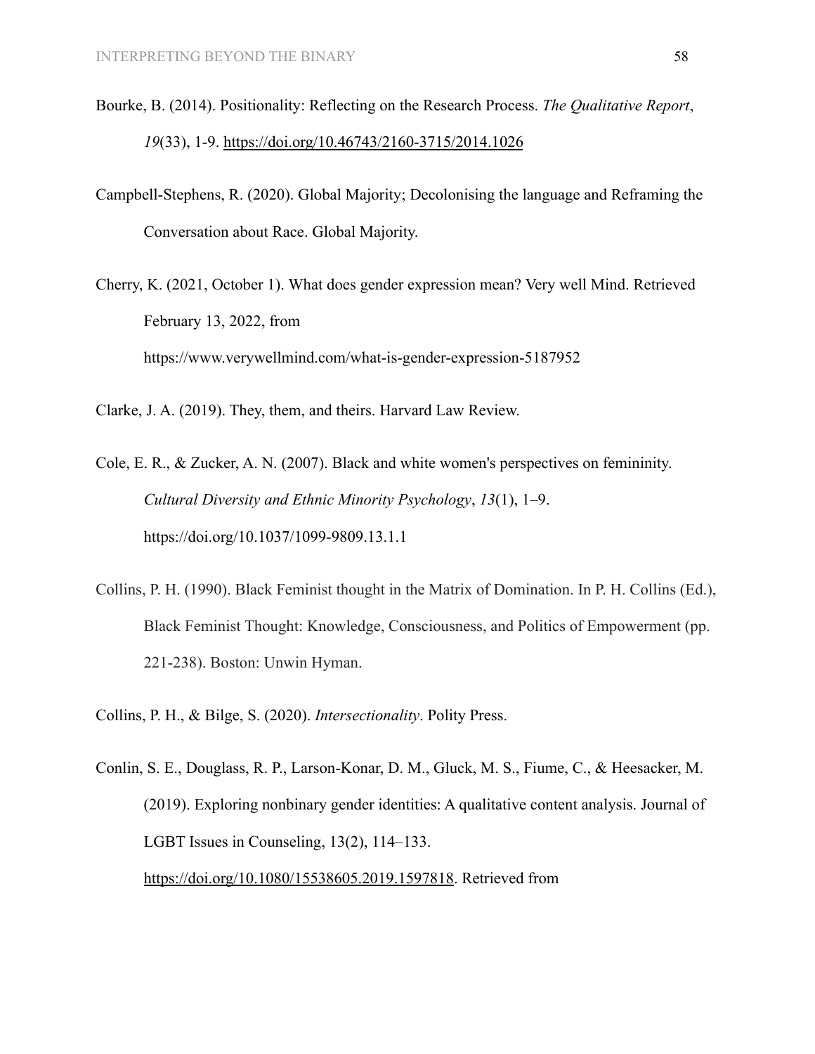Bourke, B. (2014). Positionality: Reflecting on the Research Process. *The Qualitative Report*, *19*(33), 1-9. https://doi.org/10.46743/2160-3715/2014.1026

Campbell-Stephens, R. (2020). Global Majority; Decolonising the language and Reframing the Conversation about Race. Global Majority.

Cherry, K. (2021, October 1). What does gender expression mean? Very well Mind. Retrieved February 13, 2022, from https://www.verywellmind.com/what-is-gender-expression-5187952

Clarke, J. A. (2019). They, them, and theirs. Harvard Law Review.

Cole, E. R., & Zucker, A. N. (2007). Black and white women's perspectives on femininity. *Cultural Diversity and Ethnic Minority Psychology*, *13*(1), 1–9. https://doi.org/10.1037/1099-9809.13.1.1

Collins, P. H. (1990). Black Feminist thought in the Matrix of Domination. In P. H. Collins (Ed.), Black Feminist Thought: Knowledge, Consciousness, and Politics of Empowerment (pp. 221-238). Boston: Unwin Hyman.

Collins, P. H., & Bilge, S. (2020). *Intersectionality*. Polity Press.

Conlin, S. E., Douglass, R. P., Larson-Konar, D. M., Gluck, M. S., Fiume, C., & Heesacker, M. (2019). Exploring nonbinary gender identities: A qualitative content analysis. Journal of LGBT Issues in Counseling, 13(2), 114–133. https://doi.org/10.1080/15538605.2019.1597818. Retrieved from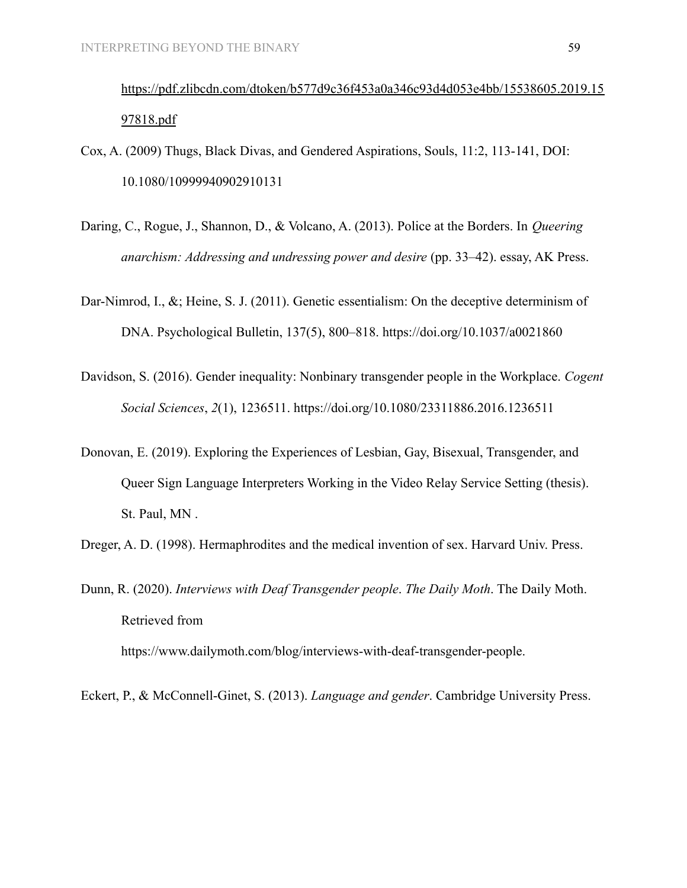https://pdf.zlibcdn.com/dtoken/b577d9c36f453a0a346c93d4d053e4bb/15538605.2019.1597818.pdf

Cox, A. (2009) Thugs, Black Divas, and Gendered Aspirations, Souls, 11:2, 113-141, DOI: 10.1080/10999940902910131

Daring, C., Rogue, J., Shannon, D., & Volcano, A. (2013). Police at the Borders. In *Queering anarchism: Addressing and undressing power and desire* (pp. 33–42). essay, AK Press.

Dar-Nimrod, I., &; Heine, S. J. (2011). Genetic essentialism: On the deceptive determinism of DNA. Psychological Bulletin, 137(5), 800–818. https://doi.org/10.1037/a0021860

Davidson, S. (2016). Gender inequality: Nonbinary transgender people in the Workplace. *Cogent Social Sciences*, *2*(1), 1236511. https://doi.org/10.1080/23311886.2016.1236511

Donovan, E. (2019). Exploring the Experiences of Lesbian, Gay, Bisexual, Transgender, and Queer Sign Language Interpreters Working in the Video Relay Service Setting (thesis). St. Paul, MN .

Dreger, A. D. (1998). Hermaphrodites and the medical invention of sex. Harvard Univ. Press.

Dunn, R. (2020). *Interviews with Deaf Transgender people*. *The Daily Moth*. The Daily Moth. Retrieved from https://www.dailymoth.com/blog/interviews-with-deaf-transgender-people.

Eckert, P., & McConnell-Ginet, S. (2013). *Language and gender*. Cambridge University Press.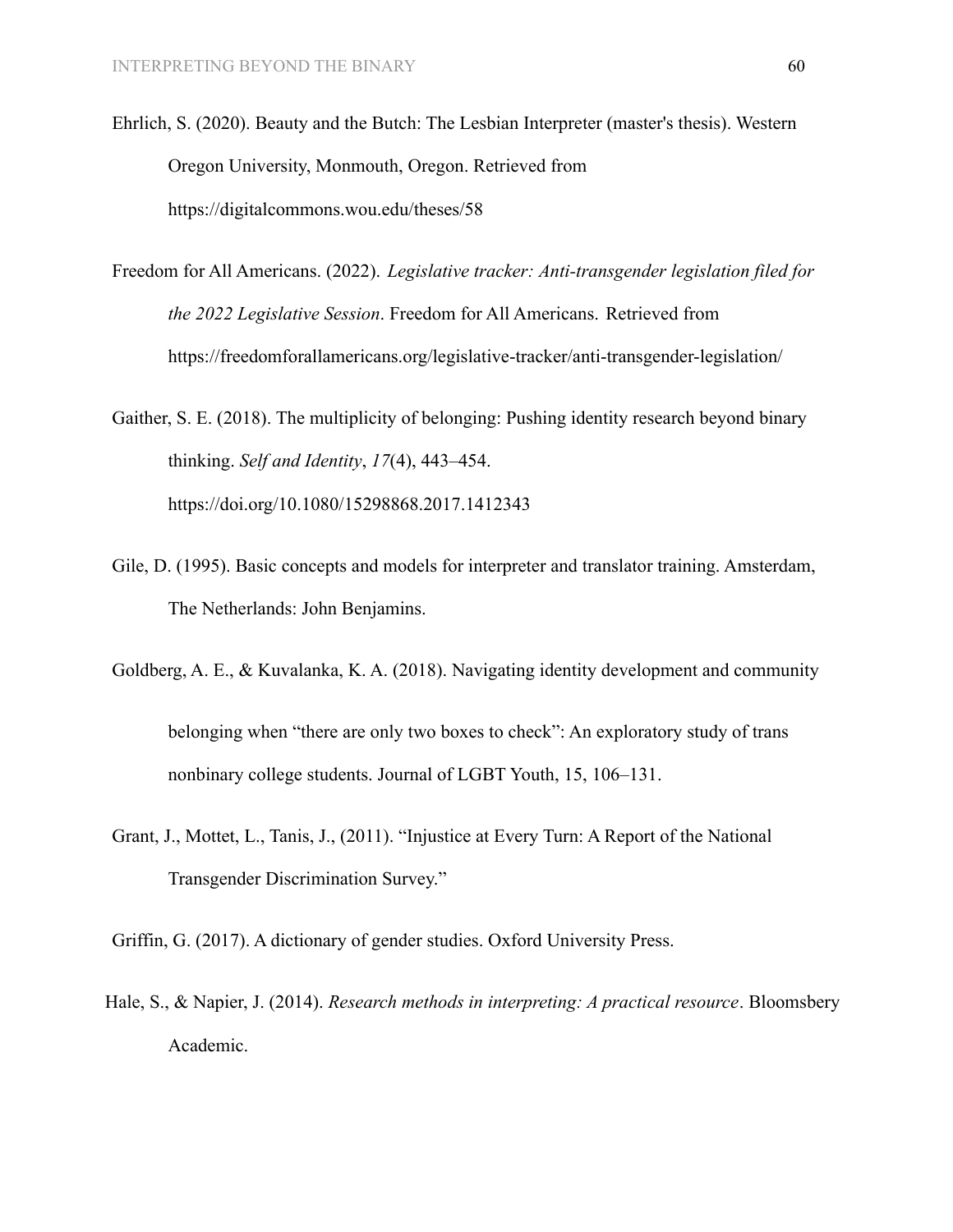Ehrlich, S. (2020). Beauty and the Butch: The Lesbian Interpreter (master's thesis). Western Oregon University, Monmouth, Oregon. Retrieved from https://digitalcommons.wou.edu/theses/58

Freedom for All Americans. (2022). *Legislative tracker: Anti-transgender legislation filed for the 2022 Legislative Session*. Freedom for All Americans. Retrieved from https://freedomforallamericans.org/legislative-tracker/anti-transgender-legislation/

Gaither, S. E. (2018). The multiplicity of belonging: Pushing identity research beyond binary thinking. *Self and Identity*, *17*(4), 443–454. https://doi.org/10.1080/15298868.2017.1412343

Gile, D. (1995). Basic concepts and models for interpreter and translator training. Amsterdam, The Netherlands: John Benjamins.

Goldberg, A. E., & Kuvalanka, K. A. (2018). Navigating identity development and community belonging when "there are only two boxes to check": An exploratory study of trans nonbinary college students. Journal of LGBT Youth, 15, 106–131.

Grant, J., Mottet, L., Tanis, J., (2011). "Injustice at Every Turn: A Report of the National Transgender Discrimination Survey."

Griffin, G. (2017). A dictionary of gender studies. Oxford University Press.

Hale, S., & Napier, J. (2014). *Research methods in interpreting: A practical resource*. Bloomsbery Academic.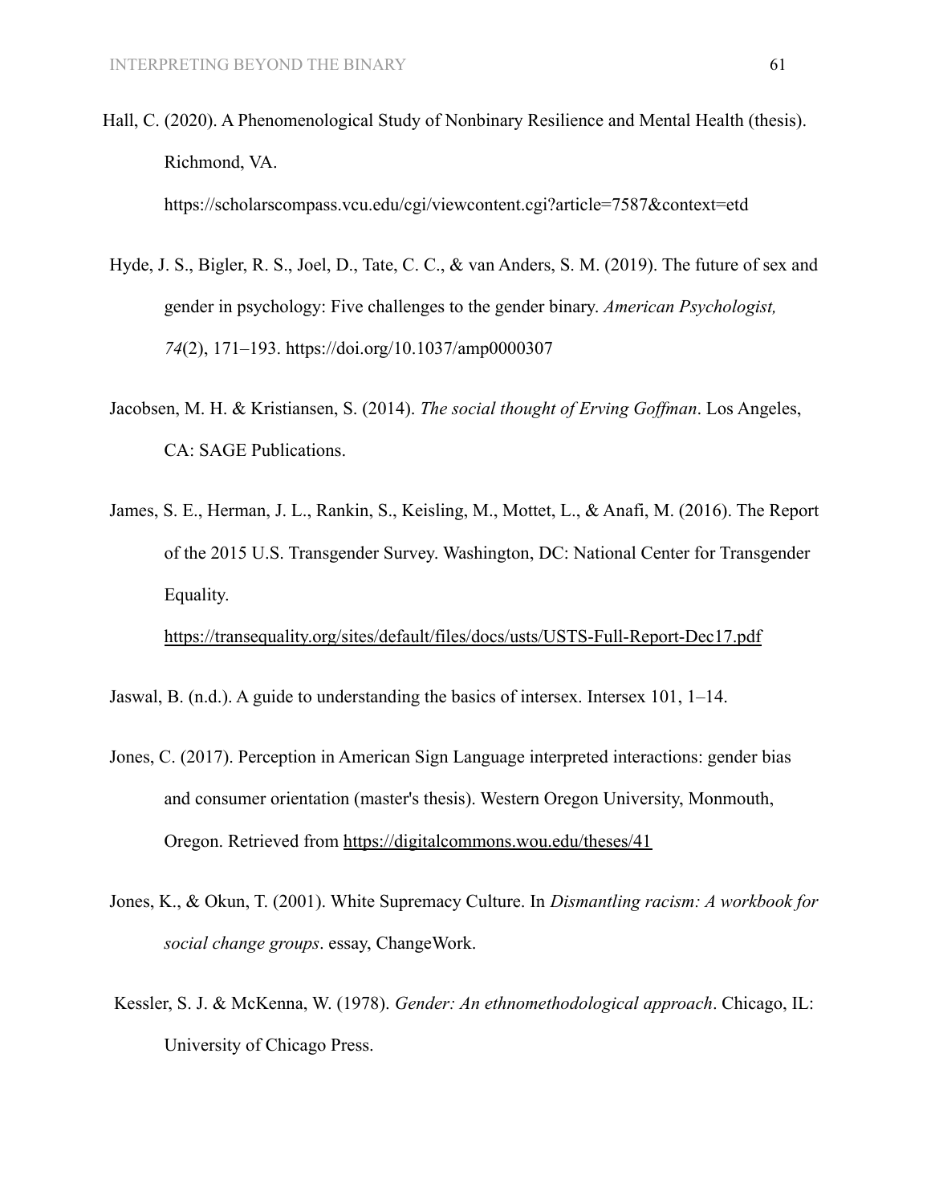Hall, C. (2020). A Phenomenological Study of Nonbinary Resilience and Mental Health (thesis). Richmond, VA. https://scholarscompass.vcu.edu/cgi/viewcontent.cgi?article=7587&context=etd

Hyde, J. S., Bigler, R. S., Joel, D., Tate, C. C., & van Anders, S. M. (2019). The future of sex and gender in psychology: Five challenges to the gender binary. *American Psychologist, 74*(2), 171–193. https://doi.org/10.1037/amp0000307

Jacobsen, M. H. & Kristiansen, S. (2014). *The social thought of Erving Goffman*. Los Angeles, CA: SAGE Publications.

James, S. E., Herman, J. L., Rankin, S., Keisling, M., Mottet, L., & Anafi, M. (2016). The Report of the 2015 U.S. Transgender Survey. Washington, DC: National Center for Transgender Equality. https://transequality.org/sites/default/files/docs/usts/USTS-Full-Report-Dec17.pdf

Jaswal, B. (n.d.). A guide to understanding the basics of intersex. Intersex 101, 1–14.

Jones, C. (2017). Perception in American Sign Language interpreted interactions: gender bias and consumer orientation (master's thesis). Western Oregon University, Monmouth, Oregon. Retrieved from https://digitalcommons.wou.edu/theses/41

Jones, K., & Okun, T. (2001). White Supremacy Culture. In *Dismantling racism: A workbook for social change groups*. essay, ChangeWork.

Kessler, S. J. & McKenna, W. (1978). *Gender: An ethnomethodological approach*. Chicago, IL: University of Chicago Press.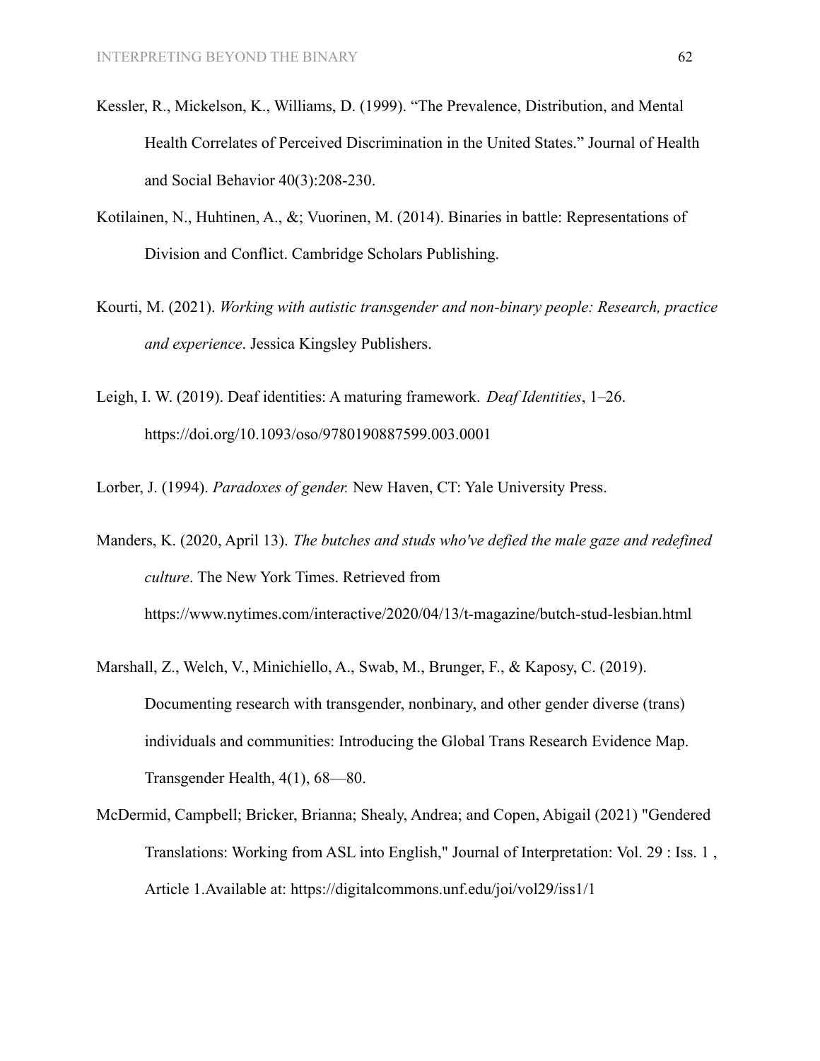Kessler, R., Mickelson, K., Williams, D. (1999). “The Prevalence, Distribution, and Mental Health Correlates of Perceived Discrimination in the United States.” Journal of Health and Social Behavior 40(3):208-230.

Kotilainen, N., Huhtinen, A., &; Vuorinen, M. (2014). Binaries in battle: Representations of Division and Conflict. Cambridge Scholars Publishing.

Kourti, M. (2021). *Working with autistic transgender and non-binary people: Research, practice and experience*. Jessica Kingsley Publishers.

Leigh, I. W. (2019). Deaf identities: A maturing framework. *Deaf Identities*, 1–26. https://doi.org/10.1093/oso/9780190887599.003.0001

Lorber, J. (1994). *Paradoxes of gender.* New Haven, CT: Yale University Press.

Manders, K. (2020, April 13). *The butches and studs who've defied the male gaze and redefined culture*. The New York Times. Retrieved from https://www.nytimes.com/interactive/2020/04/13/t-magazine/butch-stud-lesbian.html

Marshall, Z., Welch, V., Minichiello, A., Swab, M., Brunger, F., & Kaposy, C. (2019). Documenting research with transgender, nonbinary, and other gender diverse (trans) individuals and communities: Introducing the Global Trans Research Evidence Map. Transgender Health, 4(1), 68—80.

McDermid, Campbell; Bricker, Brianna; Shealy, Andrea; and Copen, Abigail (2021) "Gendered Translations: Working from ASL into English," Journal of Interpretation: Vol. 29 : Iss. 1 , Article 1.Available at: https://digitalcommons.unf.edu/joi/vol29/iss1/1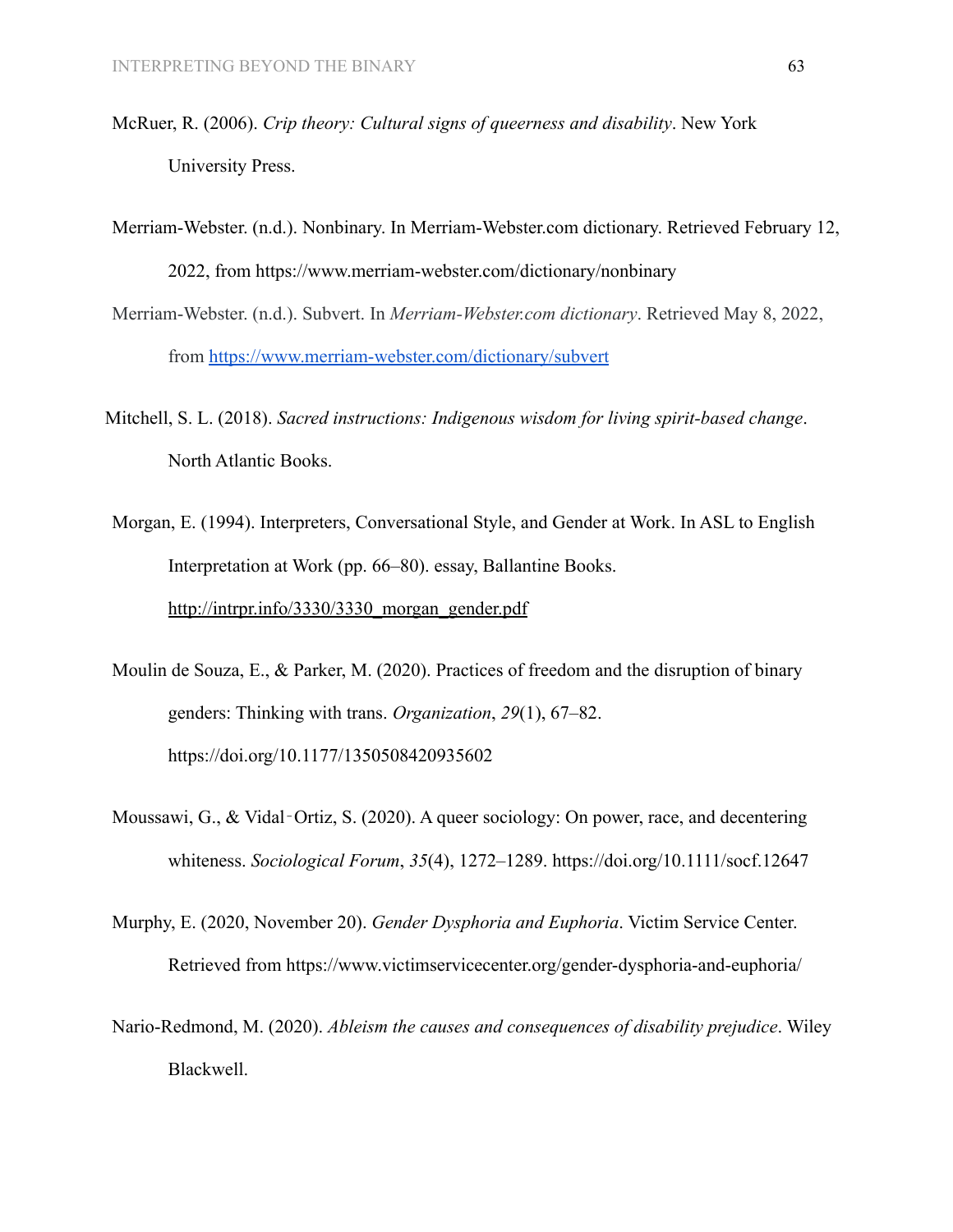McRuer, R. (2006). *Crip theory: Cultural signs of queerness and disability*. New York University Press.

Merriam-Webster. (n.d.). Nonbinary. In Merriam-Webster.com dictionary. Retrieved February 12, 2022, from https://www.merriam-webster.com/dictionary/nonbinary

Merriam-Webster. (n.d.). Subvert. In *Merriam-Webster.com dictionary*. Retrieved May 8, 2022, from https://www.merriam-webster.com/dictionary/subvert

Mitchell, S. L. (2018). *Sacred instructions: Indigenous wisdom for living spirit-based change*. North Atlantic Books.

Morgan, E. (1994). Interpreters, Conversational Style, and Gender at Work. In ASL to English Interpretation at Work (pp. 66–80). essay, Ballantine Books. http://intrpr.info/3330/3330_morgan_gender.pdf

Moulin de Souza, E., & Parker, M. (2020). Practices of freedom and the disruption of binary genders: Thinking with trans. *Organization*, *29*(1), 67–82. https://doi.org/10.1177/1350508420935602

Moussawi, G., & Vidal‐Ortiz, S. (2020). A queer sociology: On power, race, and decentering whiteness. *Sociological Forum*, *35*(4), 1272–1289. https://doi.org/10.1111/socf.12647

Murphy, E. (2020, November 20). *Gender Dysphoria and Euphoria*. Victim Service Center. Retrieved from https://www.victimservicecenter.org/gender-dysphoria-and-euphoria/

Nario-Redmond, M. (2020). *Ableism the causes and consequences of disability prejudice*. Wiley Blackwell.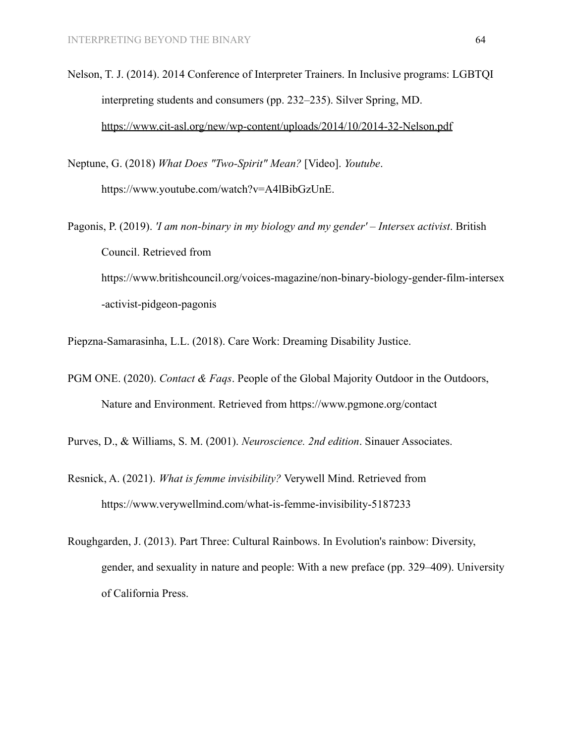Nelson, T. J. (2014). 2014 Conference of Interpreter Trainers. In Inclusive programs: LGBTQI interpreting students and consumers (pp. 232–235). Silver Spring, MD. https://www.cit-asl.org/new/wp-content/uploads/2014/10/2014-32-Nelson.pdf

Neptune, G. (2018) *What Does "Two-Spirit" Mean?* [Video]. *Youtube*. https://www.youtube.com/watch?v=A4lBibGzUnE.

Pagonis, P. (2019). *'I am non-binary in my biology and my gender' – Intersex activist*. British Council. Retrieved from https://www.britishcouncil.org/voices-magazine/non-binary-biology-gender-film-intersex-activist-pidgeon-pagonis

Piepzna-Samarasinha, L.L. (2018). Care Work: Dreaming Disability Justice.

PGM ONE. (2020). *Contact & Faqs*. People of the Global Majority Outdoor in the Outdoors, Nature and Environment. Retrieved from https://www.pgmone.org/contact

Purves, D., & Williams, S. M. (2001). *Neuroscience. 2nd edition*. Sinauer Associates.

Resnick, A. (2021). *What is femme invisibility?* Verywell Mind. Retrieved from https://www.verywellmind.com/what-is-femme-invisibility-5187233

Roughgarden, J. (2013). Part Three: Cultural Rainbows. In Evolution's rainbow: Diversity, gender, and sexuality in nature and people: With a new preface (pp. 329–409). University of California Press.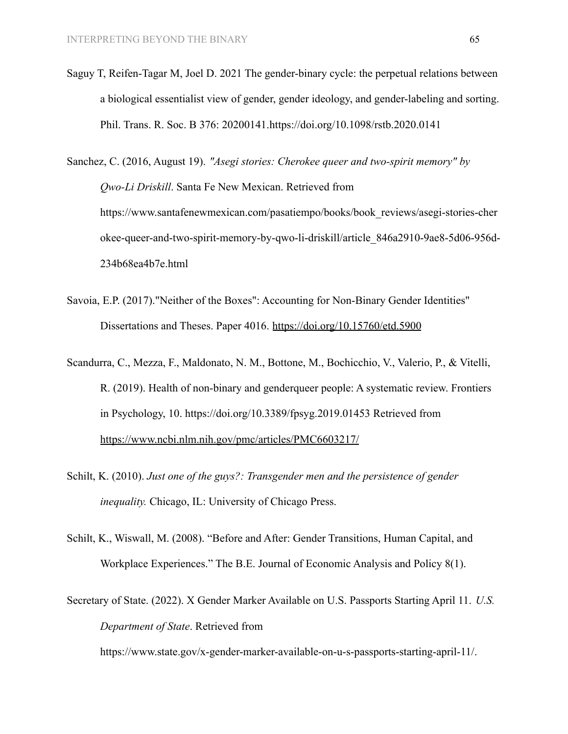Saguy T, Reifen-Tagar M, Joel D. 2021 The gender-binary cycle: the perpetual relations between a biological essentialist view of gender, gender ideology, and gender-labeling and sorting. Phil. Trans. R. Soc. B 376: 20200141.https://doi.org/10.1098/rstb.2020.0141

Sanchez, C. (2016, August 19). *"Asegi stories: Cherokee queer and two-spirit memory" by Qwo-Li Driskill*. Santa Fe New Mexican. Retrieved from https://www.santafenewmexican.com/pasatiempo/books/book_reviews/asegi-stories-cherokee-queer-and-two-spirit-memory-by-qwo-li-driskill/article_846a2910-9ae8-5d06-956d-234b68ea4b7e.html

Savoia, E.P. (2017)."Neither of the Boxes": Accounting for Non-Binary Gender Identities" Dissertations and Theses. Paper 4016. https://doi.org/10.15760/etd.5900

Scandurra, C., Mezza, F., Maldonato, N. M., Bottone, M., Bochicchio, V., Valerio, P., & Vitelli, R. (2019). Health of non-binary and genderqueer people: A systematic review. Frontiers in Psychology, 10. https://doi.org/10.3389/fpsyg.2019.01453 Retrieved from https://www.ncbi.nlm.nih.gov/pmc/articles/PMC6603217/

Schilt, K. (2010). *Just one of the guys?: Transgender men and the persistence of gender inequality.* Chicago, IL: University of Chicago Press.

Schilt, K., Wiswall, M. (2008). "Before and After: Gender Transitions, Human Capital, and Workplace Experiences." The B.E. Journal of Economic Analysis and Policy 8(1).

Secretary of State. (2022). X Gender Marker Available on U.S. Passports Starting April 11. *U.S. Department of State*. Retrieved from https://www.state.gov/x-gender-marker-available-on-u-s-passports-starting-april-11/.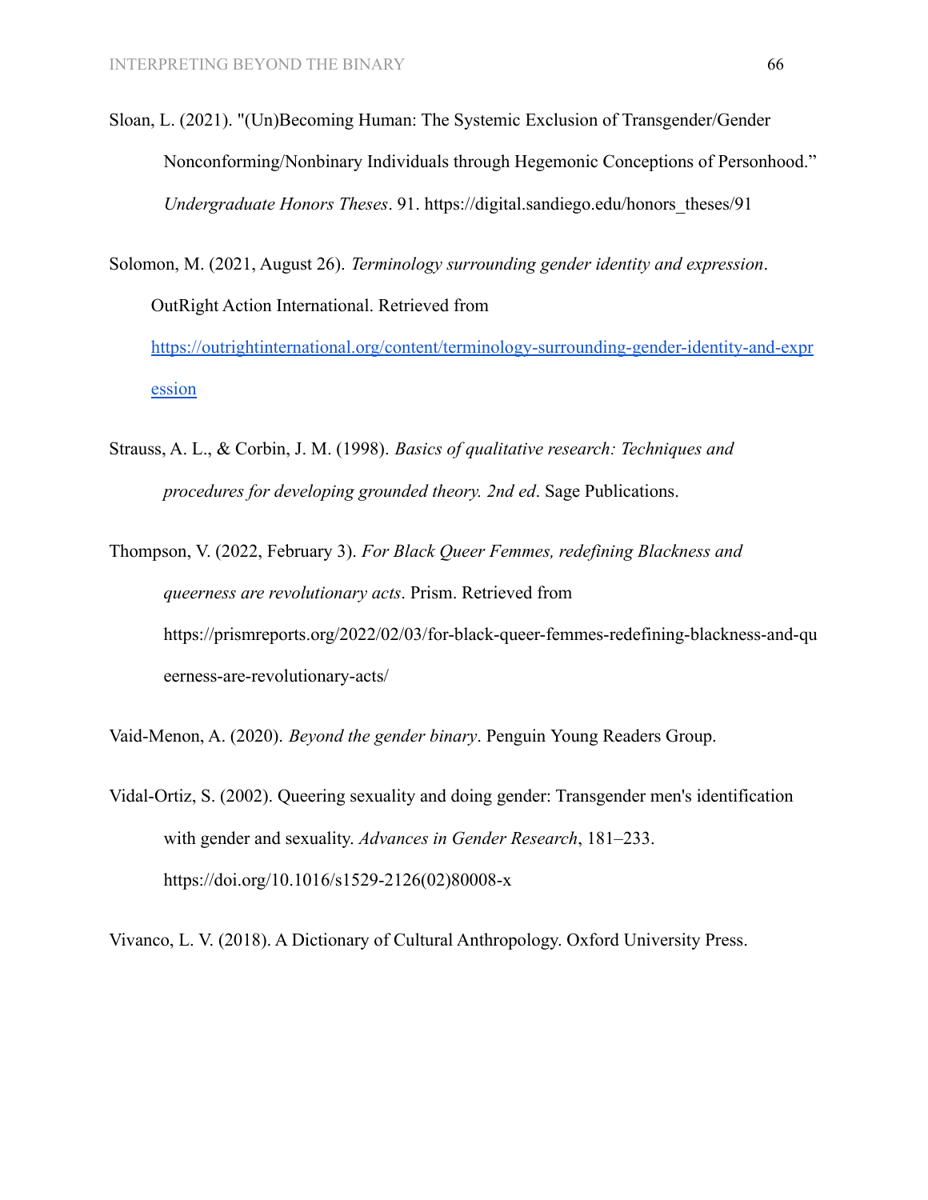Sloan, L. (2021). "(Un)Becoming Human: The Systemic Exclusion of Transgender/Gender Nonconforming/Nonbinary Individuals through Hegemonic Conceptions of Personhood." *Undergraduate Honors Theses*. 91. https://digital.sandiego.edu/honors_theses/91

Solomon, M. (2021, August 26). *Terminology surrounding gender identity and expression*. OutRight Action International. Retrieved from https://outrightinternational.org/content/terminology-surrounding-gender-identity-and-expression

Strauss, A. L., & Corbin, J. M. (1998). *Basics of qualitative research: Techniques and procedures for developing grounded theory. 2nd ed*. Sage Publications.

Thompson, V. (2022, February 3). *For Black Queer Femmes, redefining Blackness and queerness are revolutionary acts*. Prism. Retrieved from https://prismreports.org/2022/02/03/for-black-queer-femmes-redefining-blackness-and-queerness-are-revolutionary-acts/

Vaid-Menon, A. (2020). *Beyond the gender binary*. Penguin Young Readers Group.

Vidal-Ortiz, S. (2002). Queering sexuality and doing gender: Transgender men's identification with gender and sexuality. *Advances in Gender Research*, 181–233. https://doi.org/10.1016/s1529-2126(02)80008-x

Vivanco, L. V. (2018). A Dictionary of Cultural Anthropology. Oxford University Press.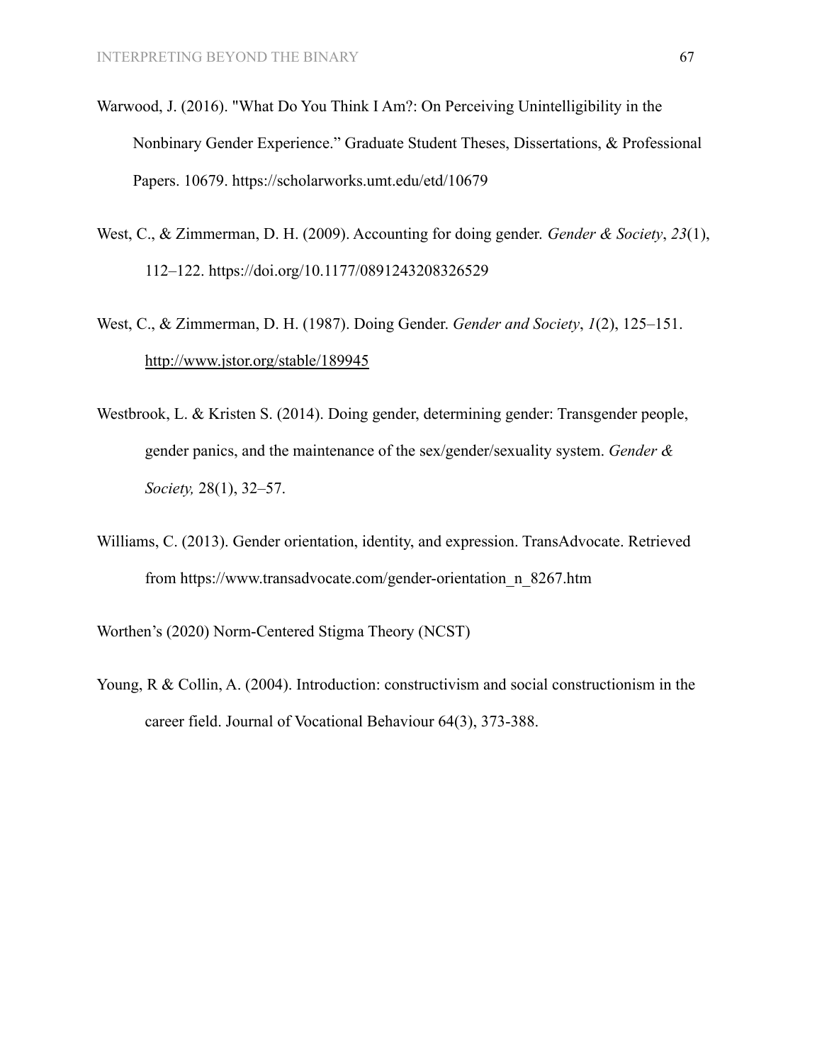Warwood, J. (2016). "What Do You Think I Am?: On Perceiving Unintelligibility in the Nonbinary Gender Experience." Graduate Student Theses, Dissertations, & Professional Papers. 10679. https://scholarworks.umt.edu/etd/10679

West, C., & Zimmerman, D. H. (2009). Accounting for doing gender. *Gender & Society*, *23*(1), 112–122. https://doi.org/10.1177/0891243208326529

West, C., & Zimmerman, D. H. (1987). Doing Gender. *Gender and Society*, *1*(2), 125–151. http://www.jstor.org/stable/189945

Westbrook, L. & Kristen S. (2014). Doing gender, determining gender: Transgender people, gender panics, and the maintenance of the sex/gender/sexuality system. *Gender & Society,* 28(1), 32–57.

Williams, C. (2013). Gender orientation, identity, and expression. TransAdvocate. Retrieved from https://www.transadvocate.com/gender-orientation_n_8267.htm

Worthen's (2020) Norm-Centered Stigma Theory (NCST)

Young, R & Collin, A. (2004). Introduction: constructivism and social constructionism in the career field. Journal of Vocational Behaviour 64(3), 373-388.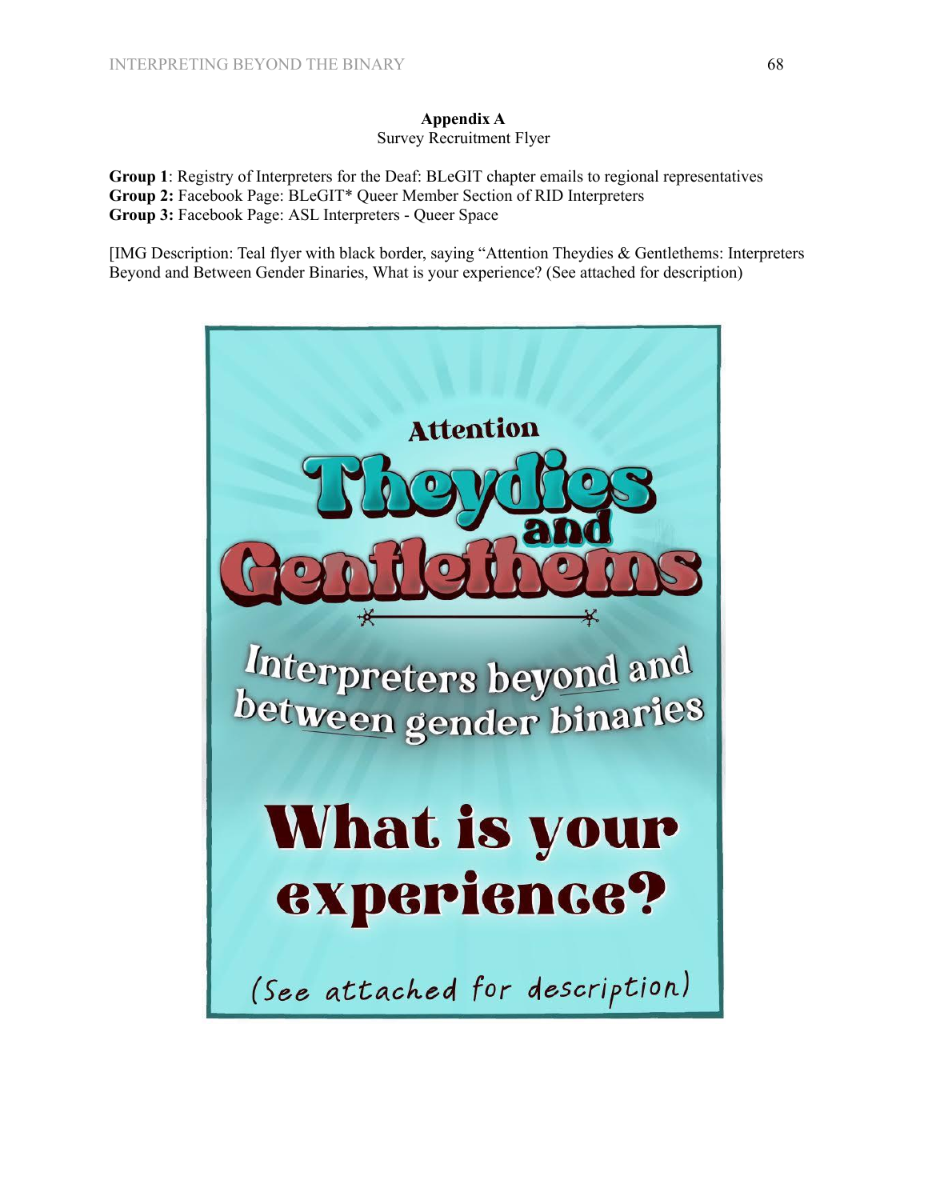**Appendix A**

Survey Recruitment Flyer

**Group 1**: Registry of Interpreters for the Deaf: BLeGIT chapter emails to regional representatives
**Group 2:** Facebook Page: BLeGIT* Queer Member Section of RID Interpreters
**Group 3:** Facebook Page: ASL Interpreters - Queer Space

[IMG Description: Teal flyer with black border, saying "Attention Theydies & Gentlethems: Interpreters Beyond and Between Gender Binaries, What is your experience? (See attached for description)

Attention

**Theydies and Gentlethems**

Interpreters beyond and between gender binaries

**What is your experience?**

(See attached for description)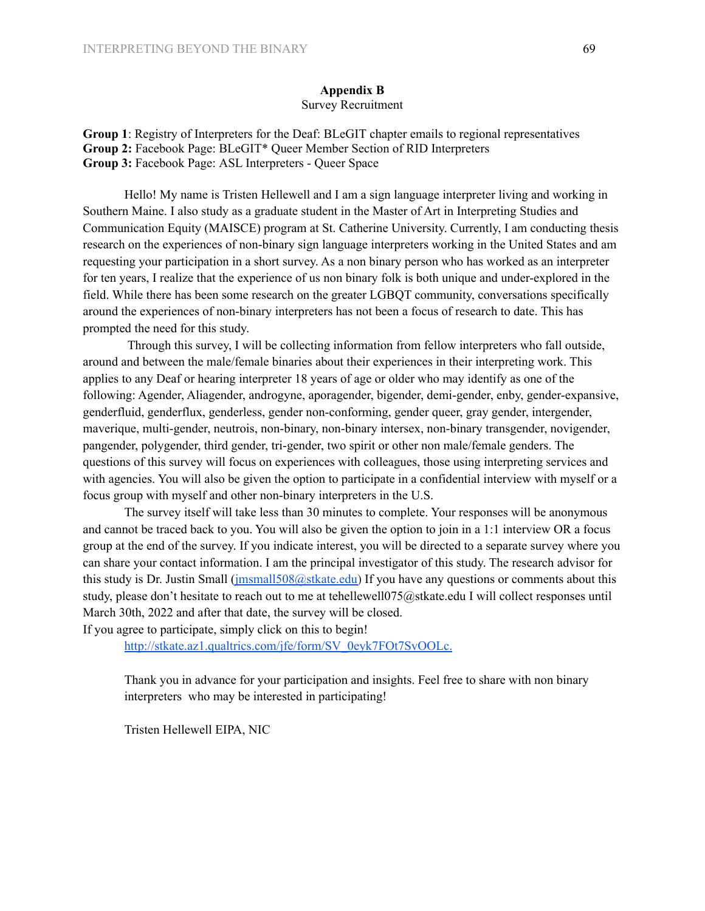**Appendix B**

Survey Recruitment

**Group 1**: Registry of Interpreters for the Deaf: BLeGIT chapter emails to regional representatives
**Group 2:** Facebook Page: BLeGIT* Queer Member Section of RID Interpreters
**Group 3:** Facebook Page: ASL Interpreters - Queer Space

Hello! My name is Tristen Hellewell and I am a sign language interpreter living and working in Southern Maine. I also study as a graduate student in the Master of Art in Interpreting Studies and Communication Equity (MAISCE) program at St. Catherine University. Currently, I am conducting thesis research on the experiences of non-binary sign language interpreters working in the United States and am requesting your participation in a short survey. As a non binary person who has worked as an interpreter for ten years, I realize that the experience of us non binary folk is both unique and under-explored in the field. While there has been some research on the greater LGBQT community, conversations specifically around the experiences of non-binary interpreters has not been a focus of research to date. This has prompted the need for this study.

Through this survey, I will be collecting information from fellow interpreters who fall outside, around and between the male/female binaries about their experiences in their interpreting work. This applies to any Deaf or hearing interpreter 18 years of age or older who may identify as one of the following: Agender, Aliagender, androgyne, aporagender, bigender, demi-gender, enby, gender-expansive, genderfluid, genderflux, genderless, gender non-conforming, gender queer, gray gender, intergender, maverique, multi-gender, neutrois, non-binary, non-binary intersex, non-binary transgender, novigender, pangender, polygender, third gender, tri-gender, two spirit or other non male/female genders. The questions of this survey will focus on experiences with colleagues, those using interpreting services and with agencies. You will also be given the option to participate in a confidential interview with myself or a focus group with myself and other non-binary interpreters in the U.S.

The survey itself will take less than 30 minutes to complete. Your responses will be anonymous and cannot be traced back to you. You will also be given the option to join in a 1:1 interview OR a focus group at the end of the survey. If you indicate interest, you will be directed to a separate survey where you can share your contact information. I am the principal investigator of this study. The research advisor for this study is Dr. Justin Small (jmsmall508@stkate.edu) If you have any questions or comments about this study, please don't hesitate to reach out to me at tehellewell075@stkate.edu I will collect responses until March 30th, 2022 and after that date, the survey will be closed.

If you agree to participate, simply click on this to begin!

http://stkate.az1.qualtrics.com/jfe/form/SV_0eyk7FOt7SvOOLc.

Thank you in advance for your participation and insights. Feel free to share with non binary interpreters who may be interested in participating!

Tristen Hellewell EIPA, NIC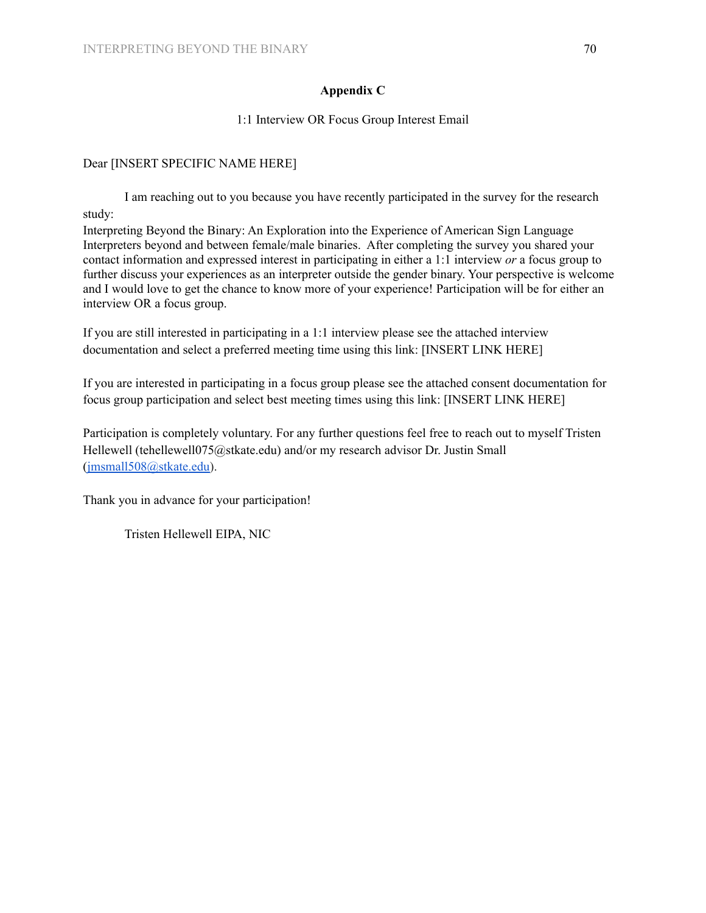# Appendix C

1:1 Interview OR Focus Group Interest Email

Dear [INSERT SPECIFIC NAME HERE]

I am reaching out to you because you have recently participated in the survey for the research study:

Interpreting Beyond the Binary: An Exploration into the Experience of American Sign Language Interpreters beyond and between female/male binaries. After completing the survey you shared your contact information and expressed interest in participating in either a 1:1 interview *or* a focus group to further discuss your experiences as an interpreter outside the gender binary. Your perspective is welcome and I would love to get the chance to know more of your experience! Participation will be for either an interview OR a focus group.

If you are still interested in participating in a 1:1 interview please see the attached interview documentation and select a preferred meeting time using this link: [INSERT LINK HERE]

If you are interested in participating in a focus group please see the attached consent documentation for focus group participation and select best meeting times using this link: [INSERT LINK HERE]

Participation is completely voluntary. For any further questions feel free to reach out to myself Tristen Hellewell (tehellewell075@stkate.edu) and/or my research advisor Dr. Justin Small (jmsmall508@stkate.edu).

Thank you in advance for your participation!

Tristen Hellewell EIPA, NIC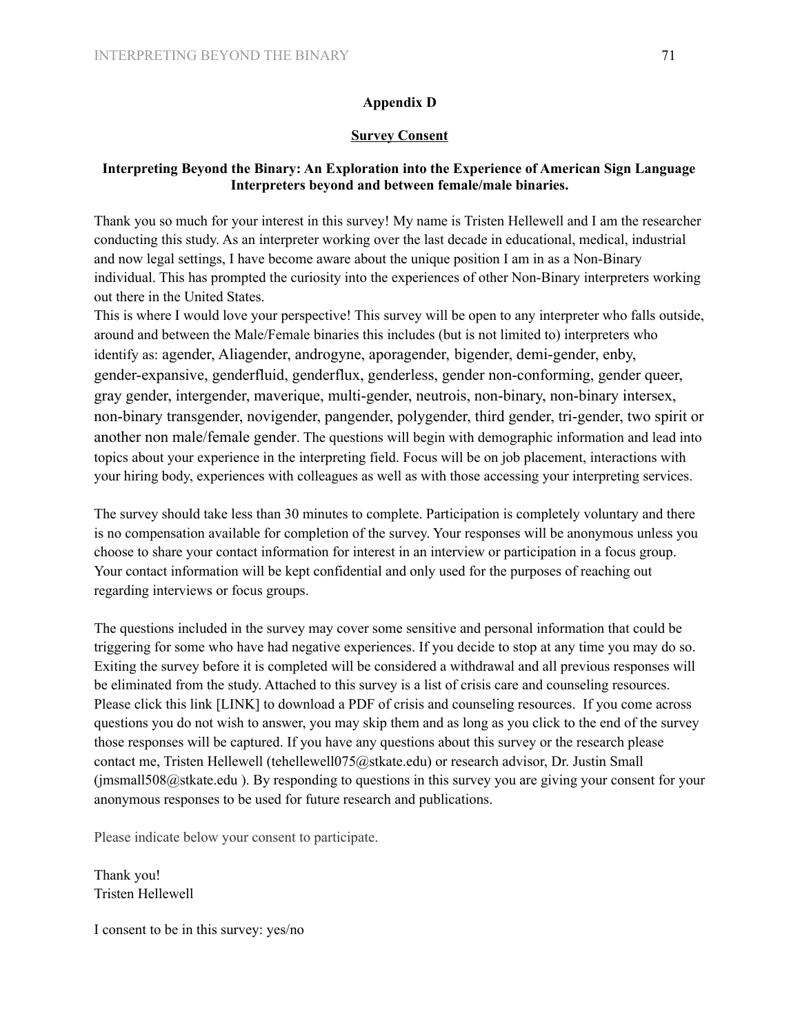## Appendix D

### Survey Consent

**Interpreting Beyond the Binary: An Exploration into the Experience of American Sign Language Interpreters beyond and between female/male binaries.**

Thank you so much for your interest in this survey! My name is Tristen Hellewell and I am the researcher conducting this study. As an interpreter working over the last decade in educational, medical, industrial and now legal settings, I have become aware about the unique position I am in as a Non-Binary individual. This has prompted the curiosity into the experiences of other Non-Binary interpreters working out there in the United States.

This is where I would love your perspective! This survey will be open to any interpreter who falls outside, around and between the Male/Female binaries this includes (but is not limited to) interpreters who identify as: agender, Aliagender, androgyne, aporagender, bigender, demi-gender, enby, gender-expansive, genderfluid, genderflux, genderless, gender non-conforming, gender queer, gray gender, intergender, maverique, multi-gender, neutrois, non-binary, non-binary intersex, non-binary transgender, novigender, pangender, polygender, third gender, tri-gender, two spirit or another non male/female gender. The questions will begin with demographic information and lead into topics about your experience in the interpreting field. Focus will be on job placement, interactions with your hiring body, experiences with colleagues as well as with those accessing your interpreting services.

The survey should take less than 30 minutes to complete. Participation is completely voluntary and there is no compensation available for completion of the survey. Your responses will be anonymous unless you choose to share your contact information for interest in an interview or participation in a focus group. Your contact information will be kept confidential and only used for the purposes of reaching out regarding interviews or focus groups.

The questions included in the survey may cover some sensitive and personal information that could be triggering for some who have had negative experiences. If you decide to stop at any time you may do so. Exiting the survey before it is completed will be considered a withdrawal and all previous responses will be eliminated from the study. Attached to this survey is a list of crisis care and counseling resources. Please click this link [LINK] to download a PDF of crisis and counseling resources. If you come across questions you do not wish to answer, you may skip them and as long as you click to the end of the survey those responses will be captured. If you have any questions about this survey or the research please contact me, Tristen Hellewell (tehellewell075@stkate.edu) or research advisor, Dr. Justin Small (jmsmall508@stkate.edu ). By responding to questions in this survey you are giving your consent for your anonymous responses to be used for future research and publications.

Please indicate below your consent to participate.

Thank you!
Tristen Hellewell

I consent to be in this survey: yes/no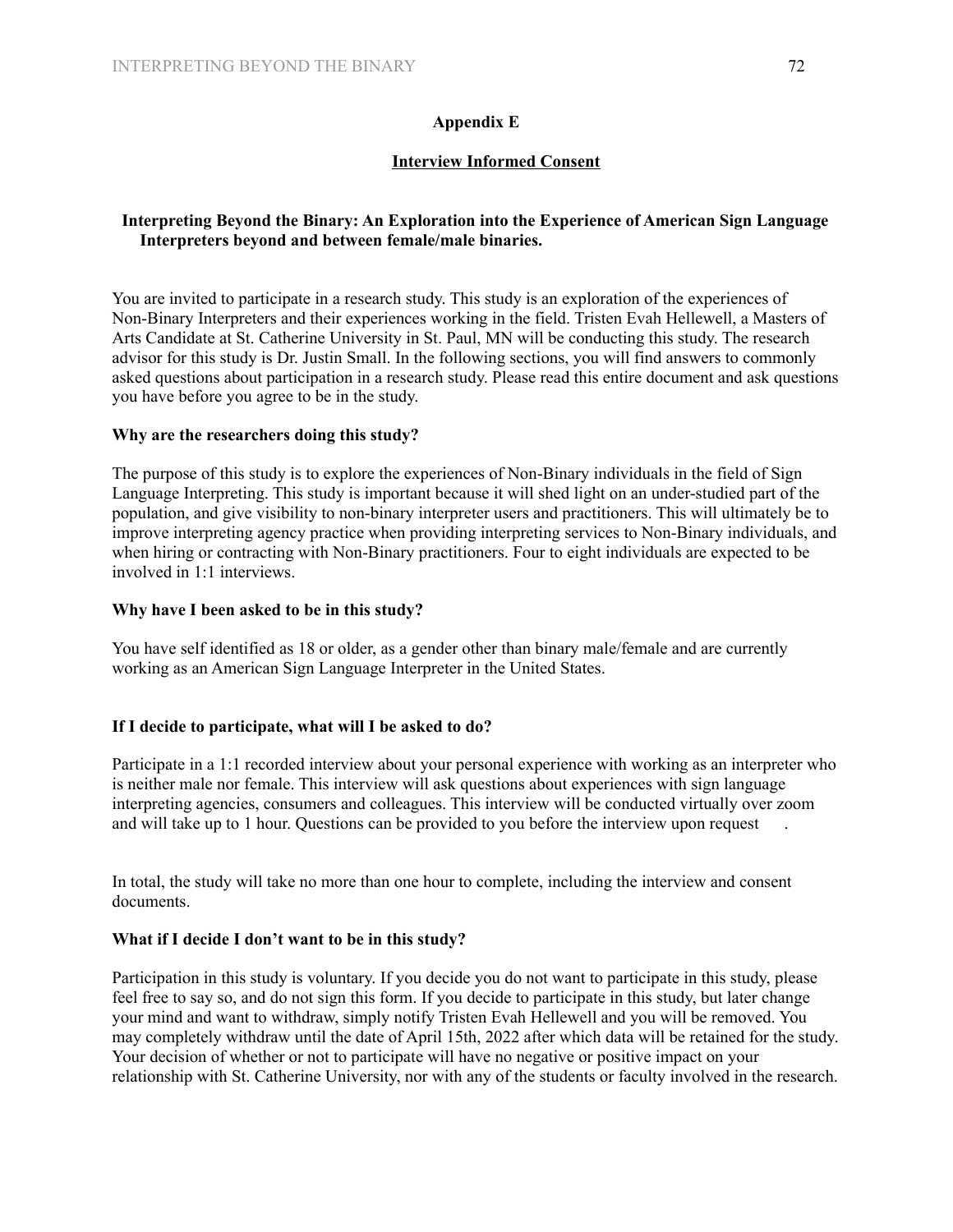## Appendix E

### Interview Informed Consent

**Interpreting Beyond the Binary: An Exploration into the Experience of American Sign Language Interpreters beyond and between female/male binaries.**

You are invited to participate in a research study. This study is an exploration of the experiences of Non-Binary Interpreters and their experiences working in the field. Tristen Evah Hellewell, a Masters of Arts Candidate at St. Catherine University in St. Paul, MN will be conducting this study. The research advisor for this study is Dr. Justin Small. In the following sections, you will find answers to commonly asked questions about participation in a research study. Please read this entire document and ask questions you have before you agree to be in the study.

**Why are the researchers doing this study?**

The purpose of this study is to explore the experiences of Non-Binary individuals in the field of Sign Language Interpreting. This study is important because it will shed light on an under-studied part of the population, and give visibility to non-binary interpreter users and practitioners. This will ultimately be to improve interpreting agency practice when providing interpreting services to Non-Binary individuals, and when hiring or contracting with Non-Binary practitioners. Four to eight individuals are expected to be involved in 1:1 interviews.

**Why have I been asked to be in this study?**

You have self identified as 18 or older, as a gender other than binary male/female and are currently working as an American Sign Language Interpreter in the United States.

**If I decide to participate, what will I be asked to do?**

Participate in a 1:1 recorded interview about your personal experience with working as an interpreter who is neither male nor female. This interview will ask questions about experiences with sign language interpreting agencies, consumers and colleagues. This interview will be conducted virtually over zoom and will take up to 1 hour. Questions can be provided to you before the interview upon request .

In total, the study will take no more than one hour to complete, including the interview and consent documents.

**What if I decide I don't want to be in this study?**

Participation in this study is voluntary. If you decide you do not want to participate in this study, please feel free to say so, and do not sign this form. If you decide to participate in this study, but later change your mind and want to withdraw, simply notify Tristen Evah Hellewell and you will be removed. You may completely withdraw until the date of April 15th, 2022 after which data will be retained for the study. Your decision of whether or not to participate will have no negative or positive impact on your relationship with St. Catherine University, nor with any of the students or faculty involved in the research.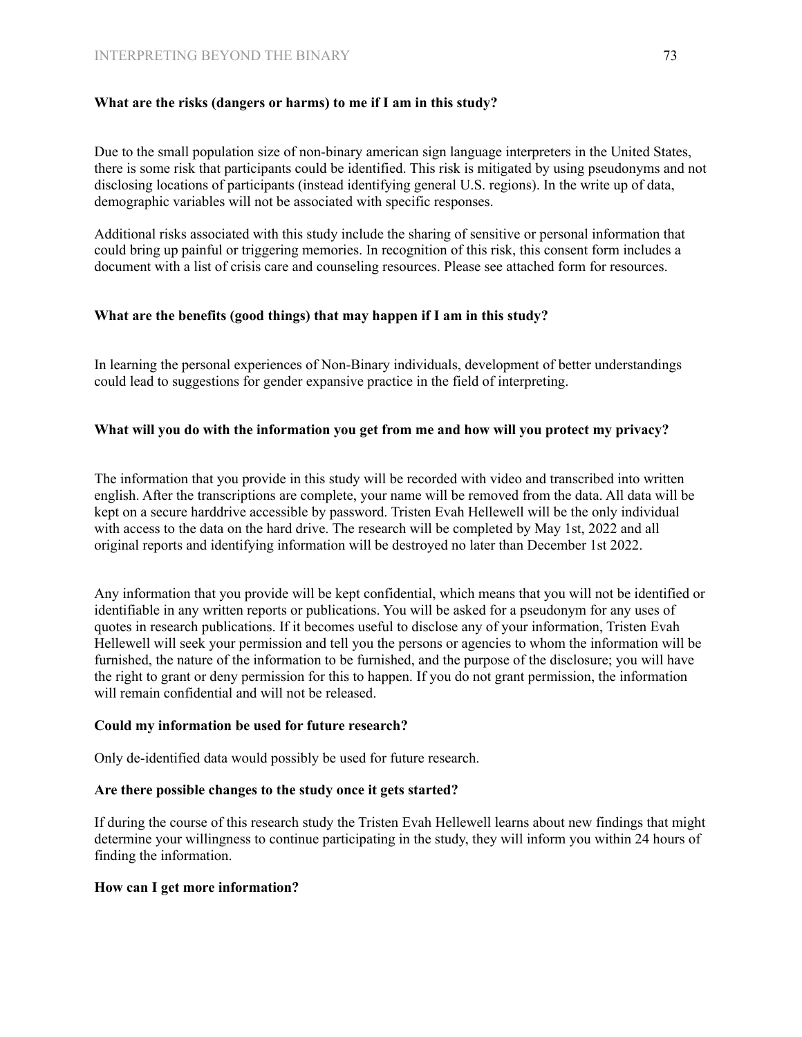**What are the risks (dangers or harms) to me if I am in this study?**

Due to the small population size of non-binary american sign language interpreters in the United States, there is some risk that participants could be identified. This risk is mitigated by using pseudonyms and not disclosing locations of participants (instead identifying general U.S. regions). In the write up of data, demographic variables will not be associated with specific responses.

Additional risks associated with this study include the sharing of sensitive or personal information that could bring up painful or triggering memories. In recognition of this risk, this consent form includes a document with a list of crisis care and counseling resources. Please see attached form for resources.

**What are the benefits (good things) that may happen if I am in this study?**

In learning the personal experiences of Non-Binary individuals, development of better understandings could lead to suggestions for gender expansive practice in the field of interpreting.

**What will you do with the information you get from me and how will you protect my privacy?**

The information that you provide in this study will be recorded with video and transcribed into written english. After the transcriptions are complete, your name will be removed from the data. All data will be kept on a secure harddrive accessible by password. Tristen Evah Hellewell will be the only individual with access to the data on the hard drive. The research will be completed by May 1st, 2022 and all original reports and identifying information will be destroyed no later than December 1st 2022.

Any information that you provide will be kept confidential, which means that you will not be identified or identifiable in any written reports or publications. You will be asked for a pseudonym for any uses of quotes in research publications. If it becomes useful to disclose any of your information, Tristen Evah Hellewell will seek your permission and tell you the persons or agencies to whom the information will be furnished, the nature of the information to be furnished, and the purpose of the disclosure; you will have the right to grant or deny permission for this to happen. If you do not grant permission, the information will remain confidential and will not be released.

**Could my information be used for future research?**

Only de-identified data would possibly be used for future research.

**Are there possible changes to the study once it gets started?**

If during the course of this research study the Tristen Evah Hellewell learns about new findings that might determine your willingness to continue participating in the study, they will inform you within 24 hours of finding the information.

**How can I get more information?**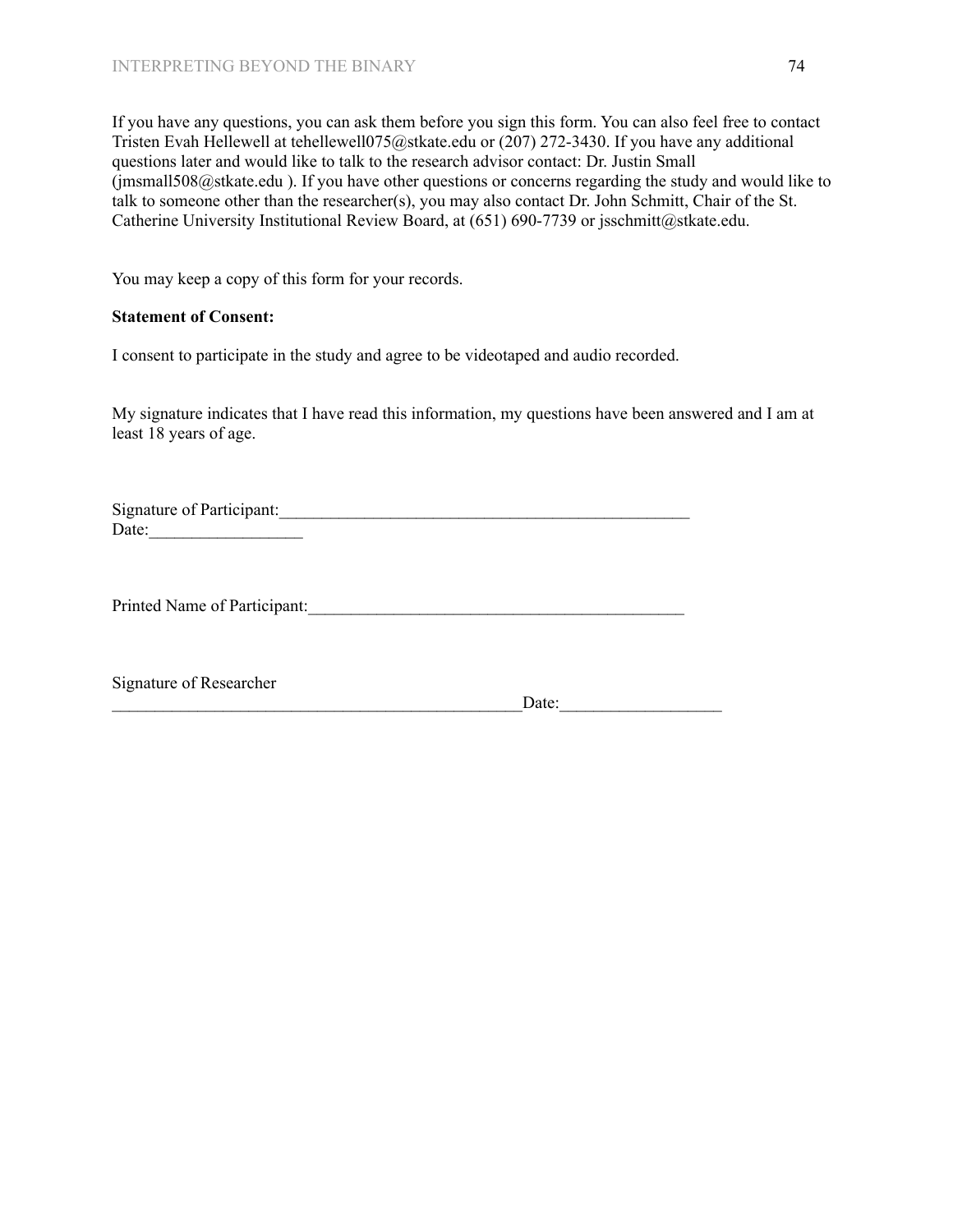If you have any questions, you can ask them before you sign this form. You can also feel free to contact Tristen Evah Hellewell at tehellewell075@stkate.edu or (207) 272-3430. If you have any additional questions later and would like to talk to the research advisor contact: Dr. Justin Small (jmsmall508@stkate.edu ). If you have other questions or concerns regarding the study and would like to talk to someone other than the researcher(s), you may also contact Dr. John Schmitt, Chair of the St. Catherine University Institutional Review Board, at (651) 690-7739 or jsschmitt@stkate.edu.

You may keep a copy of this form for your records.

**Statement of Consent:**

I consent to participate in the study and agree to be videotaped and audio recorded.

My signature indicates that I have read this information, my questions have been answered and I am at least 18 years of age.

Signature of Participant:_________________________________________________
Date:__________________

Printed Name of Participant:______________________________________________

Signature of Researcher
__________________________________________________Date:___________________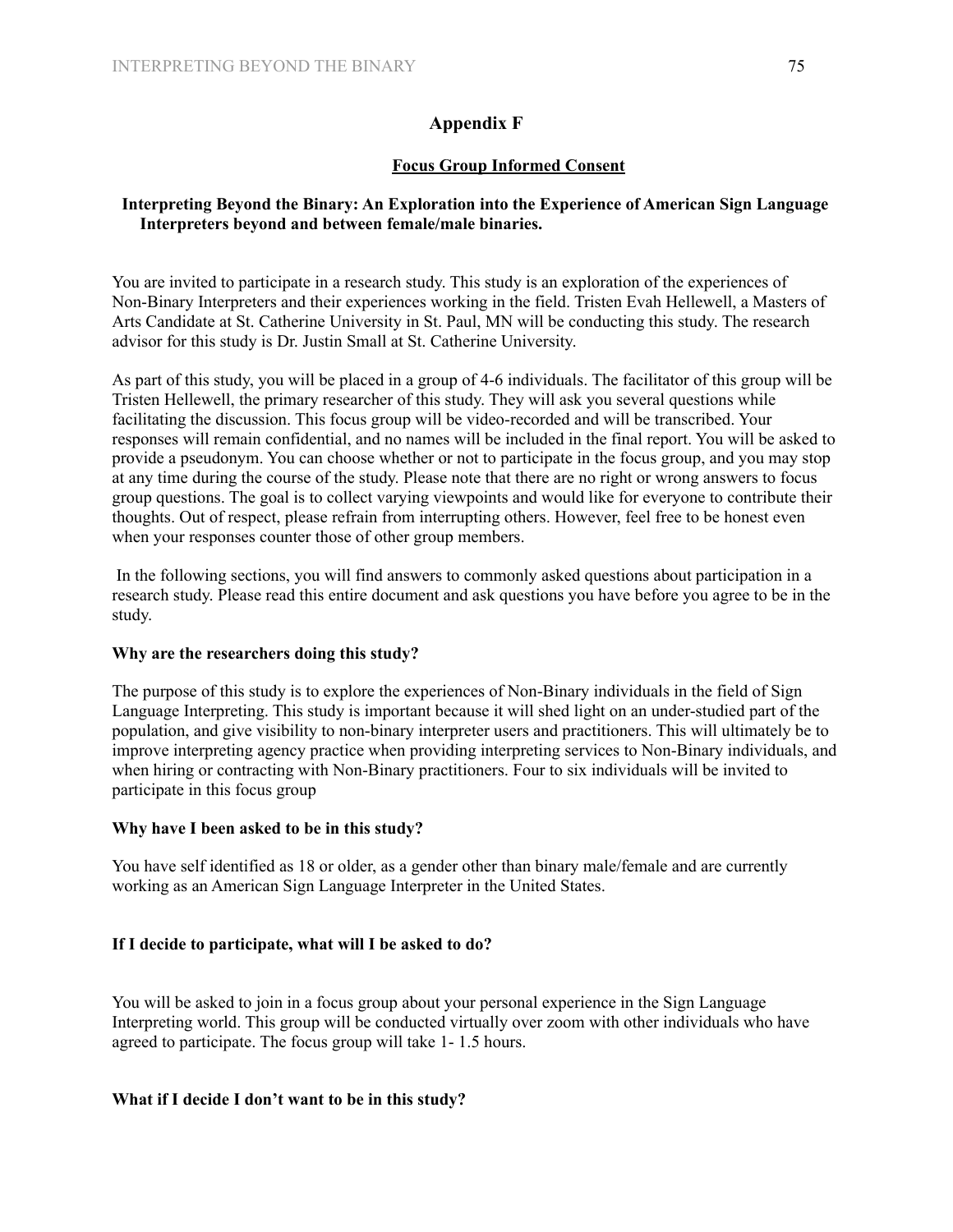## Appendix F

**Focus Group Informed Consent**

**Interpreting Beyond the Binary: An Exploration into the Experience of American Sign Language Interpreters beyond and between female/male binaries.**

You are invited to participate in a research study. This study is an exploration of the experiences of Non-Binary Interpreters and their experiences working in the field. Tristen Evah Hellewell, a Masters of Arts Candidate at St. Catherine University in St. Paul, MN will be conducting this study. The research advisor for this study is Dr. Justin Small at St. Catherine University.

As part of this study, you will be placed in a group of 4-6 individuals. The facilitator of this group will be Tristen Hellewell, the primary researcher of this study. They will ask you several questions while facilitating the discussion. This focus group will be video-recorded and will be transcribed. Your responses will remain confidential, and no names will be included in the final report. You will be asked to provide a pseudonym. You can choose whether or not to participate in the focus group, and you may stop at any time during the course of the study. Please note that there are no right or wrong answers to focus group questions. The goal is to collect varying viewpoints and would like for everyone to contribute their thoughts. Out of respect, please refrain from interrupting others. However, feel free to be honest even when your responses counter those of other group members.

In the following sections, you will find answers to commonly asked questions about participation in a research study. Please read this entire document and ask questions you have before you agree to be in the study.

**Why are the researchers doing this study?**

The purpose of this study is to explore the experiences of Non-Binary individuals in the field of Sign Language Interpreting. This study is important because it will shed light on an under-studied part of the population, and give visibility to non-binary interpreter users and practitioners. This will ultimately be to improve interpreting agency practice when providing interpreting services to Non-Binary individuals, and when hiring or contracting with Non-Binary practitioners. Four to six individuals will be invited to participate in this focus group

**Why have I been asked to be in this study?**

You have self identified as 18 or older, as a gender other than binary male/female and are currently working as an American Sign Language Interpreter in the United States.

**If I decide to participate, what will I be asked to do?**

You will be asked to join in a focus group about your personal experience in the Sign Language Interpreting world. This group will be conducted virtually over zoom with other individuals who have agreed to participate. The focus group will take 1- 1.5 hours.

**What if I decide I don't want to be in this study?**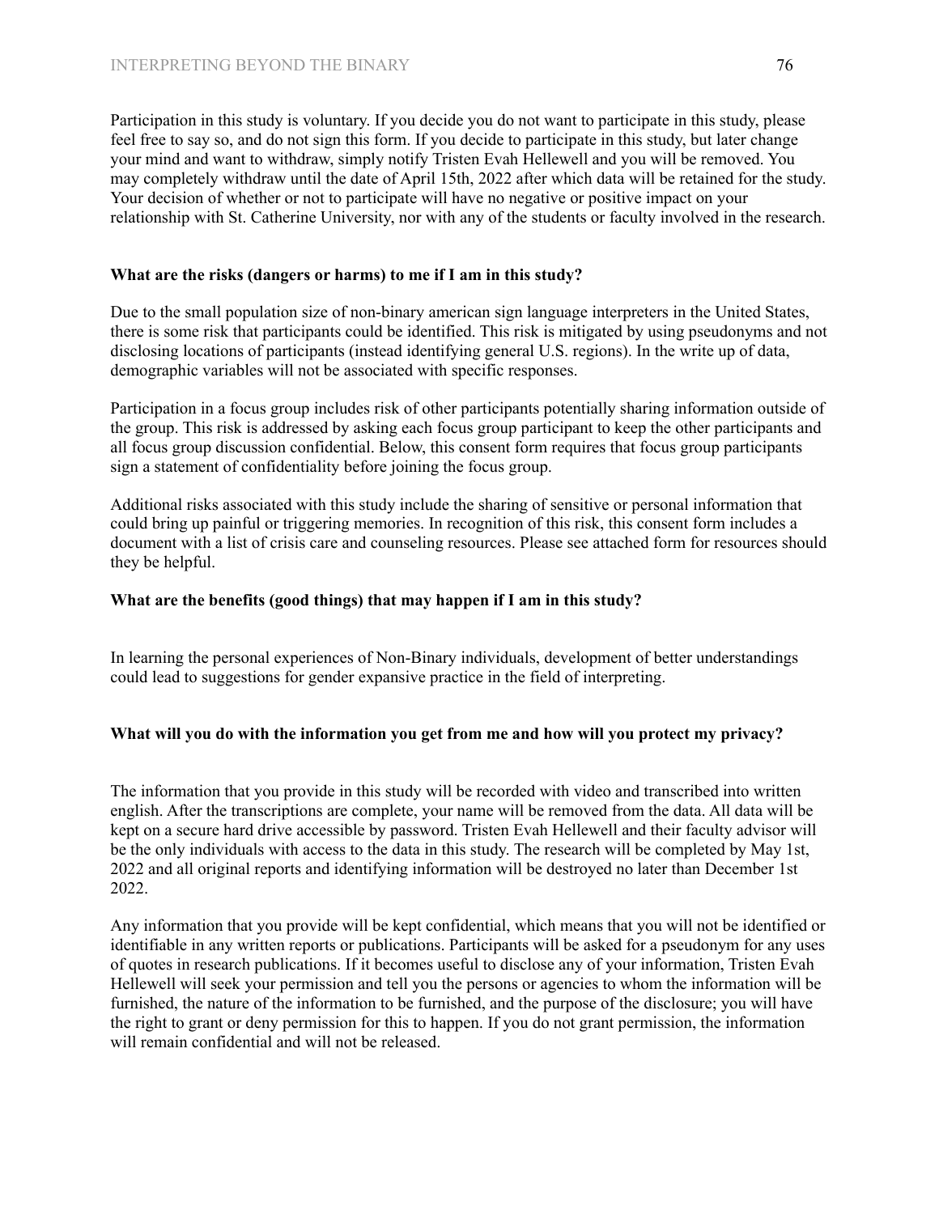Participation in this study is voluntary. If you decide you do not want to participate in this study, please feel free to say so, and do not sign this form. If you decide to participate in this study, but later change your mind and want to withdraw, simply notify Tristen Evah Hellewell and you will be removed. You may completely withdraw until the date of April 15th, 2022 after which data will be retained for the study. Your decision of whether or not to participate will have no negative or positive impact on your relationship with St. Catherine University, nor with any of the students or faculty involved in the research.

**What are the risks (dangers or harms) to me if I am in this study?**

Due to the small population size of non-binary american sign language interpreters in the United States, there is some risk that participants could be identified. This risk is mitigated by using pseudonyms and not disclosing locations of participants (instead identifying general U.S. regions). In the write up of data, demographic variables will not be associated with specific responses.

Participation in a focus group includes risk of other participants potentially sharing information outside of the group. This risk is addressed by asking each focus group participant to keep the other participants and all focus group discussion confidential. Below, this consent form requires that focus group participants sign a statement of confidentiality before joining the focus group.

Additional risks associated with this study include the sharing of sensitive or personal information that could bring up painful or triggering memories. In recognition of this risk, this consent form includes a document with a list of crisis care and counseling resources. Please see attached form for resources should they be helpful.

**What are the benefits (good things) that may happen if I am in this study?**

In learning the personal experiences of Non-Binary individuals, development of better understandings could lead to suggestions for gender expansive practice in the field of interpreting.

**What will you do with the information you get from me and how will you protect my privacy?**

The information that you provide in this study will be recorded with video and transcribed into written english. After the transcriptions are complete, your name will be removed from the data. All data will be kept on a secure hard drive accessible by password. Tristen Evah Hellewell and their faculty advisor will be the only individuals with access to the data in this study. The research will be completed by May 1st, 2022 and all original reports and identifying information will be destroyed no later than December 1st 2022.

Any information that you provide will be kept confidential, which means that you will not be identified or identifiable in any written reports or publications. Participants will be asked for a pseudonym for any uses of quotes in research publications. If it becomes useful to disclose any of your information, Tristen Evah Hellewell will seek your permission and tell you the persons or agencies to whom the information will be furnished, the nature of the information to be furnished, and the purpose of the disclosure; you will have the right to grant or deny permission for this to happen. If you do not grant permission, the information will remain confidential and will not be released.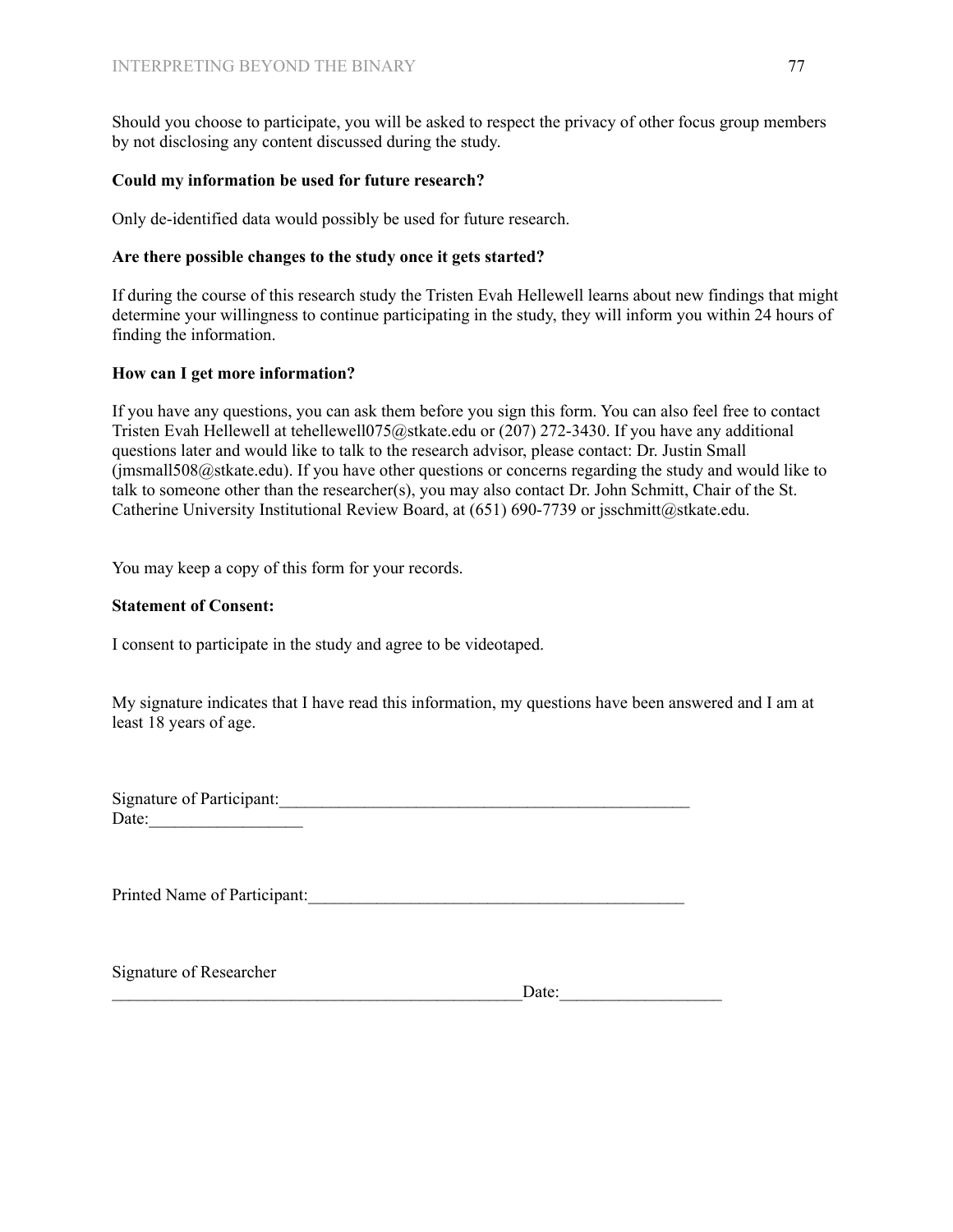Should you choose to participate, you will be asked to respect the privacy of other focus group members by not disclosing any content discussed during the study.

**Could my information be used for future research?**

Only de-identified data would possibly be used for future research.

**Are there possible changes to the study once it gets started?**

If during the course of this research study the Tristen Evah Hellewell learns about new findings that might determine your willingness to continue participating in the study, they will inform you within 24 hours of finding the information.

**How can I get more information?**

If you have any questions, you can ask them before you sign this form. You can also feel free to contact Tristen Evah Hellewell at tehellewell075@stkate.edu or (207) 272-3430. If you have any additional questions later and would like to talk to the research advisor, please contact: Dr. Justin Small (jmsmall508@stkate.edu). If you have other questions or concerns regarding the study and would like to talk to someone other than the researcher(s), you may also contact Dr. John Schmitt, Chair of the St. Catherine University Institutional Review Board, at (651) 690-7739 or jsschmitt@stkate.edu.

You may keep a copy of this form for your records.

**Statement of Consent:**

I consent to participate in the study and agree to be videotaped.

My signature indicates that I have read this information, my questions have been answered and I am at least 18 years of age.

Signature of Participant:__________________________________________________
Date:__________________

Printed Name of Participant:_____________________________________________

Signature of Researcher
__________________________________________________Date:___________________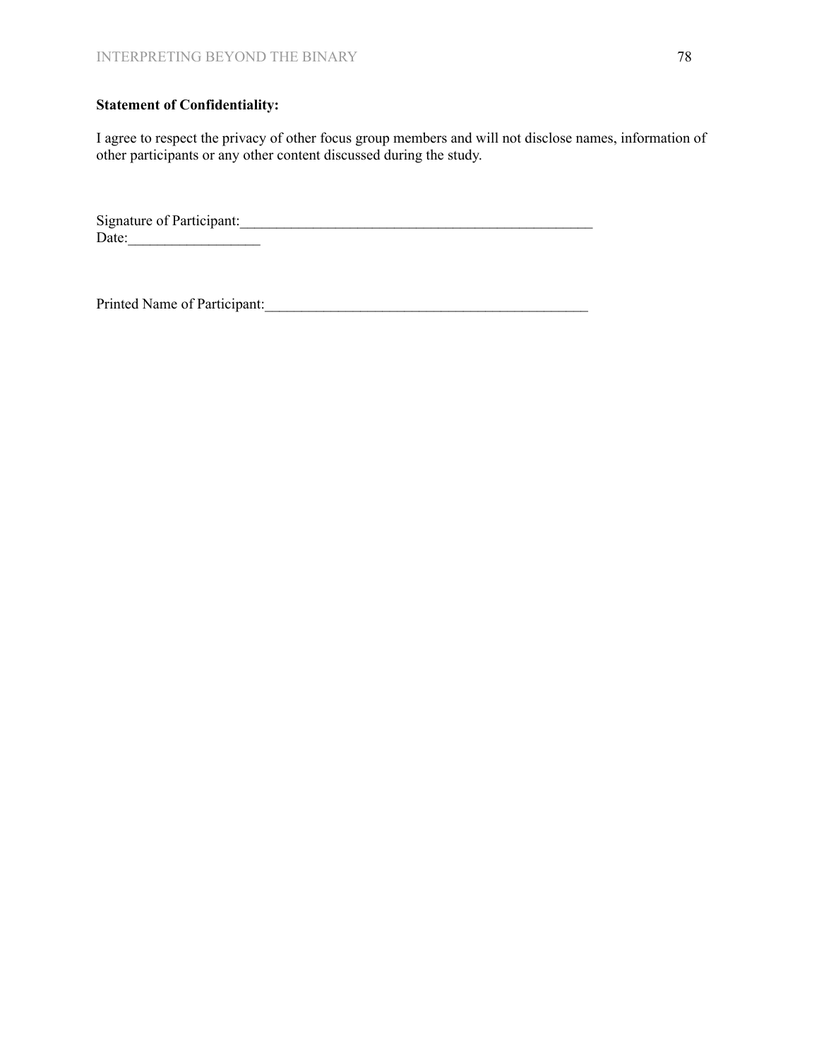**Statement of Confidentiality:**

I agree to respect the privacy of other focus group members and will not disclose names, information of other participants or any other content discussed during the study.

Signature of Participant:__________________________________________________
Date:__________________

Printed Name of Participant:_____________________________________________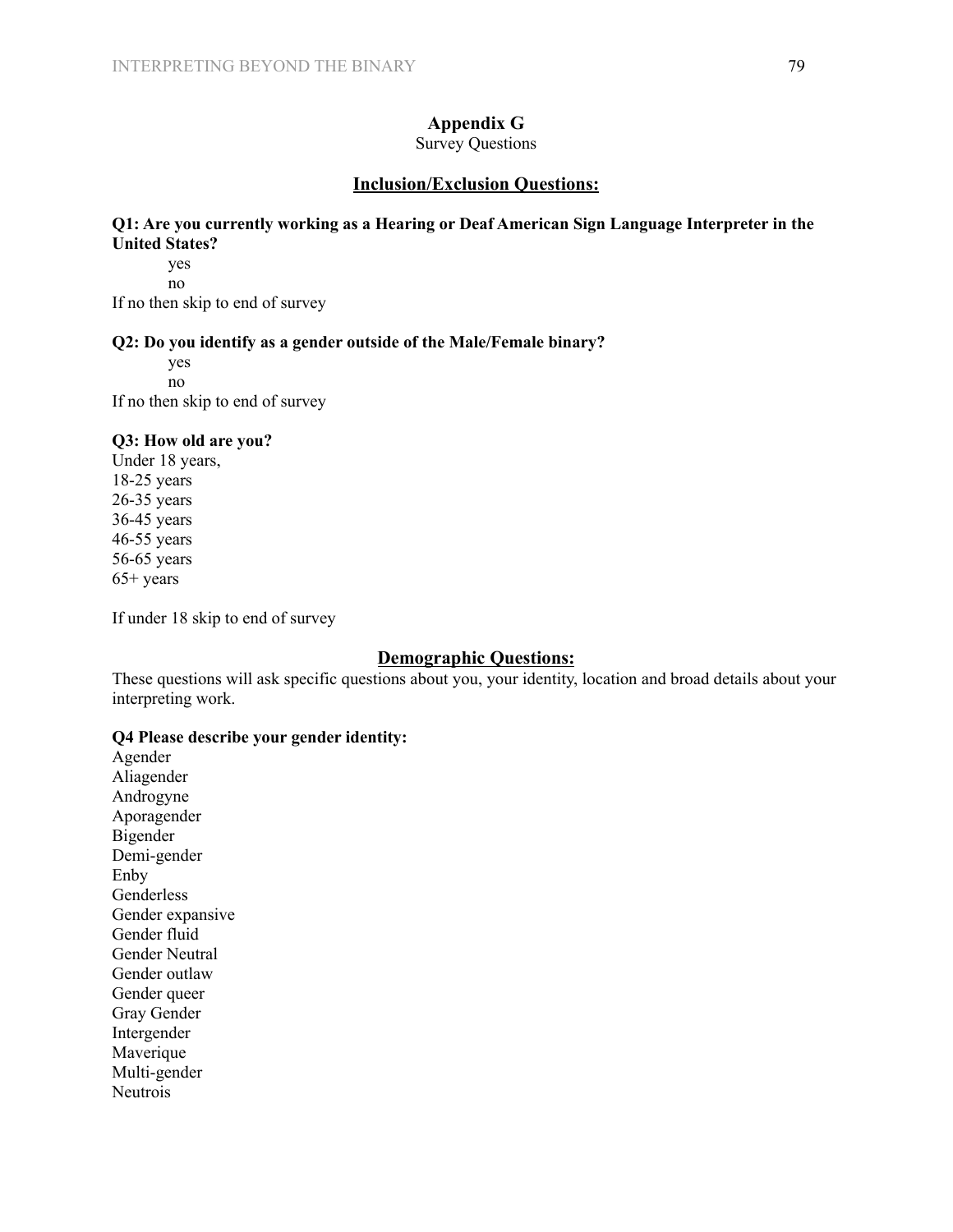# Appendix G

Survey Questions

## Inclusion/Exclusion Questions:

**Q1: Are you currently working as a Hearing or Deaf American Sign Language Interpreter in the United States?**

yes
no

If no then skip to end of survey

**Q2: Do you identify as a gender outside of the Male/Female binary?**

yes
no

If no then skip to end of survey

**Q3: How old are you?**

Under 18 years,
18-25 years
26-35 years
36-45 years
46-55 years
56-65 years
65+ years

If under 18 skip to end of survey

## Demographic Questions:

These questions will ask specific questions about you, your identity, location and broad details about your interpreting work.

**Q4 Please describe your gender identity:**

Agender
Aliagender
Androgyne
Aporagender
Bigender
Demi-gender
Enby
Genderless
Gender expansive
Gender fluid
Gender Neutral
Gender outlaw
Gender queer
Gray Gender
Intergender
Maverique
Multi-gender
Neutrois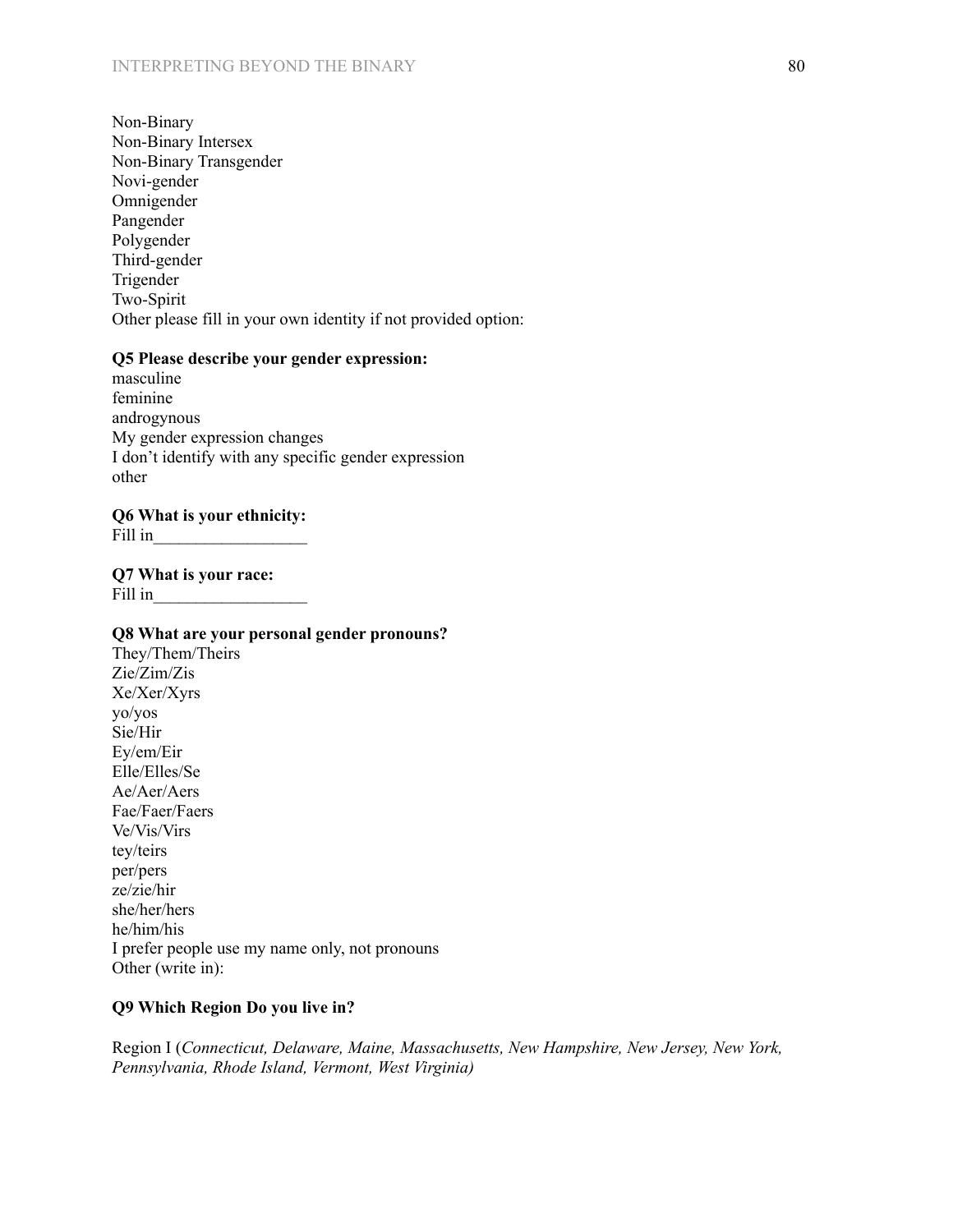Non-Binary
Non-Binary Intersex
Non-Binary Transgender
Novi-gender
Omnigender
Pangender
Polygender
Third-gender
Trigender
Two-Spirit
Other please fill in your own identity if not provided option:

**Q5 Please describe your gender expression:**
masculine
feminine
androgynous
My gender expression changes
I don't identify with any specific gender expression
other

**Q6 What is your ethnicity:**
Fill in_________________

**Q7 What is your race:**
Fill in_________________

**Q8 What are your personal gender pronouns?**
They/Them/Theirs
Zie/Zim/Zis
Xe/Xer/Xyrs
yo/yos
Sie/Hir
Ey/em/Eir
Elle/Elles/Se
Ae/Aer/Aers
Fae/Faer/Faers
Ve/Vis/Virs
tey/teirs
per/pers
ze/zie/hir
she/her/hers
he/him/his
I prefer people use my name only, not pronouns
Other (write in):

**Q9 Which Region Do you live in?**

Region I (*Connecticut, Delaware, Maine, Massachusetts, New Hampshire, New Jersey, New York, Pennsylvania, Rhode Island, Vermont, West Virginia)*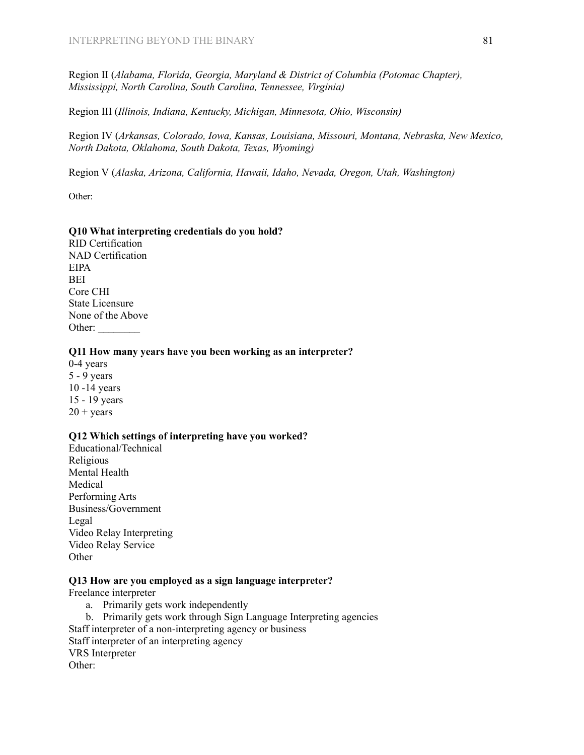Region II (*Alabama, Florida, Georgia, Maryland & District of Columbia (Potomac Chapter), Mississippi, North Carolina, South Carolina, Tennessee, Virginia)*

Region III (*Illinois, Indiana, Kentucky, Michigan, Minnesota, Ohio, Wisconsin)*

Region IV (*Arkansas, Colorado, Iowa, Kansas, Louisiana, Missouri, Montana, Nebraska, New Mexico, North Dakota, Oklahoma, South Dakota, Texas, Wyoming)*

Region V (*Alaska, Arizona, California, Hawaii, Idaho, Nevada, Oregon, Utah, Washington)*

Other:

**Q10 What interpreting credentials do you hold?**

RID Certification
NAD Certification
EIPA
BEI
Core CHI
State Licensure
None of the Above
Other: ________

**Q11 How many years have you been working as an interpreter?**

0-4 years
5 - 9 years
10 -14 years
15 - 19 years
20 + years

**Q12 Which settings of interpreting have you worked?**

Educational/Technical
Religious
Mental Health
Medical
Performing Arts
Business/Government
Legal
Video Relay Interpreting
Video Relay Service
Other

**Q13 How are you employed as a sign language interpreter?**

Freelance interpreter

a. Primarily gets work independently
b. Primarily gets work through Sign Language Interpreting agencies

Staff interpreter of a non-interpreting agency or business
Staff interpreter of an interpreting agency
VRS Interpreter
Other: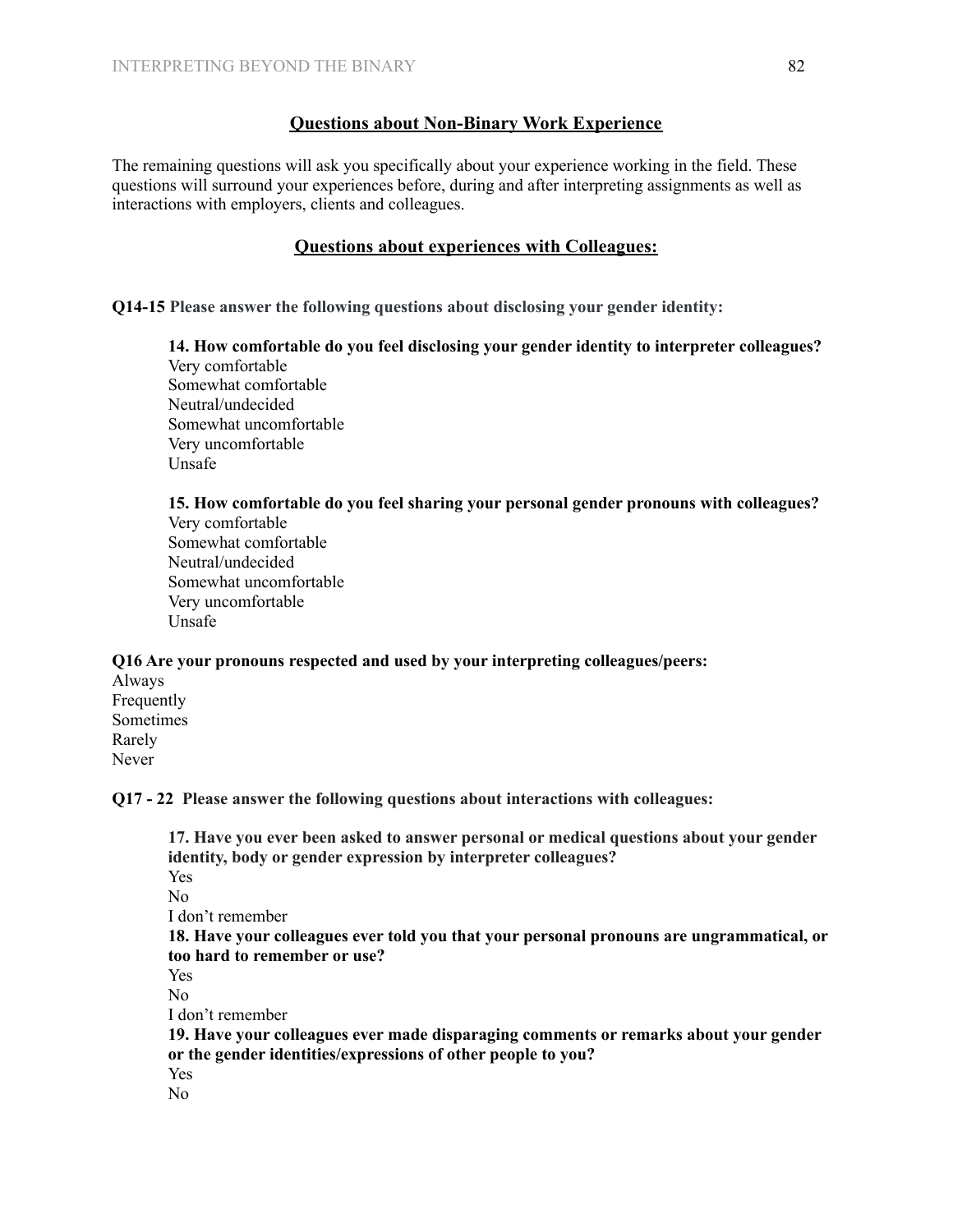## Questions about Non-Binary Work Experience

The remaining questions will ask you specifically about your experience working in the field. These questions will surround your experiences before, during and after interpreting assignments as well as interactions with employers, clients and colleagues.

## Questions about experiences with Colleagues:

**Q14-15 Please answer the following questions about disclosing your gender identity:**

**14. How comfortable do you feel disclosing your gender identity to interpreter colleagues?**
Very comfortable
Somewhat comfortable
Neutral/undecided
Somewhat uncomfortable
Very uncomfortable
Unsafe

**15. How comfortable do you feel sharing your personal gender pronouns with colleagues?**
Very comfortable
Somewhat comfortable
Neutral/undecided
Somewhat uncomfortable
Very uncomfortable
Unsafe

**Q16 Are your pronouns respected and used by your interpreting colleagues/peers:**
Always
Frequently
Sometimes
Rarely
Never

**Q17 - 22 Please answer the following questions about interactions with colleagues:**

**17. Have you ever been asked to answer personal or medical questions about your gender identity, body or gender expression by interpreter colleagues?**
Yes
No
I don't remember

**18. Have your colleagues ever told you that your personal pronouns are ungrammatical, or too hard to remember or use?**
Yes
No
I don't remember

**19. Have your colleagues ever made disparaging comments or remarks about your gender or the gender identities/expressions of other people to you?**
Yes
No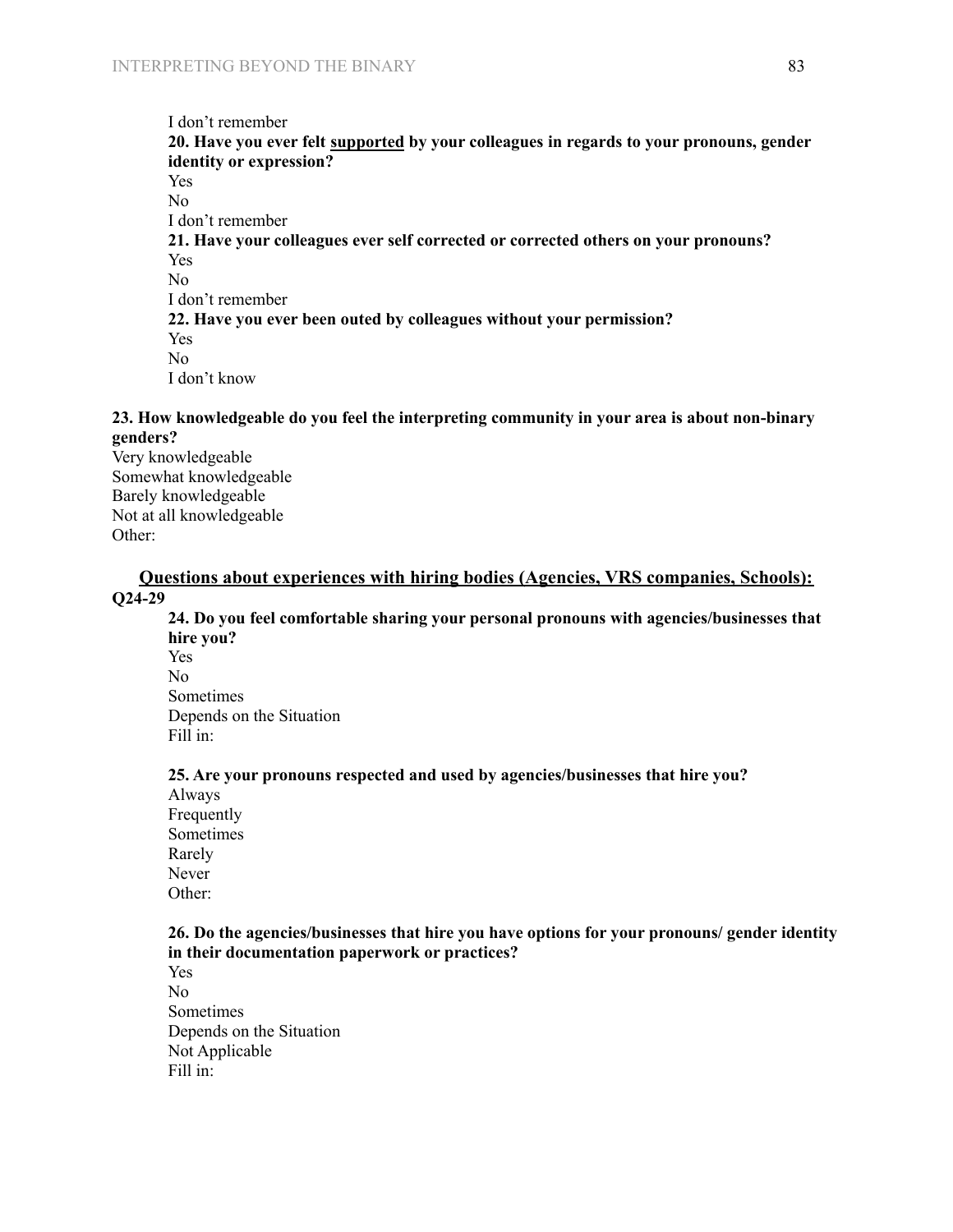I don't remember

**20. Have you ever felt <u>supported</u> by your colleagues in regards to your pronouns, gender identity or expression?**

Yes
No
I don't remember

**21. Have your colleagues ever self corrected or corrected others on your pronouns?**

Yes
No
I don't remember

**22. Have you ever been outed by colleagues without your permission?**

Yes
No
I don't know

**23. How knowledgeable do you feel the interpreting community in your area is about non-binary genders?**

Very knowledgeable
Somewhat knowledgeable
Barely knowledgeable
Not at all knowledgeable
Other:

## <u>Questions about experiences with hiring bodies (Agencies, VRS companies, Schools):</u> Q24-29

**24. Do you feel comfortable sharing your personal pronouns with agencies/businesses that hire you?**

Yes
No
Sometimes
Depends on the Situation
Fill in:

**25. Are your pronouns respected and used by agencies/businesses that hire you?**

Always
Frequently
Sometimes
Rarely
Never
Other:

**26. Do the agencies/businesses that hire you have options for your pronouns/ gender identity in their documentation paperwork or practices?**

Yes
No
Sometimes
Depends on the Situation
Not Applicable
Fill in: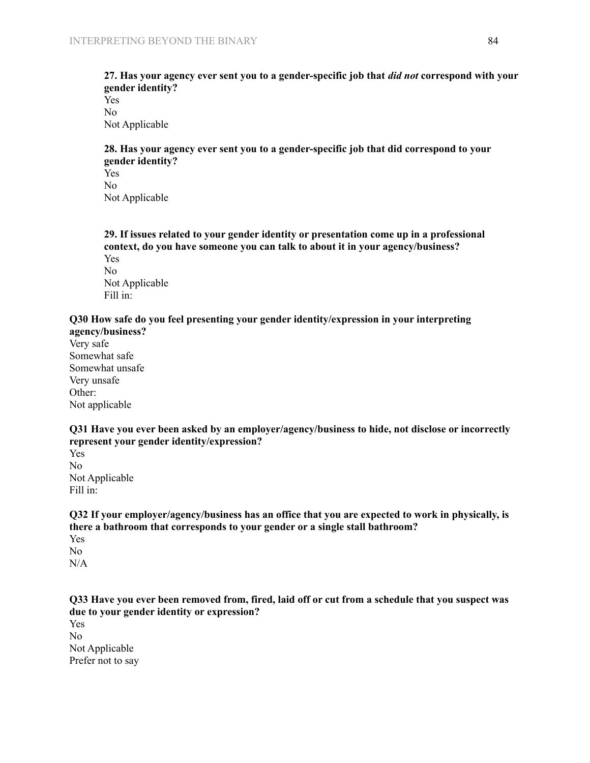**27. Has your agency ever sent you to a gender-specific job that *did not* correspond with your gender identity?**

Yes
No
Not Applicable

**28. Has your agency ever sent you to a gender-specific job that did correspond to your gender identity?**

Yes
No
Not Applicable

**29. If issues related to your gender identity or presentation come up in a professional context, do you have someone you can talk to about it in your agency/business?**

Yes
No
Not Applicable
Fill in:

**Q30 How safe do you feel presenting your gender identity/expression in your interpreting agency/business?**

Very safe
Somewhat safe
Somewhat unsafe
Very unsafe
Other:
Not applicable

**Q31 Have you ever been asked by an employer/agency/business to hide, not disclose or incorrectly represent your gender identity/expression?**

Yes
No
Not Applicable
Fill in:

**Q32 If your employer/agency/business has an office that you are expected to work in physically, is there a bathroom that corresponds to your gender or a single stall bathroom?**

Yes
No
N/A

**Q33 Have you ever been removed from, fired, laid off or cut from a schedule that you suspect was due to your gender identity or expression?**

Yes
No
Not Applicable
Prefer not to say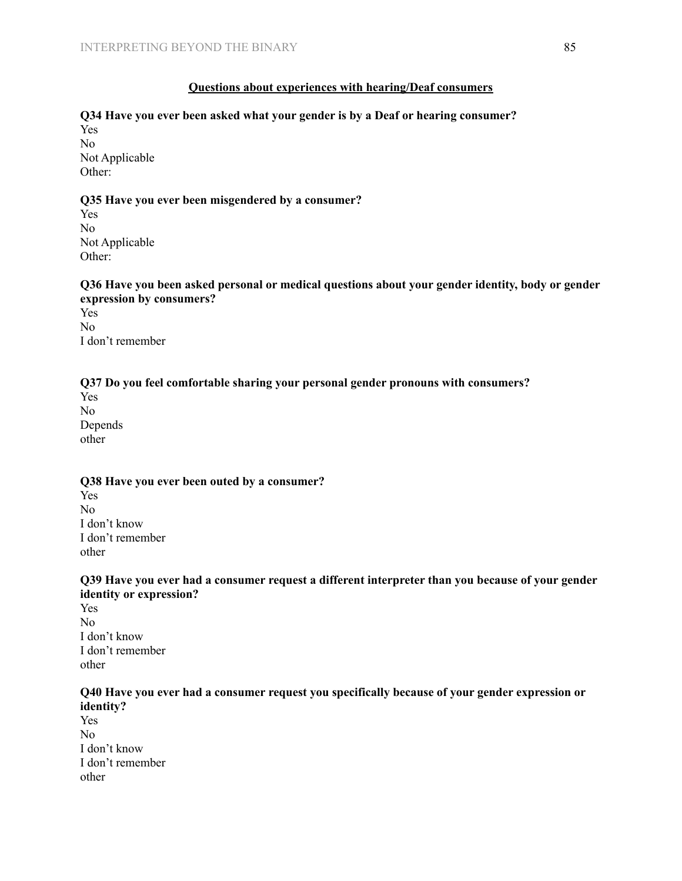**<u>Questions about experiences with hearing/Deaf consumers</u>**

**Q34 Have you ever been asked what your gender is by a Deaf or hearing consumer?**

Yes
No
Not Applicable
Other:

**Q35 Have you ever been misgendered by a consumer?**

Yes
No
Not Applicable
Other:

**Q36 Have you been asked personal or medical questions about your gender identity, body or gender expression by consumers?**

Yes
No
I don't remember

**Q37 Do you feel comfortable sharing your personal gender pronouns with consumers?**

Yes
No
Depends
other

**Q38 Have you ever been outed by a consumer?**

Yes
No
I don't know
I don't remember
other

**Q39 Have you ever had a consumer request a different interpreter than you because of your gender identity or expression?**

Yes
No
I don't know
I don't remember
other

**Q40 Have you ever had a consumer request you specifically because of your gender expression or identity?**

Yes
No
I don't know
I don't remember
other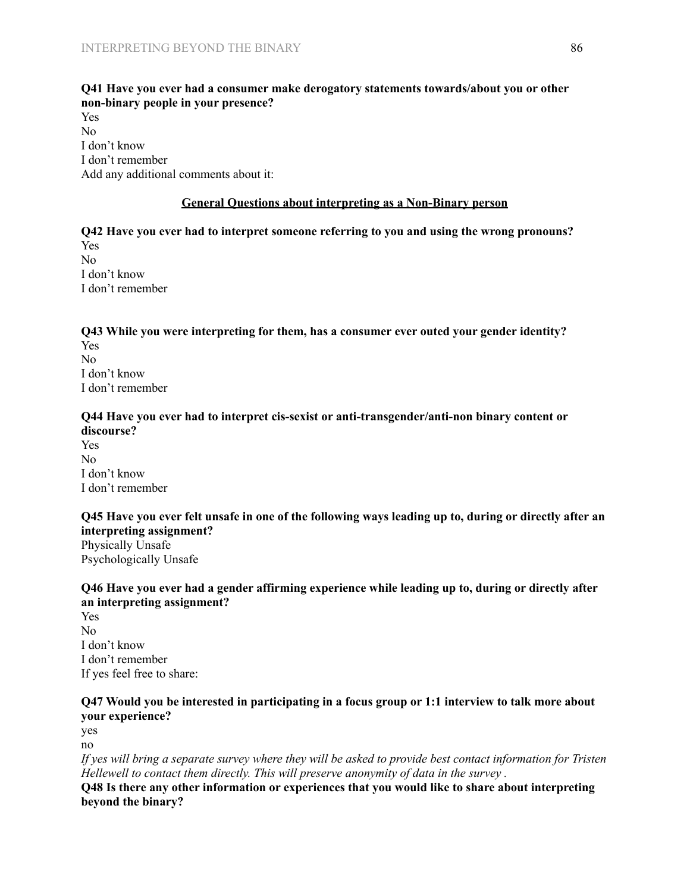**Q41 Have you ever had a consumer make derogatory statements towards/about you or other non-binary people in your presence?**

Yes
No
I don't know
I don't remember
Add any additional comments about it:

<u>**General Questions about interpreting as a Non-Binary person**</u>

**Q42 Have you ever had to interpret someone referring to you and using the wrong pronouns?**

Yes
No
I don't know
I don't remember

**Q43 While you were interpreting for them, has a consumer ever outed your gender identity?**

Yes
No
I don't know
I don't remember

**Q44 Have you ever had to interpret cis-sexist or anti-transgender/anti-non binary content or discourse?**

Yes
No
I don't know
I don't remember

**Q45 Have you ever felt unsafe in one of the following ways leading up to, during or directly after an interpreting assignment?**

Physically Unsafe
Psychologically Unsafe

**Q46 Have you ever had a gender affirming experience while leading up to, during or directly after an interpreting assignment?**

Yes
No
I don't know
I don't remember
If yes feel free to share:

**Q47 Would you be interested in participating in a focus group or 1:1 interview to talk more about your experience?**

yes
no

*If yes will bring a separate survey where they will be asked to provide best contact information for Tristen Hellewell to contact them directly. This will preserve anonymity of data in the survey .*

**Q48 Is there any other information or experiences that you would like to share about interpreting beyond the binary?**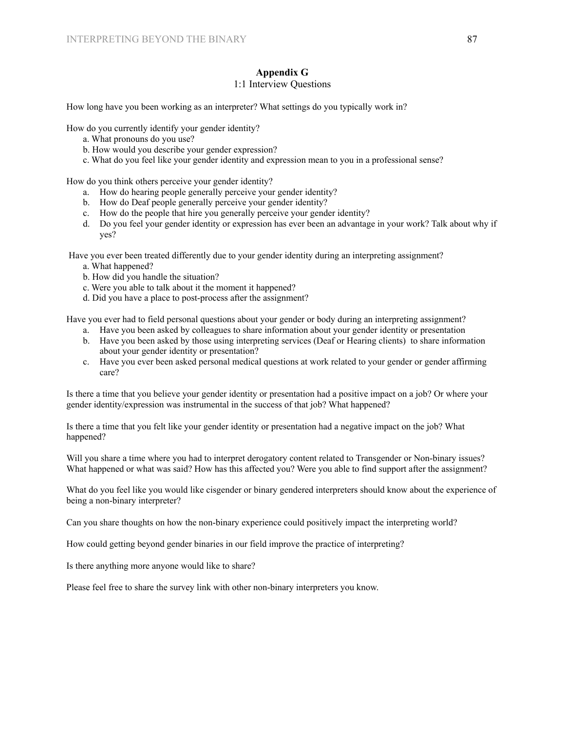## Appendix G

1:1 Interview Questions

How long have you been working as an interpreter? What settings do you typically work in?

How do you currently identify your gender identity?

a. What pronouns do you use?
b. How would you describe your gender expression?
c. What do you feel like your gender identity and expression mean to you in a professional sense?

How do you think others perceive your gender identity?

a. How do hearing people generally perceive your gender identity?
b. How do Deaf people generally perceive your gender identity?
c. How do the people that hire you generally perceive your gender identity?
d. Do you feel your gender identity or expression has ever been an advantage in your work? Talk about why if yes?

Have you ever been treated differently due to your gender identity during an interpreting assignment?

a. What happened?
b. How did you handle the situation?
c. Were you able to talk about it the moment it happened?
d. Did you have a place to post-process after the assignment?

Have you ever had to field personal questions about your gender or body during an interpreting assignment?

a. Have you been asked by colleagues to share information about your gender identity or presentation
b. Have you been asked by those using interpreting services (Deaf or Hearing clients) to share information about your gender identity or presentation?
c. Have you ever been asked personal medical questions at work related to your gender or gender affirming care?

Is there a time that you believe your gender identity or presentation had a positive impact on a job? Or where your gender identity/expression was instrumental in the success of that job? What happened?

Is there a time that you felt like your gender identity or presentation had a negative impact on the job? What happened?

Will you share a time where you had to interpret derogatory content related to Transgender or Non-binary issues? What happened or what was said? How has this affected you? Were you able to find support after the assignment?

What do you feel like you would like cisgender or binary gendered interpreters should know about the experience of being a non-binary interpreter?

Can you share thoughts on how the non-binary experience could positively impact the interpreting world?

How could getting beyond gender binaries in our field improve the practice of interpreting?

Is there anything more anyone would like to share?

Please feel free to share the survey link with other non-binary interpreters you know.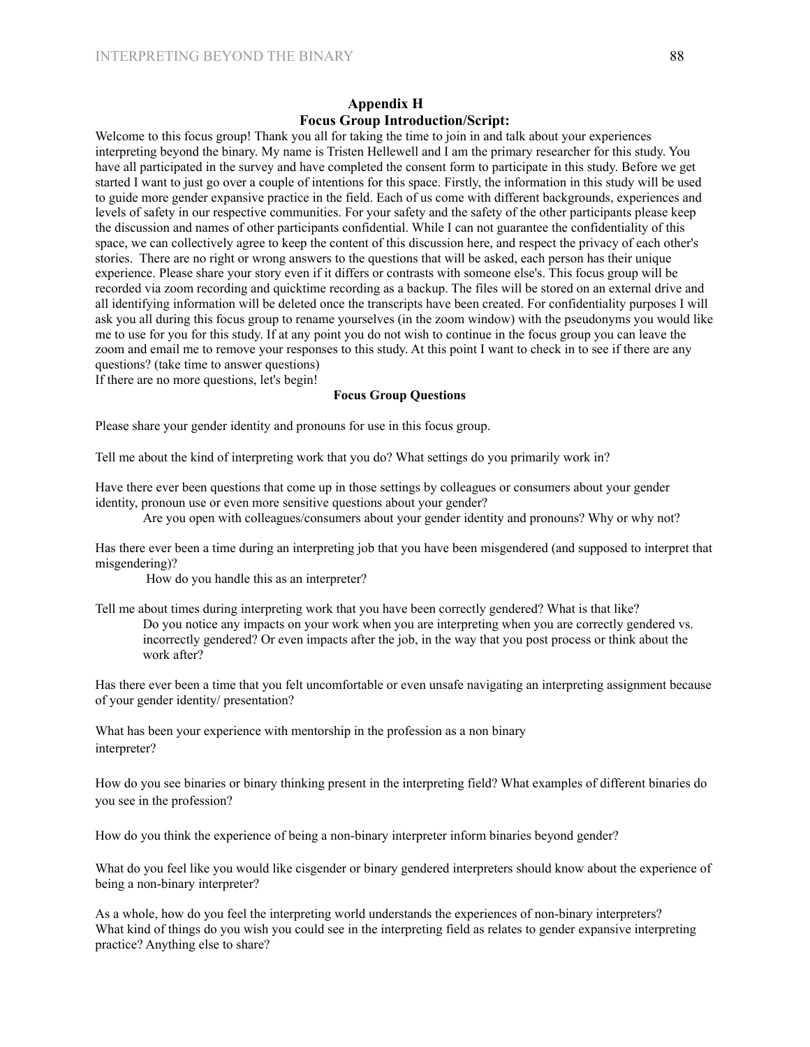## Appendix H
## Focus Group Introduction/Script:

Welcome to this focus group! Thank you all for taking the time to join in and talk about your experiences interpreting beyond the binary. My name is Tristen Hellewell and I am the primary researcher for this study. You have all participated in the survey and have completed the consent form to participate in this study. Before we get started I want to just go over a couple of intentions for this space. Firstly, the information in this study will be used to guide more gender expansive practice in the field. Each of us come with different backgrounds, experiences and levels of safety in our respective communities. For your safety and the safety of the other participants please keep the discussion and names of other participants confidential. While I can not guarantee the confidentiality of this space, we can collectively agree to keep the content of this discussion here, and respect the privacy of each other's stories. There are no right or wrong answers to the questions that will be asked, each person has their unique experience. Please share your story even if it differs or contrasts with someone else's. This focus group will be recorded via zoom recording and quicktime recording as a backup. The files will be stored on an external drive and all identifying information will be deleted once the transcripts have been created. For confidentiality purposes I will ask you all during this focus group to rename yourselves (in the zoom window) with the pseudonyms you would like me to use for you for this study. If at any point you do not wish to continue in the focus group you can leave the zoom and email me to remove your responses to this study. At this point I want to check in to see if there are any questions? (take time to answer questions)
If there are no more questions, let's begin!

**Focus Group Questions**

Please share your gender identity and pronouns for use in this focus group.

Tell me about the kind of interpreting work that you do? What settings do you primarily work in?

Have there ever been questions that come up in those settings by colleagues or consumers about your gender identity, pronoun use or even more sensitive questions about your gender?

> Are you open with colleagues/consumers about your gender identity and pronouns? Why or why not?

Has there ever been a time during an interpreting job that you have been misgendered (and supposed to interpret that misgendering)?

> How do you handle this as an interpreter?

Tell me about times during interpreting work that you have been correctly gendered? What is that like?

> Do you notice any impacts on your work when you are interpreting when you are correctly gendered vs. incorrectly gendered? Or even impacts after the job, in the way that you post process or think about the work after?

Has there ever been a time that you felt uncomfortable or even unsafe navigating an interpreting assignment because of your gender identity/ presentation?

What has been your experience with mentorship in the profession as a non binary interpreter?

How do you see binaries or binary thinking present in the interpreting field? What examples of different binaries do you see in the profession?

How do you think the experience of being a non-binary interpreter inform binaries beyond gender?

What do you feel like you would like cisgender or binary gendered interpreters should know about the experience of being a non-binary interpreter?

As a whole, how do you feel the interpreting world understands the experiences of non-binary interpreters?
What kind of things do you wish you could see in the interpreting field as relates to gender expansive interpreting practice? Anything else to share?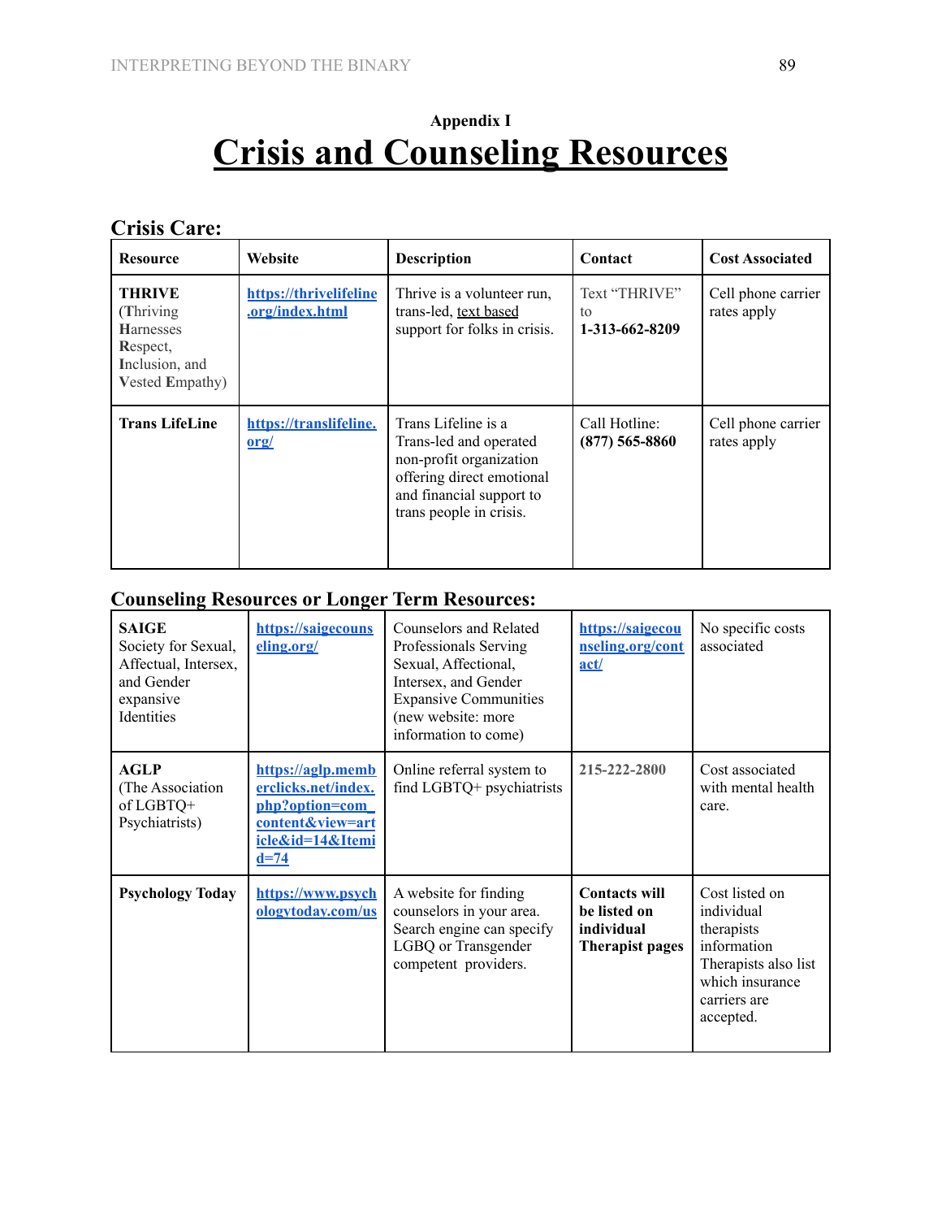Appendix I

# Crisis and Counseling Resources

## Crisis Care:

| Resource | Website | Description | Contact | Cost Associated |
|---|---|---|---|---|
| **THRIVE** (**T**hriving **H**arnesses **R**espect, **I**nclusion, and **V**ested **E**mpathy) | https://thrivelifeline.org/index.html | Thrive is a volunteer run, trans-led, text based support for folks in crisis. | Text "THRIVE" to **1-313-662-8209** | Cell phone carrier rates apply |
| **Trans LifeLine** | https://translifeline.org/ | Trans Lifeline is a Trans-led and operated non-profit organization offering direct emotional and financial support to trans people in crisis. | Call Hotline: **(877) 565-8860** | Cell phone carrier rates apply |

## Counseling Resources or Longer Term Resources:

| | | | | |
|---|---|---|---|---|
| **SAIGE** Society for Sexual, Affectual, Intersex, and Gender expansive Identities | https://saigecounseling.org/ | Counselors and Related Professionals Serving Sexual, Affectional, Intersex, and Gender Expansive Communities (new website: more information to come) | https://saigecounseling.org/contact/ | No specific costs associated |
| **AGLP** (The Association of LGBTQ+ Psychiatrists) | https://aglp.memberclicks.net/index.php?option=com_content&view=article&id=14&Itemid=74 | Online referral system to find LGBTQ+ psychiatrists | 215-222-2800 | Cost associated with mental health care. |
| **Psychology Today** | https://www.psychologytoday.com/us | A website for finding counselors in your area. Search engine can specify LGBQ or Transgender competent providers. | **Contacts will be listed on individual Therapist pages** | Cost listed on individual therapists information Therapists also list which insurance carriers are accepted. |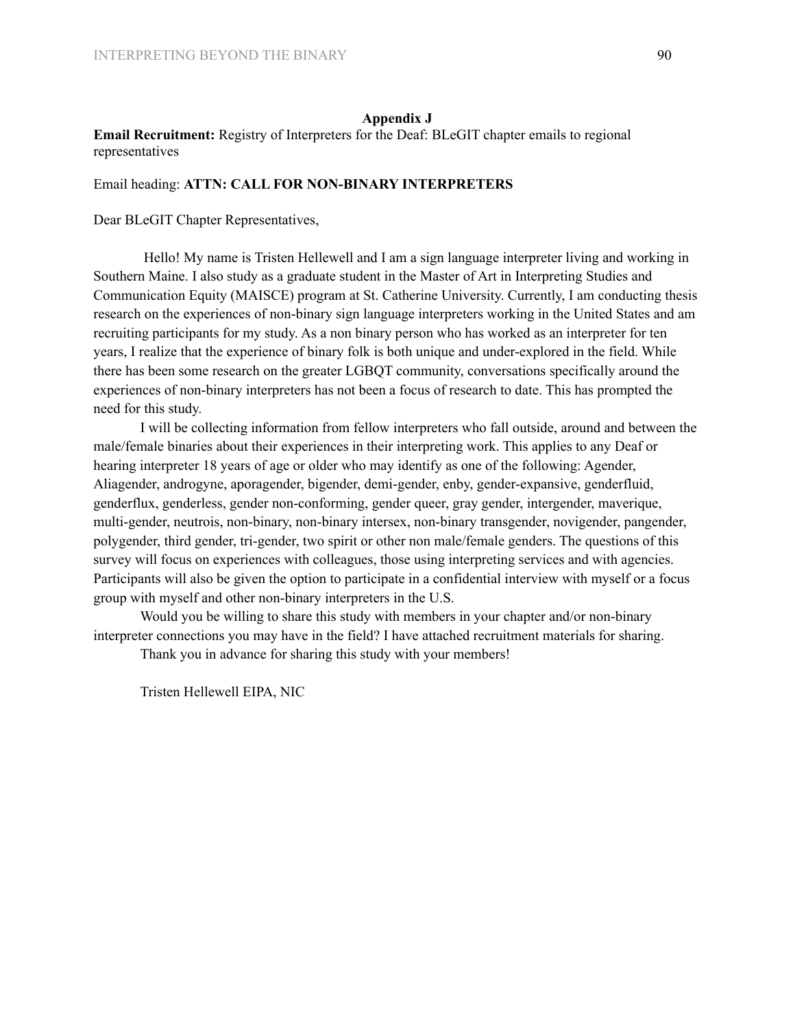**Appendix J**

**Email Recruitment:** Registry of Interpreters for the Deaf: BLeGIT chapter emails to regional representatives

Email heading: **ATTN: CALL FOR NON-BINARY INTERPRETERS**

Dear BLeGIT Chapter Representatives,

Hello! My name is Tristen Hellewell and I am a sign language interpreter living and working in Southern Maine. I also study as a graduate student in the Master of Art in Interpreting Studies and Communication Equity (MAISCE) program at St. Catherine University. Currently, I am conducting thesis research on the experiences of non-binary sign language interpreters working in the United States and am recruiting participants for my study. As a non binary person who has worked as an interpreter for ten years, I realize that the experience of binary folk is both unique and under-explored in the field. While there has been some research on the greater LGBQT community, conversations specifically around the experiences of non-binary interpreters has not been a focus of research to date. This has prompted the need for this study.

I will be collecting information from fellow interpreters who fall outside, around and between the male/female binaries about their experiences in their interpreting work. This applies to any Deaf or hearing interpreter 18 years of age or older who may identify as one of the following: Agender, Aliagender, androgyne, aporagender, bigender, demi-gender, enby, gender-expansive, genderfluid, genderflux, genderless, gender non-conforming, gender queer, gray gender, intergender, maverique, multi-gender, neutrois, non-binary, non-binary intersex, non-binary transgender, novigender, pangender, polygender, third gender, tri-gender, two spirit or other non male/female genders. The questions of this survey will focus on experiences with colleagues, those using interpreting services and with agencies. Participants will also be given the option to participate in a confidential interview with myself or a focus group with myself and other non-binary interpreters in the U.S.

Would you be willing to share this study with members in your chapter and/or non-binary interpreter connections you may have in the field? I have attached recruitment materials for sharing.

Thank you in advance for sharing this study with your members!

Tristen Hellewell EIPA, NIC